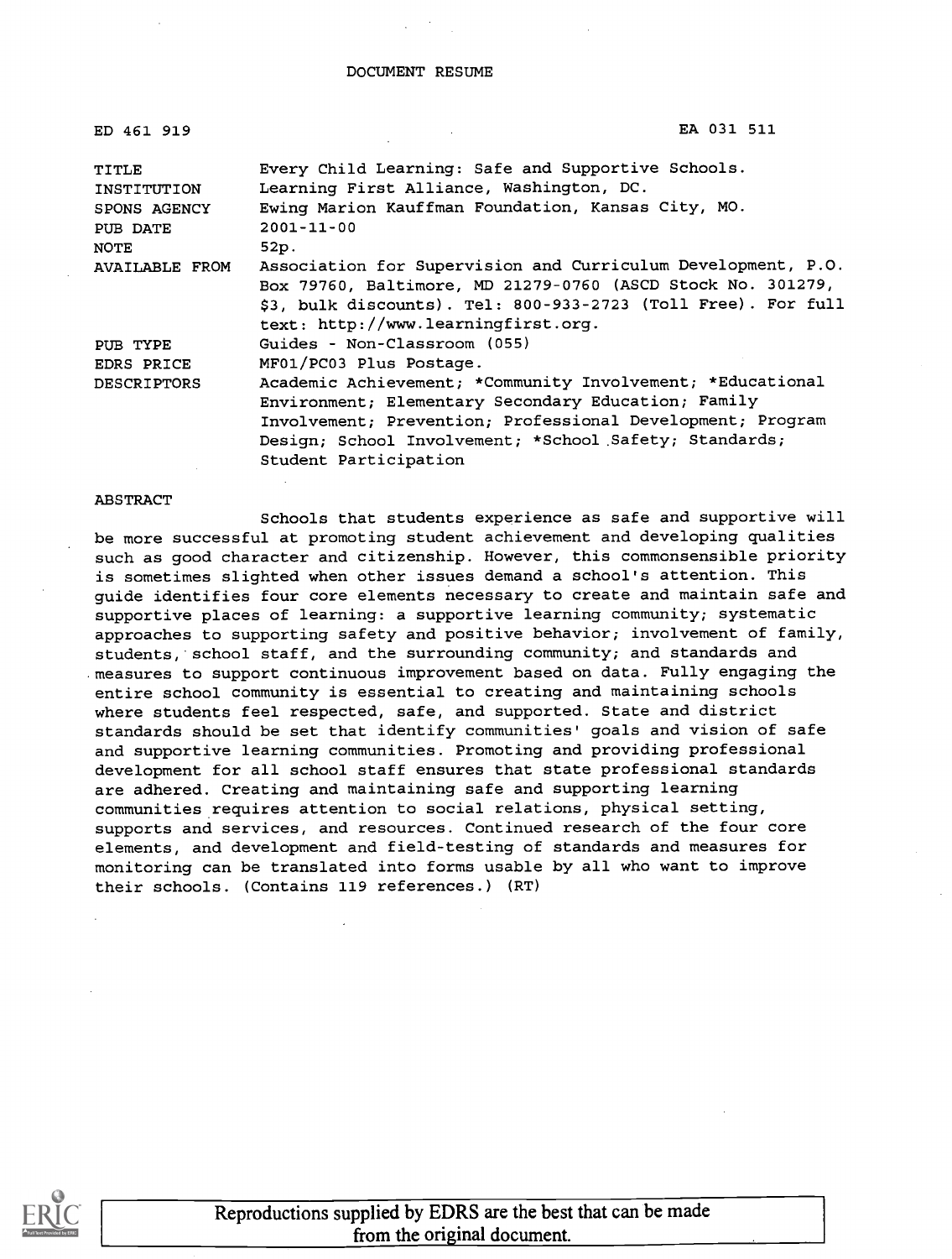# DOCUMENT RESUME

| | |
|---|---|
| ED 461 919 | EA 031 511 |
| TITLE | Every Child Learning: Safe and Supportive Schools. |
| INSTITUTION | Learning First Alliance, Washington, DC. |
| SPONS AGENCY | Ewing Marion Kauffman Foundation, Kansas City, MO. |
| PUB DATE | 2001-11-00 |
| NOTE | 52p. |
| AVAILABLE FROM | Association for Supervision and Curriculum Development, P.O. Box 79760, Baltimore, MD 21279-0760 (ASCD Stock No. 301279, $3, bulk discounts). Tel: 800-933-2723 (Toll Free). For full text: http://www.learningfirst.org. |
| PUB TYPE | Guides - Non-Classroom (055) |
| EDRS PRICE | MF01/PC03 Plus Postage. |
| DESCRIPTORS | Academic Achievement; *Community Involvement; *Educational Environment; Elementary Secondary Education; Family Involvement; Prevention; Professional Development; Program Design; School Involvement; *School Safety; Standards; Student Participation |

ABSTRACT

Schools that students experience as safe and supportive will be more successful at promoting student achievement and developing qualities such as good character and citizenship. However, this commonsensible priority is sometimes slighted when other issues demand a school's attention. This guide identifies four core elements necessary to create and maintain safe and supportive places of learning: a supportive learning community; systematic approaches to supporting safety and positive behavior; involvement of family, students, school staff, and the surrounding community; and standards and measures to support continuous improvement based on data. Fully engaging the entire school community is essential to creating and maintaining schools where students feel respected, safe, and supported. State and district standards should be set that identify communities' goals and vision of safe and supportive learning communities. Promoting and providing professional development for all school staff ensures that state professional standards are adhered. Creating and maintaining safe and supporting learning communities requires attention to social relations, physical setting, supports and services, and resources. Continued research of the four core elements, and development and field-testing of standards and measures for monitoring can be translated into forms usable by all who want to improve their schools. (Contains 119 references.) (RT)

Reproductions supplied by EDRS are the best that can be made from the original document.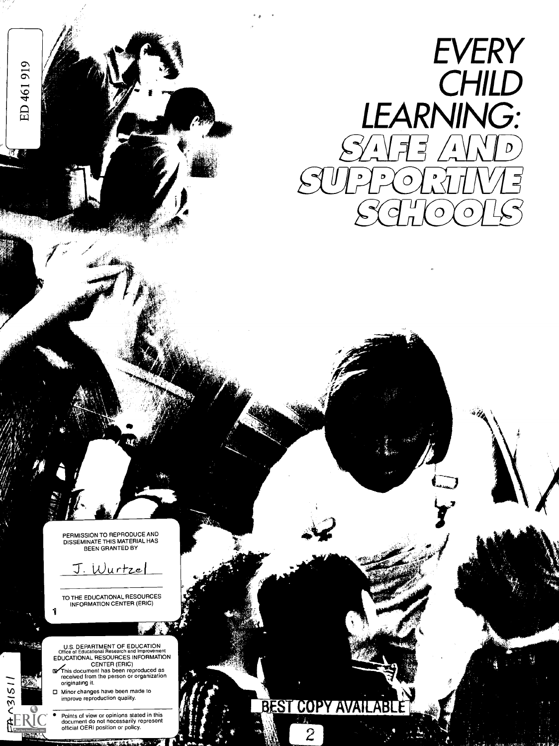ED 461 919

# EVERY CHILD LEARNING: SAFE AND SUPPORTIVE SCHOOLS

PERMISSION TO REPRODUCE AND DISSEMINATE THIS MATERIAL HAS BEEN GRANTED BY

J. Wurtzel

TO THE EDUCATIONAL RESOURCES INFORMATION CENTER (ERIC)

U.S. DEPARTMENT OF EDUCATION
Office of Educational Research and Improvement
EDUCATIONAL RESOURCES INFORMATION CENTER (ERIC)

- This document has been reproduced as received from the person or organization originating it.
- Minor changes have been made to improve reproduction quality.

- Points of view or opinions stated in this document do not necessarily represent official OERI position or policy.

BEST COPY AVAILABLE

EA 031511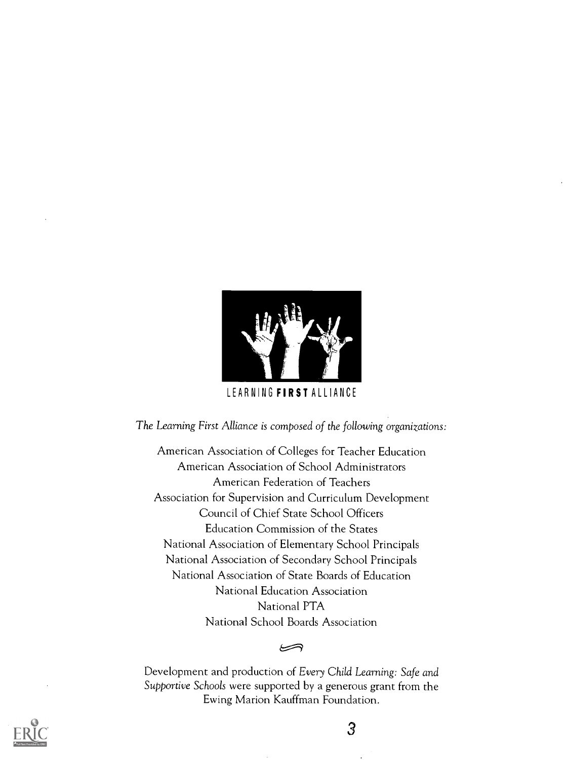LEARNING **FIRST** ALLIANCE

*The Learning First Alliance is composed of the following organizations:*

American Association of Colleges for Teacher Education
American Association of School Administrators
American Federation of Teachers
Association for Supervision and Curriculum Development
Council of Chief State School Officers
Education Commission of the States
National Association of Elementary School Principals
National Association of Secondary School Principals
National Association of State Boards of Education
National Education Association
National PTA
National School Boards Association

Development and production of *Every Child Learning: Safe and Supportive Schools* were supported by a generous grant from the Ewing Marion Kauffman Foundation.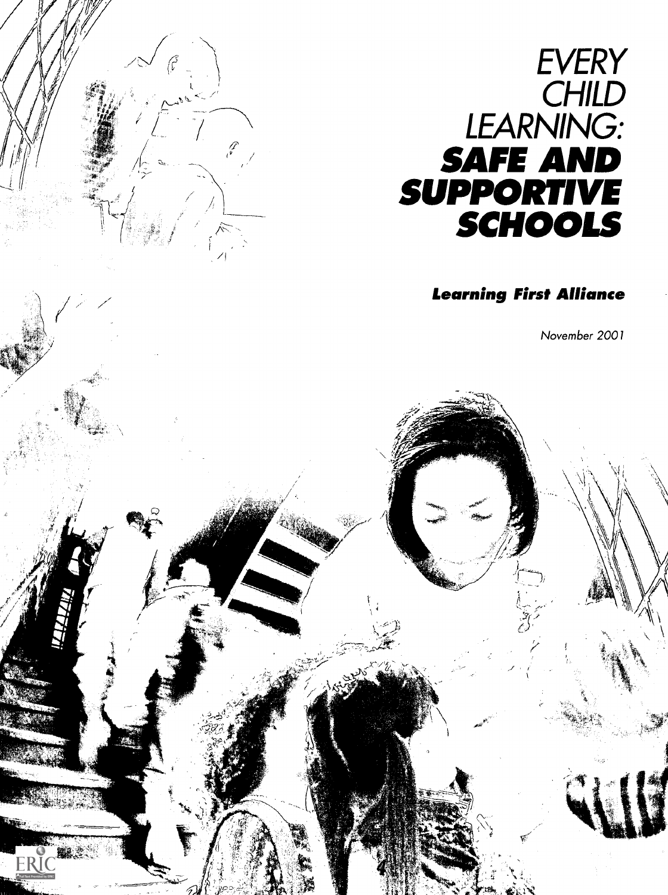# EVERY CHILD LEARNING: SAFE AND SUPPORTIVE SCHOOLS

**Learning First Alliance**

*November 2001*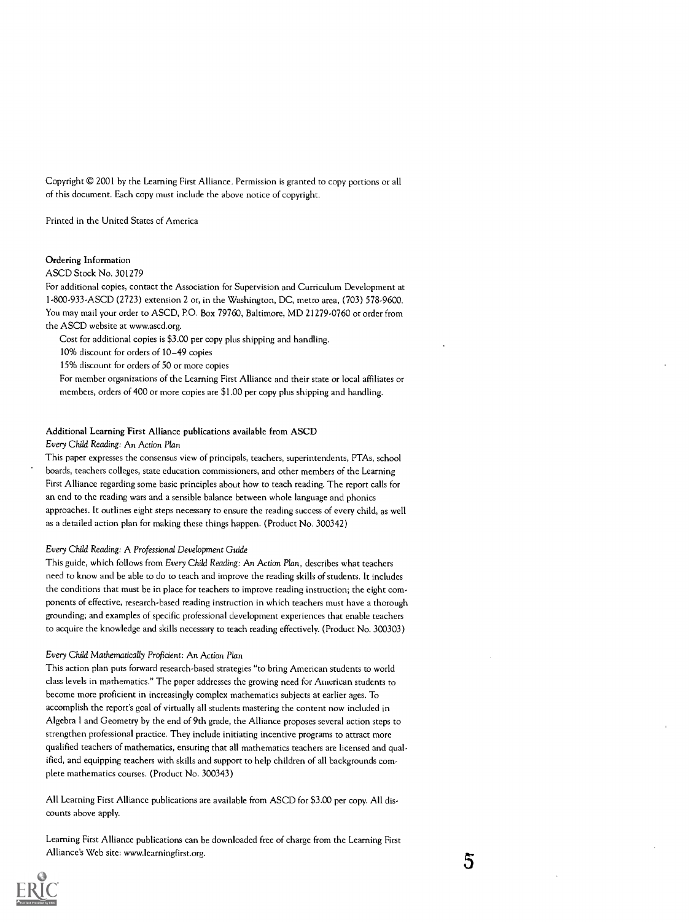Copyright © 2001 by the Learning First Alliance. Permission is granted to copy portions or all of this document. Each copy must include the above notice of copyright.

Printed in the United States of America

**Ordering Information**

ASCD Stock No. 301279

For additional copies, contact the Association for Supervision and Curriculum Development at 1-800-933-ASCD (2723) extension 2 or, in the Washington, DC, metro area, (703) 578-9600. You may mail your order to ASCD, P.O. Box 79760, Baltimore, MD 21279-0760 or order from the ASCD website at www.ascd.org.

Cost for additional copies is $3.00 per copy plus shipping and handling.

10% discount for orders of 10–49 copies

15% discount for orders of 50 or more copies

For member organizations of the Learning First Alliance and their state or local affiliates or members, orders of 400 or more copies are $1.00 per copy plus shipping and handling.

**Additional Learning First Alliance publications available from ASCD**

*Every Child Reading: An Action Plan*

This paper expresses the consensus view of principals, teachers, superintendents, PTAs, school boards, teachers colleges, state education commissioners, and other members of the Learning First Alliance regarding some basic principles about how to teach reading. The report calls for an end to the reading wars and a sensible balance between whole language and phonics approaches. It outlines eight steps necessary to ensure the reading success of every child, as well as a detailed action plan for making these things happen. (Product No. 300342)

*Every Child Reading: A Professional Development Guide*

This guide, which follows from *Every Child Reading: An Action Plan*, describes what teachers need to know and be able to do to teach and improve the reading skills of students. It includes the conditions that must be in place for teachers to improve reading instruction; the eight components of effective, research-based reading instruction in which teachers must have a thorough grounding; and examples of specific professional development experiences that enable teachers to acquire the knowledge and skills necessary to teach reading effectively. (Product No. 300303)

*Every Child Mathematically Proficient: An Action Plan*

This action plan puts forward research-based strategies "to bring American students to world class levels in mathematics." The paper addresses the growing need for American students to become more proficient in increasingly complex mathematics subjects at earlier ages. To accomplish the report's goal of virtually all students mastering the content now included in Algebra I and Geometry by the end of 9th grade, the Alliance proposes several action steps to strengthen professional practice. They include initiating incentive programs to attract more qualified teachers of mathematics, ensuring that all mathematics teachers are licensed and qualified, and equipping teachers with skills and support to help children of all backgrounds complete mathematics courses. (Product No. 300343)

All Learning First Alliance publications are available from ASCD for $3.00 per copy. All discounts above apply.

Learning First Alliance publications can be downloaded free of charge from the Learning First Alliance's Web site: www.learningfirst.org.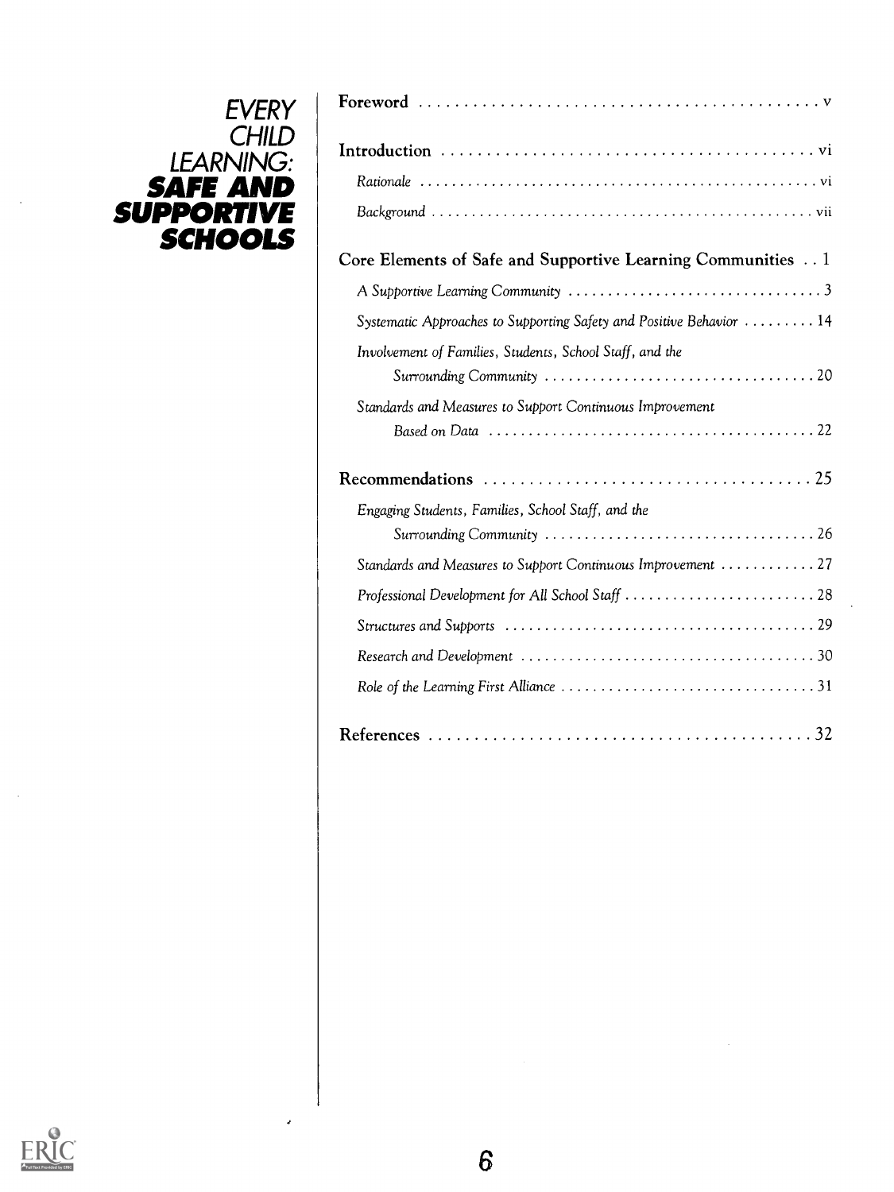# EVERY CHILD LEARNING: SAFE AND SUPPORTIVE SCHOOLS

**Foreword** . . . . . . . . . . . . . . . . . . . . . . . . . . . . . . . . . . . . . . . . . . . . . v

**Introduction** . . . . . . . . . . . . . . . . . . . . . . . . . . . . . . . . . . . . . . . . . . vi

*Rationale* . . . . . . . . . . . . . . . . . . . . . . . . . . . . . . . . . . . . . . . . . . . . . . . vi

*Background* . . . . . . . . . . . . . . . . . . . . . . . . . . . . . . . . . . . . . . . . . . . . . vii

**Core Elements of Safe and Supportive Learning Communities** . . 1

*A Supportive Learning Community* . . . . . . . . . . . . . . . . . . . . . . . . . . . . . . . . 3

*Systematic Approaches to Supporting Safety and Positive Behavior* . . . . . . . . . 14

*Involvement of Families, Students, School Staff, and the Surrounding Community* . . . . . . . . . . . . . . . . . . . . . . . . . . . . . . . . . . 20

*Standards and Measures to Support Continuous Improvement Based on Data* . . . . . . . . . . . . . . . . . . . . . . . . . . . . . . . . . . . . . . . . . 22

**Recommendations** . . . . . . . . . . . . . . . . . . . . . . . . . . . . . . . . . . . . . 25

*Engaging Students, Families, School Staff, and the Surrounding Community* . . . . . . . . . . . . . . . . . . . . . . . . . . . . . . . . . . 26

*Standards and Measures to Support Continuous Improvement* . . . . . . . . . . . . 27

*Professional Development for All School Staff* . . . . . . . . . . . . . . . . . . . . . . . . 28

*Structures and Supports* . . . . . . . . . . . . . . . . . . . . . . . . . . . . . . . . . . . . . . . 29

*Research and Development* . . . . . . . . . . . . . . . . . . . . . . . . . . . . . . . . . . . . . 30

*Role of the Learning First Alliance* . . . . . . . . . . . . . . . . . . . . . . . . . . . . . . . . 31

**References** . . . . . . . . . . . . . . . . . . . . . . . . . . . . . . . . . . . . . . . . . . . 32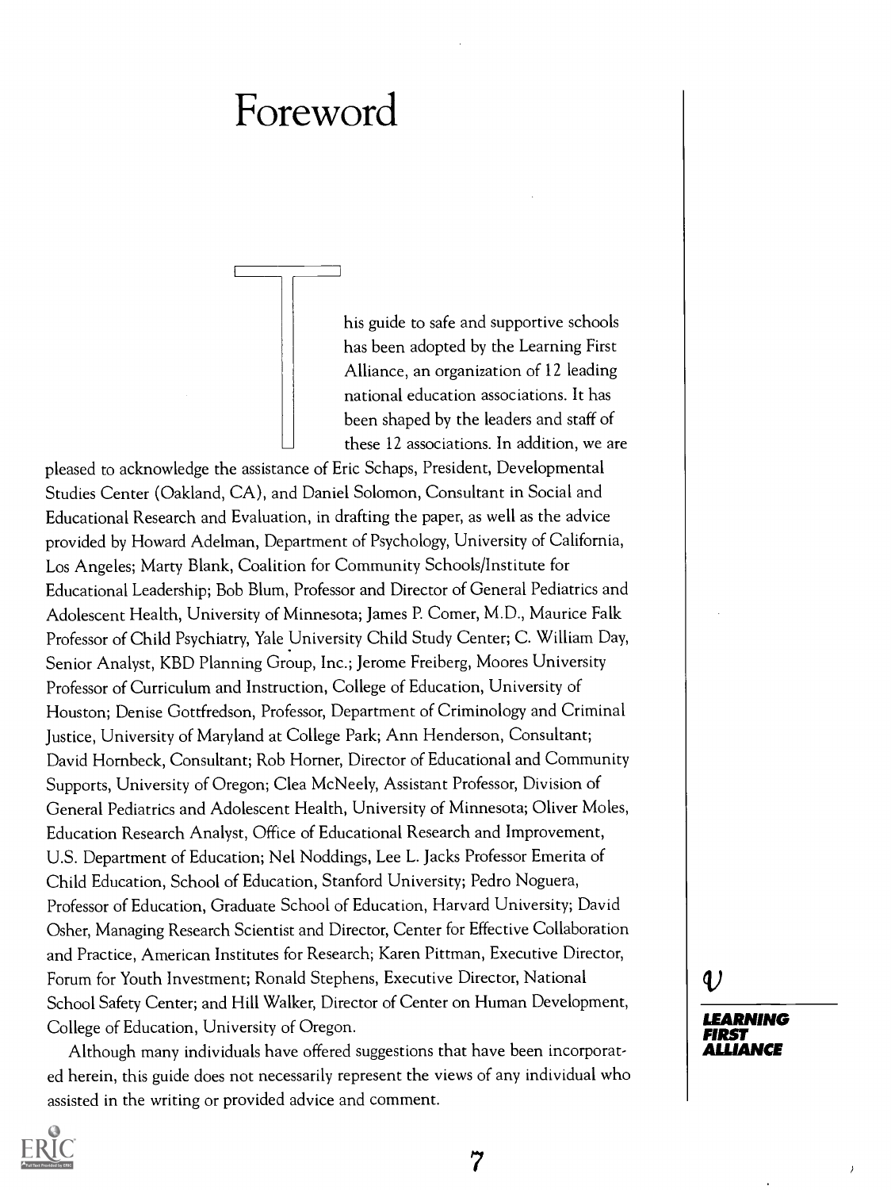# Foreword

This guide to safe and supportive schools has been adopted by the Learning First Alliance, an organization of 12 leading national education associations. It has been shaped by the leaders and staff of these 12 associations. In addition, we are pleased to acknowledge the assistance of Eric Schaps, President, Developmental Studies Center (Oakland, CA), and Daniel Solomon, Consultant in Social and Educational Research and Evaluation, in drafting the paper, as well as the advice provided by Howard Adelman, Department of Psychology, University of California, Los Angeles; Marty Blank, Coalition for Community Schools/Institute for Educational Leadership; Bob Blum, Professor and Director of General Pediatrics and Adolescent Health, University of Minnesota; James P. Comer, M.D., Maurice Falk Professor of Child Psychiatry, Yale University Child Study Center; C. William Day, Senior Analyst, KBD Planning Group, Inc.; Jerome Freiberg, Moores University Professor of Curriculum and Instruction, College of Education, University of Houston; Denise Gottfredson, Professor, Department of Criminology and Criminal Justice, University of Maryland at College Park; Ann Henderson, Consultant; David Hornbeck, Consultant; Rob Horner, Director of Educational and Community Supports, University of Oregon; Clea McNeely, Assistant Professor, Division of General Pediatrics and Adolescent Health, University of Minnesota; Oliver Moles, Education Research Analyst, Office of Educational Research and Improvement, U.S. Department of Education; Nel Noddings, Lee L. Jacks Professor Emerita of Child Education, School of Education, Stanford University; Pedro Noguera, Professor of Education, Graduate School of Education, Harvard University; David Osher, Managing Research Scientist and Director, Center for Effective Collaboration and Practice, American Institutes for Research; Karen Pittman, Executive Director, Forum for Youth Investment; Ronald Stephens, Executive Director, National School Safety Center; and Hill Walker, Director of Center on Human Development, College of Education, University of Oregon.

Although many individuals have offered suggestions that have been incorporated herein, this guide does not necessarily represent the views of any individual who assisted in the writing or provided advice and comment.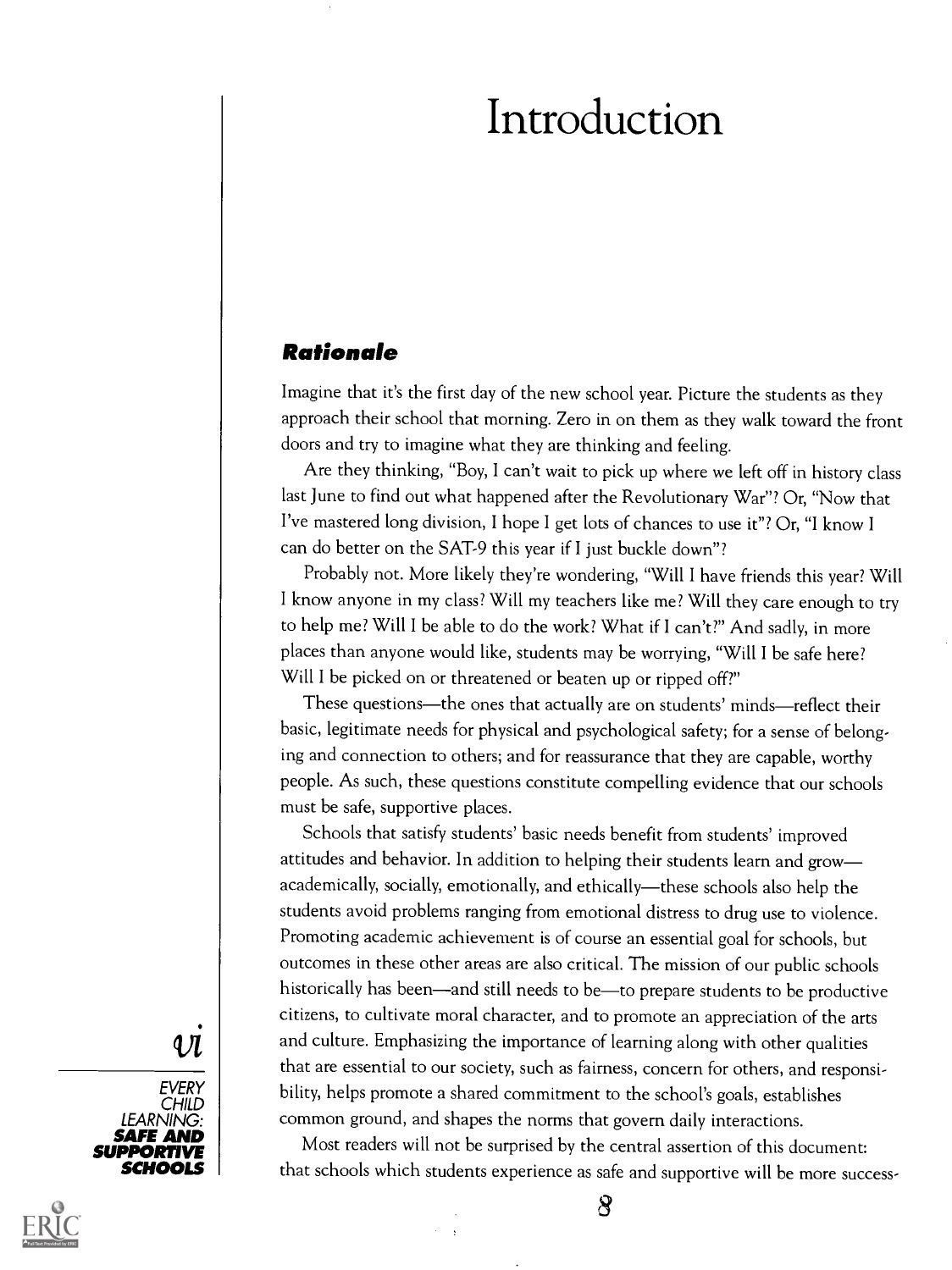# Introduction

## *Rationale*

Imagine that it's the first day of the new school year. Picture the students as they approach their school that morning. Zero in on them as they walk toward the front doors and try to imagine what they are thinking and feeling.

Are they thinking, "Boy, I can't wait to pick up where we left off in history class last June to find out what happened after the Revolutionary War"? Or, "Now that I've mastered long division, I hope I get lots of chances to use it"? Or, "I know I can do better on the SAT-9 this year if I just buckle down"?

Probably not. More likely they're wondering, "Will I have friends this year? Will I know anyone in my class? Will my teachers like me? Will they care enough to try to help me? Will I be able to do the work? What if I can't?" And sadly, in more places than anyone would like, students may be worrying, "Will I be safe here? Will I be picked on or threatened or beaten up or ripped off?"

These questions—the ones that actually are on students' minds—reflect their basic, legitimate needs for physical and psychological safety; for a sense of belonging and connection to others; and for reassurance that they are capable, worthy people. As such, these questions constitute compelling evidence that our schools must be safe, supportive places.

Schools that satisfy students' basic needs benefit from students' improved attitudes and behavior. In addition to helping their students learn and grow—academically, socially, emotionally, and ethically—these schools also help the students avoid problems ranging from emotional distress to drug use to violence. Promoting academic achievement is of course an essential goal for schools, but outcomes in these other areas are also critical. The mission of our public schools historically has been—and still needs to be—to prepare students to be productive citizens, to cultivate moral character, and to promote an appreciation of the arts and culture. Emphasizing the importance of learning along with other qualities that are essential to our society, such as fairness, concern for others, and responsibility, helps promote a shared commitment to the school's goals, establishes common ground, and shapes the norms that govern daily interactions.

Most readers will not be surprised by the central assertion of this document: that schools which students experience as safe and supportive will be more success-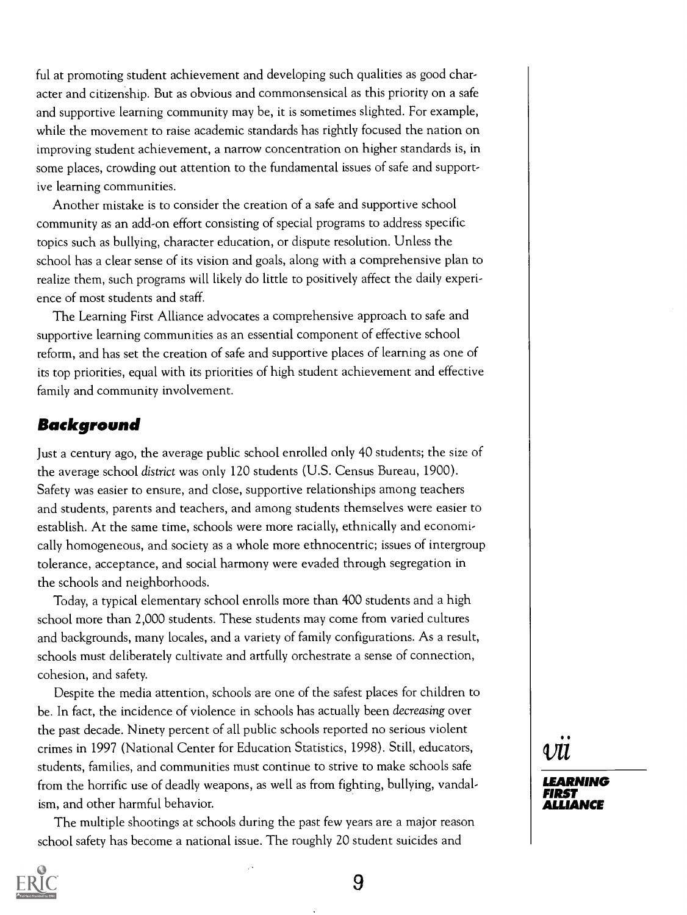ful at promoting student achievement and developing such qualities as good character and citizenship. But as obvious and commonsensical as this priority on a safe and supportive learning community may be, it is sometimes slighted. For example, while the movement to raise academic standards has rightly focused the nation on improving student achievement, a narrow concentration on higher standards is, in some places, crowding out attention to the fundamental issues of safe and supportive learning communities.

Another mistake is to consider the creation of a safe and supportive school community as an add-on effort consisting of special programs to address specific topics such as bullying, character education, or dispute resolution. Unless the school has a clear sense of its vision and goals, along with a comprehensive plan to realize them, such programs will likely do little to positively affect the daily experience of most students and staff.

The Learning First Alliance advocates a comprehensive approach to safe and supportive learning communities as an essential component of effective school reform, and has set the creation of safe and supportive places of learning as one of its top priorities, equal with its priorities of high student achievement and effective family and community involvement.

## Background

Just a century ago, the average public school enrolled only 40 students; the size of the average school *district* was only 120 students (U.S. Census Bureau, 1900). Safety was easier to ensure, and close, supportive relationships among teachers and students, parents and teachers, and among students themselves were easier to establish. At the same time, schools were more racially, ethnically and economically homogeneous, and society as a whole more ethnocentric; issues of intergroup tolerance, acceptance, and social harmony were evaded through segregation in the schools and neighborhoods.

Today, a typical elementary school enrolls more than 400 students and a high school more than 2,000 students. These students may come from varied cultures and backgrounds, many locales, and a variety of family configurations. As a result, schools must deliberately cultivate and artfully orchestrate a sense of connection, cohesion, and safety.

Despite the media attention, schools are one of the safest places for children to be. In fact, the incidence of violence in schools has actually been *decreasing* over the past decade. Ninety percent of all public schools reported no serious violent crimes in 1997 (National Center for Education Statistics, 1998). Still, educators, students, families, and communities must continue to strive to make schools safe from the horrific use of deadly weapons, as well as from fighting, bullying, vandalism, and other harmful behavior.

The multiple shootings at schools during the past few years are a major reason school safety has become a national issue. The roughly 20 student suicides and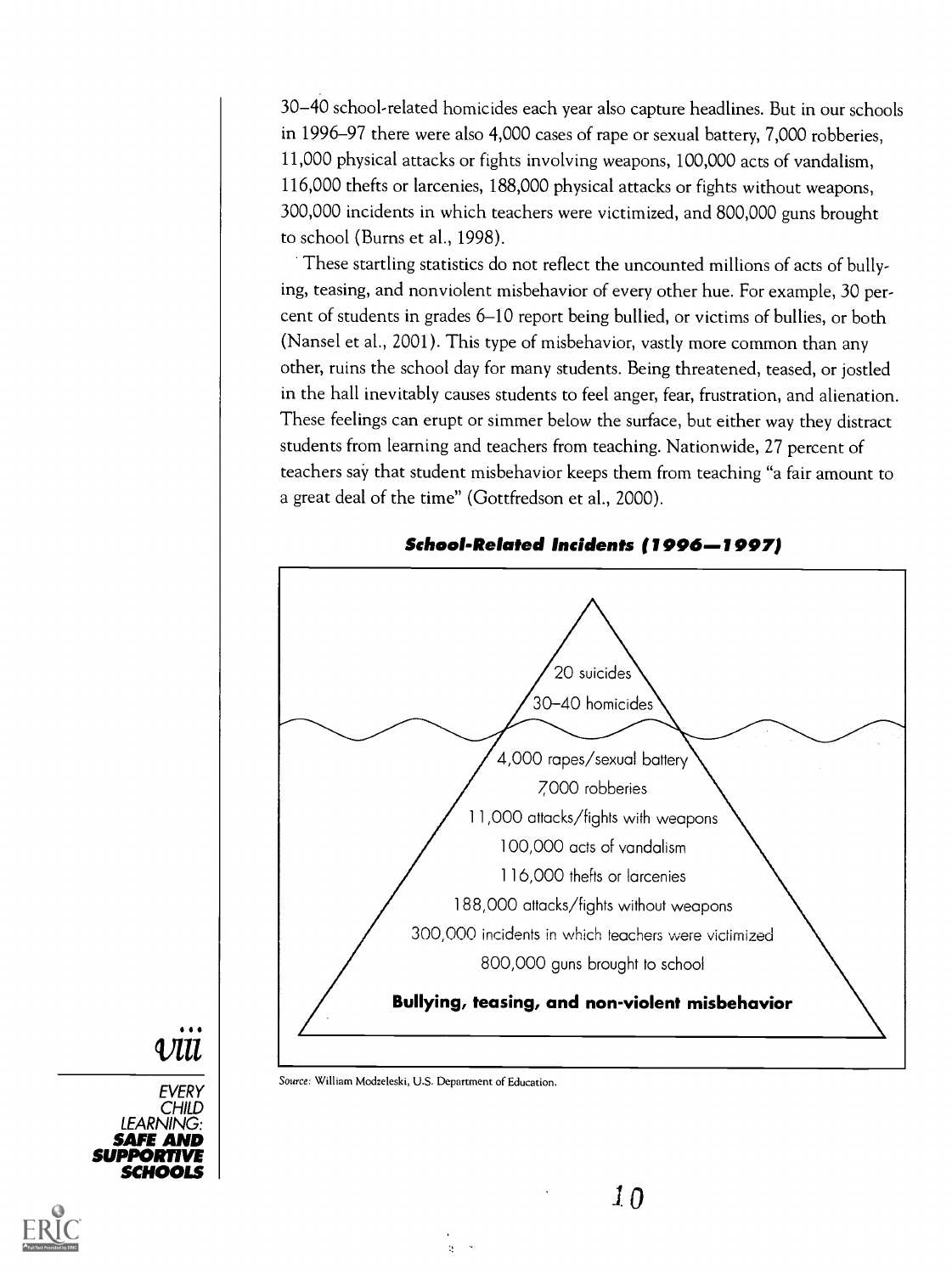30–40 school-related homicides each year also capture headlines. But in our schools in 1996–97 there were also 4,000 cases of rape or sexual battery, 7,000 robberies, 11,000 physical attacks or fights involving weapons, 100,000 acts of vandalism, 116,000 thefts or larcenies, 188,000 physical attacks or fights without weapons, 300,000 incidents in which teachers were victimized, and 800,000 guns brought to school (Burns et al., 1998).

These startling statistics do not reflect the uncounted millions of acts of bullying, teasing, and nonviolent misbehavior of every other hue. For example, 30 percent of students in grades 6–10 report being bullied, or victims of bullies, or both (Nansel et al., 2001). This type of misbehavior, vastly more common than any other, ruins the school day for many students. Being threatened, teased, or jostled in the hall inevitably causes students to feel anger, fear, frustration, and alienation. These feelings can erupt or simmer below the surface, but either way they distract students from learning and teachers from teaching. Nationwide, 27 percent of teachers say that student misbehavior keeps them from teaching "a fair amount to a great deal of the time" (Gottfredson et al., 2000).

**School-Related Incidents (1996—1997)**

20 suicides

30–40 homicides

4,000 rapes/sexual battery

7,000 robberies

11,000 attacks/fights with weapons

100,000 acts of vandalism

116,000 thefts or larcenies

188,000 attacks/fights without weapons

300,000 incidents in which teachers were victimized

800,000 guns brought to school

**Bullying, teasing, and non-violent misbehavior**

*Source:* William Modzeleski, U.S. Department of Education.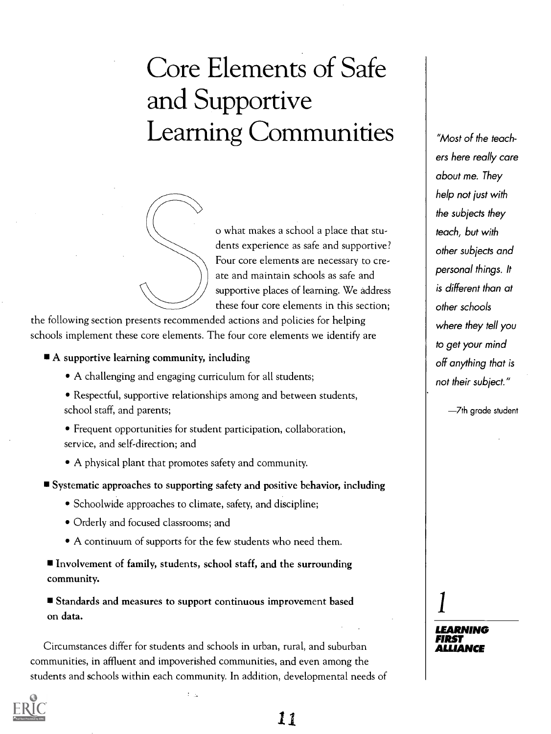# Core Elements of Safe and Supportive Learning Communities

*"Most of the teachers here really care about me. They help not just with the subjects they teach, but with other subjects and personal things. It is different than at other schools where they tell you to get your mind off anything that is not their subject."*

—7th grade student

So what makes a school a place that students experience as safe and supportive? Four core elements are necessary to create and maintain schools as safe and supportive places of learning. We address these four core elements in this section; the following section presents recommended actions and policies for helping schools implement these core elements. The four core elements we identify are

- **A supportive learning community, including**
  - A challenging and engaging curriculum for all students;
  - Respectful, supportive relationships among and between students, school staff, and parents;
  - Frequent opportunities for student participation, collaboration, service, and self-direction; and
  - A physical plant that promotes safety and community.
- **Systematic approaches to supporting safety and positive behavior, including**
  - Schoolwide approaches to climate, safety, and discipline;
  - Orderly and focused classrooms; and
  - A continuum of supports for the few students who need them.
- **Involvement of family, students, school staff, and the surrounding community.**
- **Standards and measures to support continuous improvement based on data.**

Circumstances differ for students and schools in urban, rural, and suburban communities, in affluent and impoverished communities, and even among the students and schools within each community. In addition, developmental needs of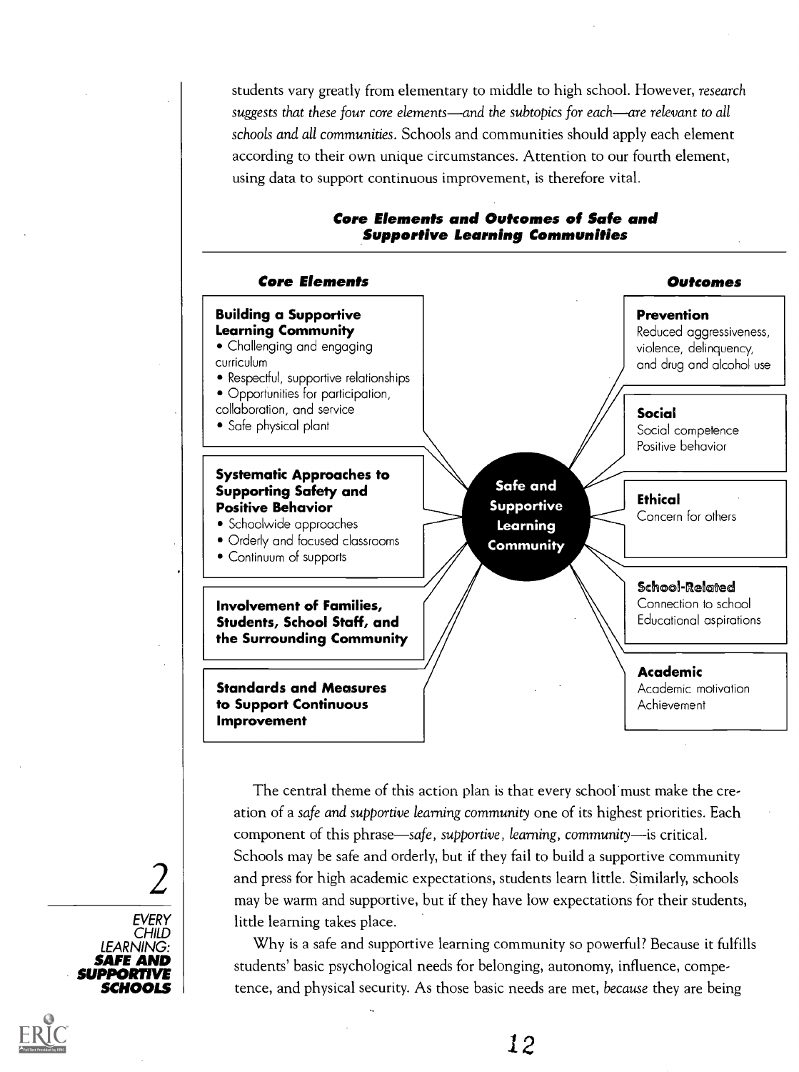students vary greatly from elementary to middle to high school. However, *research suggests that these four core elements—and the subtopics for each—are relevant to all schools and all communities*. Schools and communities should apply each element according to their own unique circumstances. Attention to our fourth element, using data to support continuous improvement, is therefore vital.

### Core Elements and Outcomes of Safe and Supportive Learning Communities

**Core Elements**

**Building a Supportive Learning Community**
- Challenging and engaging curriculum
- Respectful, supportive relationships
- Opportunities for participation, collaboration, and service
- Safe physical plant

**Systematic Approaches to Supporting Safety and Positive Behavior**
- Schoolwide approaches
- Orderly and focused classrooms
- Continuum of supports

**Involvement of Families, Students, School Staff, and the Surrounding Community**

**Standards and Measures to Support Continuous Improvement**

**Safe and Supportive Learning Community**

**Outcomes**

**Prevention**
Reduced aggressiveness, violence, delinquency, and drug and alcohol use

**Social**
Social competence
Positive behavior

**Ethical**
Concern for others

**School-Related**
Connection to school
Educational aspirations

**Academic**
Academic motivation
Achievement

The central theme of this action plan is that every school must make the creation of a *safe and supportive learning community* one of its highest priorities. Each component of this phrase—*safe, supportive, learning, community*—is critical. Schools may be safe and orderly, but if they fail to build a supportive community and press for high academic expectations, students learn little. Similarly, schools may be warm and supportive, but if they have low expectations for their students, little learning takes place.

Why is a safe and supportive learning community so powerful? Because it fulfills students' basic psychological needs for belonging, autonomy, influence, competence, and physical security. As those basic needs are met, *because* they are being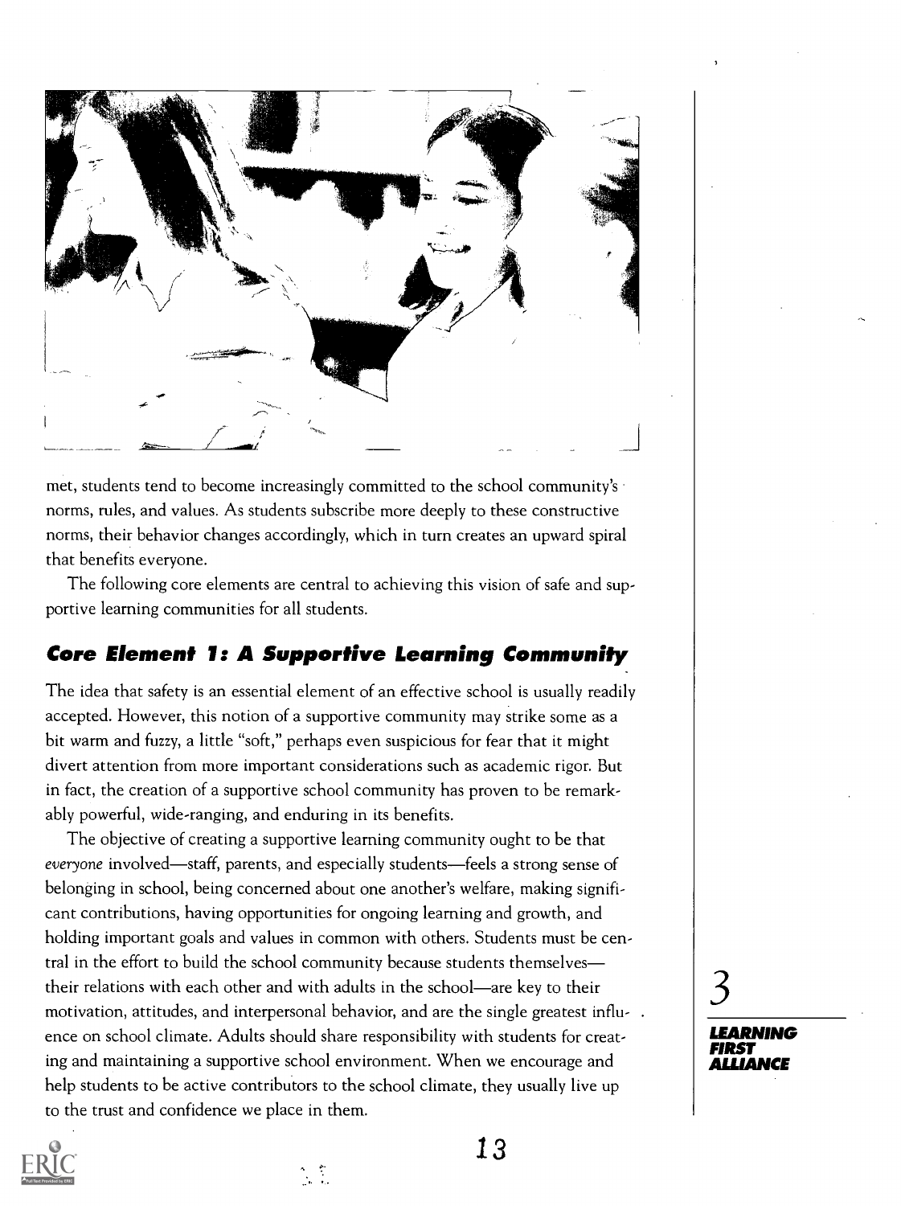met, students tend to become increasingly committed to the school community's norms, rules, and values. As students subscribe more deeply to these constructive norms, their behavior changes accordingly, which in turn creates an upward spiral that benefits everyone.

The following core elements are central to achieving this vision of safe and supportive learning communities for all students.

## Core Element 1: A Supportive Learning Community

The idea that safety is an essential element of an effective school is usually readily accepted. However, this notion of a supportive community may strike some as a bit warm and fuzzy, a little "soft," perhaps even suspicious for fear that it might divert attention from more important considerations such as academic rigor. But in fact, the creation of a supportive school community has proven to be remarkably powerful, wide-ranging, and enduring in its benefits.

The objective of creating a supportive learning community ought to be that *everyone* involved—staff, parents, and especially students—feels a strong sense of belonging in school, being concerned about one another's welfare, making significant contributions, having opportunities for ongoing learning and growth, and holding important goals and values in common with others. Students must be central in the effort to build the school community because students themselves—their relations with each other and with adults in the school—are key to their motivation, attitudes, and interpersonal behavior, and are the single greatest influence on school climate. Adults should share responsibility with students for creating and maintaining a supportive school environment. When we encourage and help students to be active contributors to the school climate, they usually live up to the trust and confidence we place in them.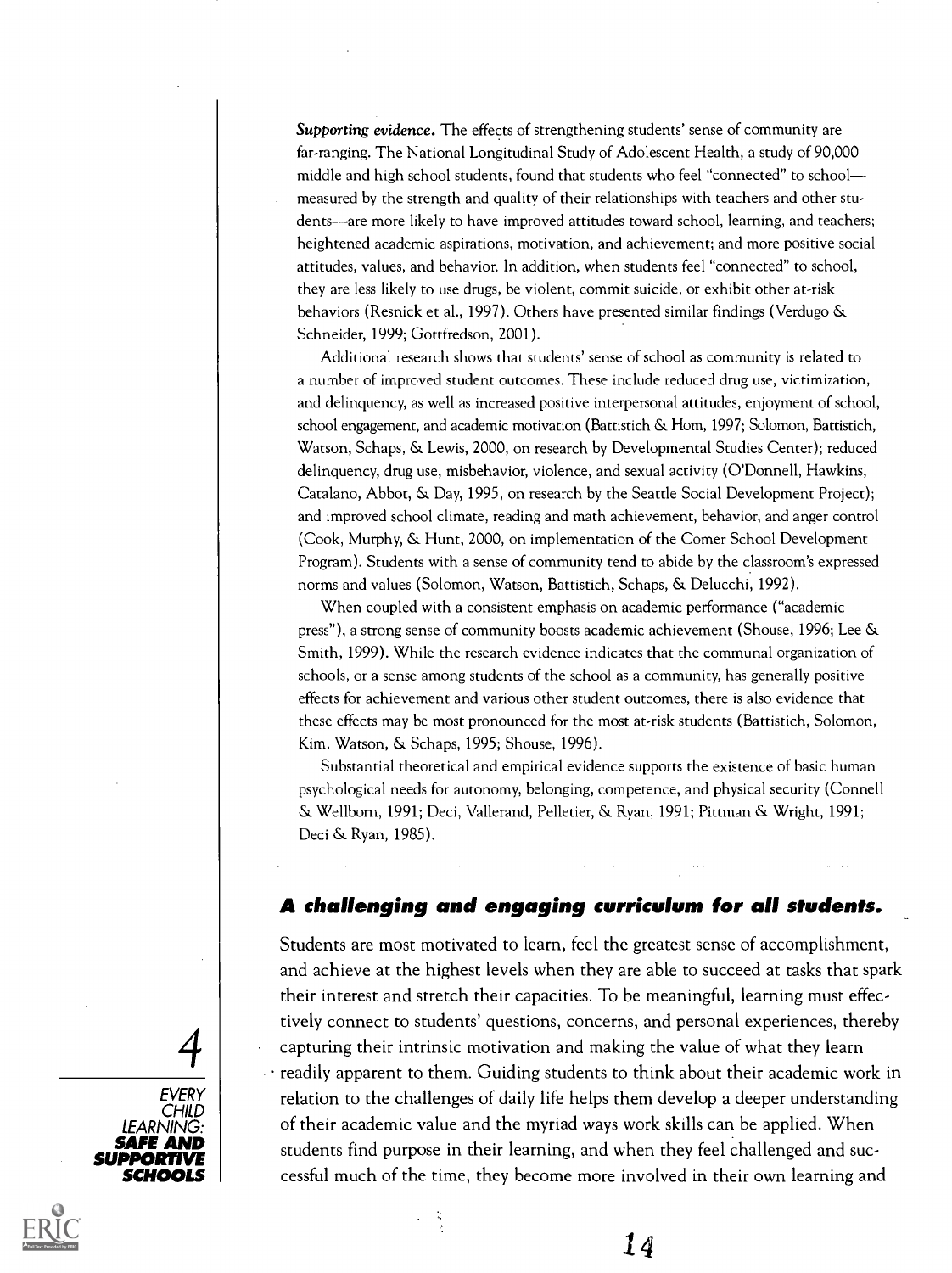*Supporting evidence.* The effects of strengthening students' sense of community are far-ranging. The National Longitudinal Study of Adolescent Health, a study of 90,000 middle and high school students, found that students who feel "connected" to school—measured by the strength and quality of their relationships with teachers and other students—are more likely to have improved attitudes toward school, learning, and teachers; heightened academic aspirations, motivation, and achievement; and more positive social attitudes, values, and behavior. In addition, when students feel "connected" to school, they are less likely to use drugs, be violent, commit suicide, or exhibit other at-risk behaviors (Resnick et al., 1997). Others have presented similar findings (Verdugo & Schneider, 1999; Gottfredson, 2001).

Additional research shows that students' sense of school as community is related to a number of improved student outcomes. These include reduced drug use, victimization, and delinquency, as well as increased positive interpersonal attitudes, enjoyment of school, school engagement, and academic motivation (Battistich & Hom, 1997; Solomon, Battistich, Watson, Schaps, & Lewis, 2000, on research by Developmental Studies Center); reduced delinquency, drug use, misbehavior, violence, and sexual activity (O'Donnell, Hawkins, Catalano, Abbot, & Day, 1995, on research by the Seattle Social Development Project); and improved school climate, reading and math achievement, behavior, and anger control (Cook, Murphy, & Hunt, 2000, on implementation of the Comer School Development Program). Students with a sense of community tend to abide by the classroom's expressed norms and values (Solomon, Watson, Battistich, Schaps, & Delucchi, 1992).

When coupled with a consistent emphasis on academic performance ("academic press"), a strong sense of community boosts academic achievement (Shouse, 1996; Lee & Smith, 1999). While the research evidence indicates that the communal organization of schools, or a sense among students of the school as a community, has generally positive effects for achievement and various other student outcomes, there is also evidence that these effects may be most pronounced for the most at-risk students (Battistich, Solomon, Kim, Watson, & Schaps, 1995; Shouse, 1996).

Substantial theoretical and empirical evidence supports the existence of basic human psychological needs for autonomy, belonging, competence, and physical security (Connell & Wellborn, 1991; Deci, Vallerand, Pelletier, & Ryan, 1991; Pittman & Wright, 1991; Deci & Ryan, 1985).

## A challenging and engaging curriculum for all students.

Students are most motivated to learn, feel the greatest sense of accomplishment, and achieve at the highest levels when they are able to succeed at tasks that spark their interest and stretch their capacities. To be meaningful, learning must effectively connect to students' questions, concerns, and personal experiences, thereby capturing their intrinsic motivation and making the value of what they learn readily apparent to them. Guiding students to think about their academic work in relation to the challenges of daily life helps them develop a deeper understanding of their academic value and the myriad ways work skills can be applied. When students find purpose in their learning, and when they feel challenged and successful much of the time, they become more involved in their own learning and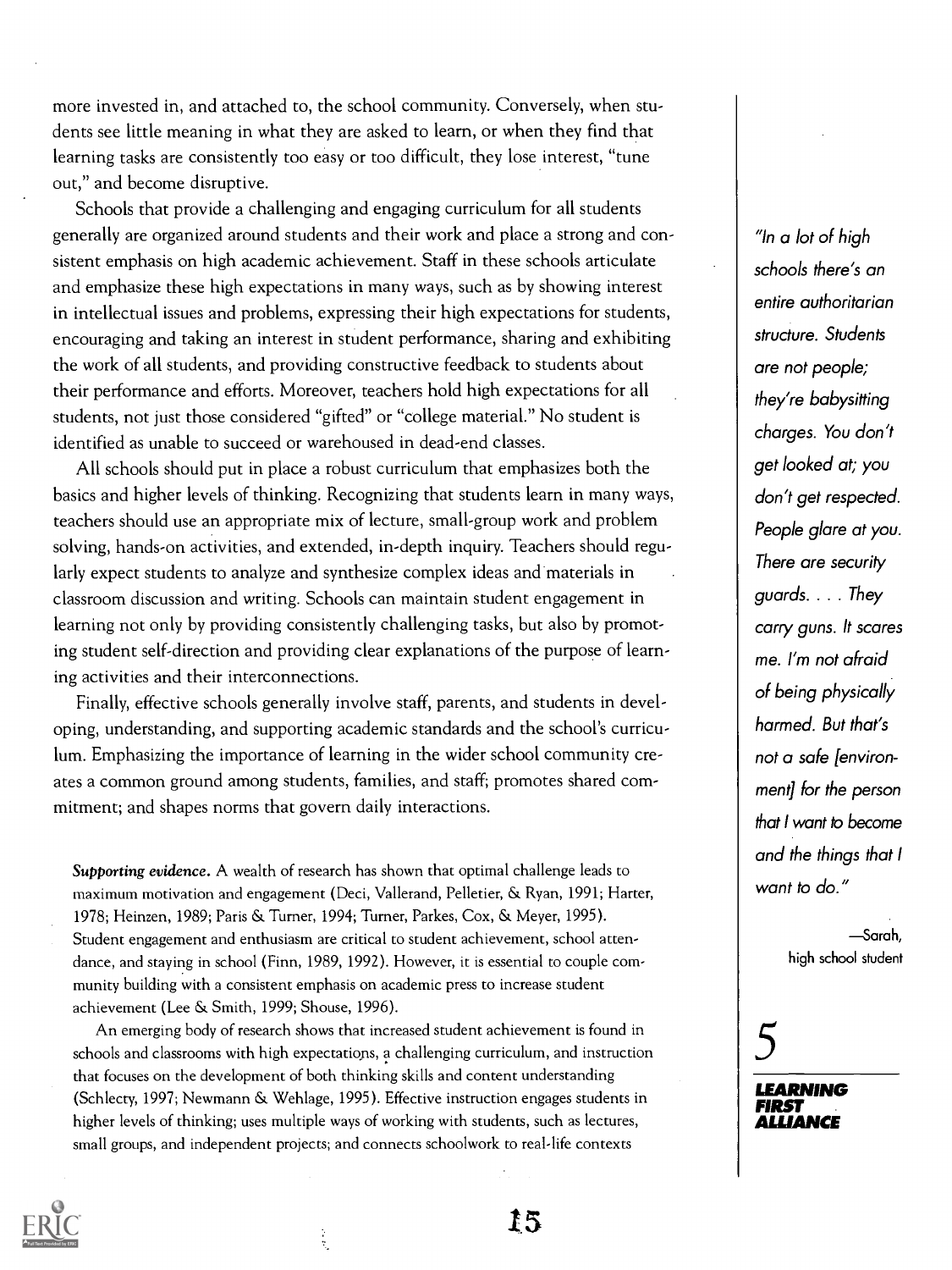more invested in, and attached to, the school community. Conversely, when students see little meaning in what they are asked to learn, or when they find that learning tasks are consistently too easy or too difficult, they lose interest, "tune out," and become disruptive.

Schools that provide a challenging and engaging curriculum for all students generally are organized around students and their work and place a strong and consistent emphasis on high academic achievement. Staff in these schools articulate and emphasize these high expectations in many ways, such as by showing interest in intellectual issues and problems, expressing their high expectations for students, encouraging and taking an interest in student performance, sharing and exhibiting the work of all students, and providing constructive feedback to students about their performance and efforts. Moreover, teachers hold high expectations for all students, not just those considered "gifted" or "college material." No student is identified as unable to succeed or warehoused in dead-end classes.

All schools should put in place a robust curriculum that emphasizes both the basics and higher levels of thinking. Recognizing that students learn in many ways, teachers should use an appropriate mix of lecture, small-group work and problem solving, hands-on activities, and extended, in-depth inquiry. Teachers should regularly expect students to analyze and synthesize complex ideas and materials in classroom discussion and writing. Schools can maintain student engagement in learning not only by providing consistently challenging tasks, but also by promoting student self-direction and providing clear explanations of the purpose of learning activities and their interconnections.

Finally, effective schools generally involve staff, parents, and students in developing, understanding, and supporting academic standards and the school's curriculum. Emphasizing the importance of learning in the wider school community creates a common ground among students, families, and staff; promotes shared commitment; and shapes norms that govern daily interactions.

*"In a lot of high schools there's an entire authoritarian structure. Students are not people; they're babysitting charges. You don't get looked at; you don't get respected. People glare at you. There are security guards. . . . They carry guns. It scares me. I'm not afraid of being physically harmed. But that's not a safe [environment] for the person that I want to become and the things that I want to do."*

—Sarah, high school student

***Supporting evidence.*** A wealth of research has shown that optimal challenge leads to maximum motivation and engagement (Deci, Vallerand, Pelletier, & Ryan, 1991; Harter, 1978; Heinzen, 1989; Paris & Turner, 1994; Turner, Parkes, Cox, & Meyer, 1995). Student engagement and enthusiasm are critical to student achievement, school attendance, and staying in school (Finn, 1989, 1992). However, it is essential to couple community building with a consistent emphasis on academic press to increase student achievement (Lee & Smith, 1999; Shouse, 1996).

An emerging body of research shows that increased student achievement is found in schools and classrooms with high expectations, a challenging curriculum, and instruction that focuses on the development of both thinking skills and content understanding (Schlecty, 1997; Newmann & Wehlage, 1995). Effective instruction engages students in higher levels of thinking; uses multiple ways of working with students, such as lectures, small groups, and independent projects; and connects schoolwork to real-life contexts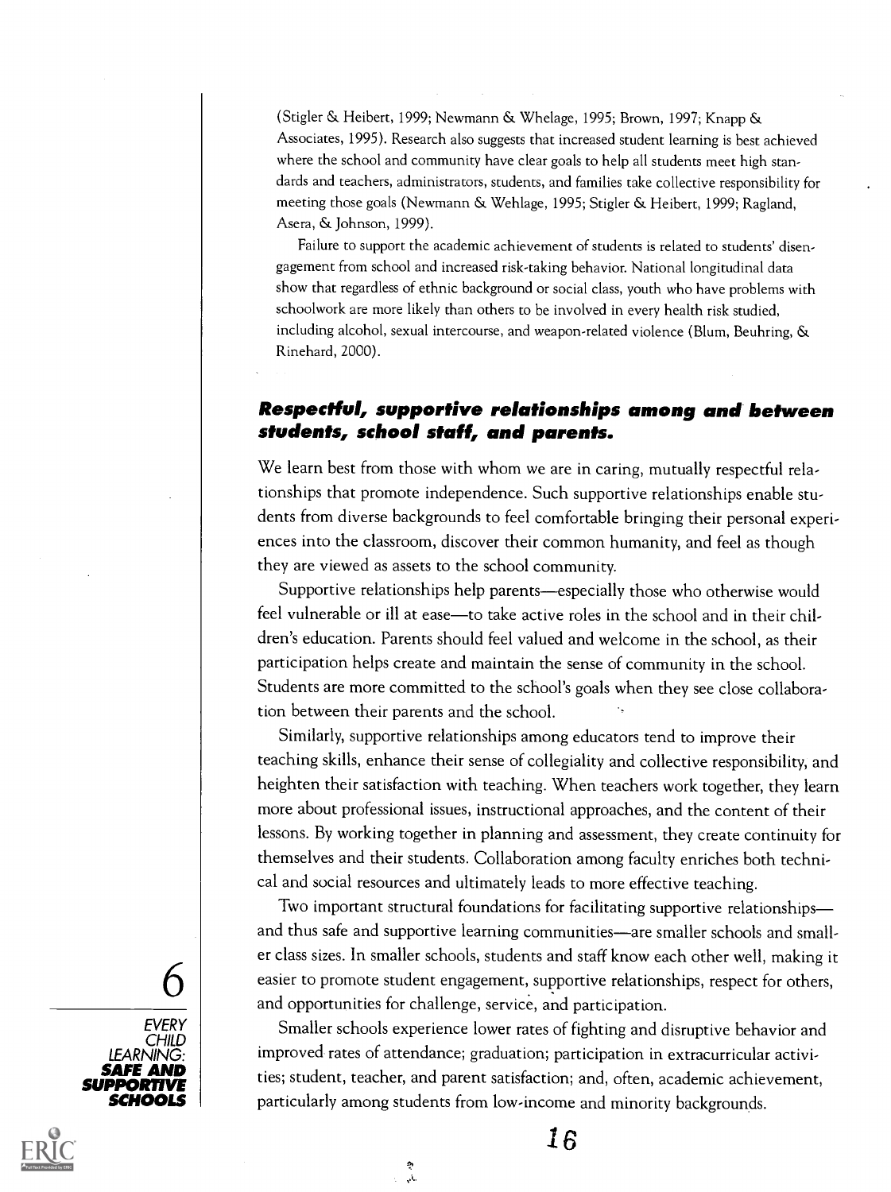(Stigler & Heibert, 1999; Newmann & Whelage, 1995; Brown, 1997; Knapp & Associates, 1995). Research also suggests that increased student learning is best achieved where the school and community have clear goals to help all students meet high standards and teachers, administrators, students, and families take collective responsibility for meeting those goals (Newmann & Wehlage, 1995; Stigler & Heibert, 1999; Ragland, Asera, & Johnson, 1999).

Failure to support the academic achievement of students is related to students' disengagement from school and increased risk-taking behavior. National longitudinal data show that regardless of ethnic background or social class, youth who have problems with schoolwork are more likely than others to be involved in every health risk studied, including alcohol, sexual intercourse, and weapon-related violence (Blum, Beuhring, & Rinehard, 2000).

### Respectful, supportive relationships among and between students, school staff, and parents.

We learn best from those with whom we are in caring, mutually respectful relationships that promote independence. Such supportive relationships enable students from diverse backgrounds to feel comfortable bringing their personal experiences into the classroom, discover their common humanity, and feel as though they are viewed as assets to the school community.

Supportive relationships help parents—especially those who otherwise would feel vulnerable or ill at ease—to take active roles in the school and in their children's education. Parents should feel valued and welcome in the school, as their participation helps create and maintain the sense of community in the school. Students are more committed to the school's goals when they see close collaboration between their parents and the school.

Similarly, supportive relationships among educators tend to improve their teaching skills, enhance their sense of collegiality and collective responsibility, and heighten their satisfaction with teaching. When teachers work together, they learn more about professional issues, instructional approaches, and the content of their lessons. By working together in planning and assessment, they create continuity for themselves and their students. Collaboration among faculty enriches both technical and social resources and ultimately leads to more effective teaching.

Two important structural foundations for facilitating supportive relationships—and thus safe and supportive learning communities—are smaller schools and smaller class sizes. In smaller schools, students and staff know each other well, making it easier to promote student engagement, supportive relationships, respect for others, and opportunities for challenge, service, and participation.

Smaller schools experience lower rates of fighting and disruptive behavior and improved rates of attendance; graduation; participation in extracurricular activities; student, teacher, and parent satisfaction; and, often, academic achievement, particularly among students from low-income and minority backgrounds.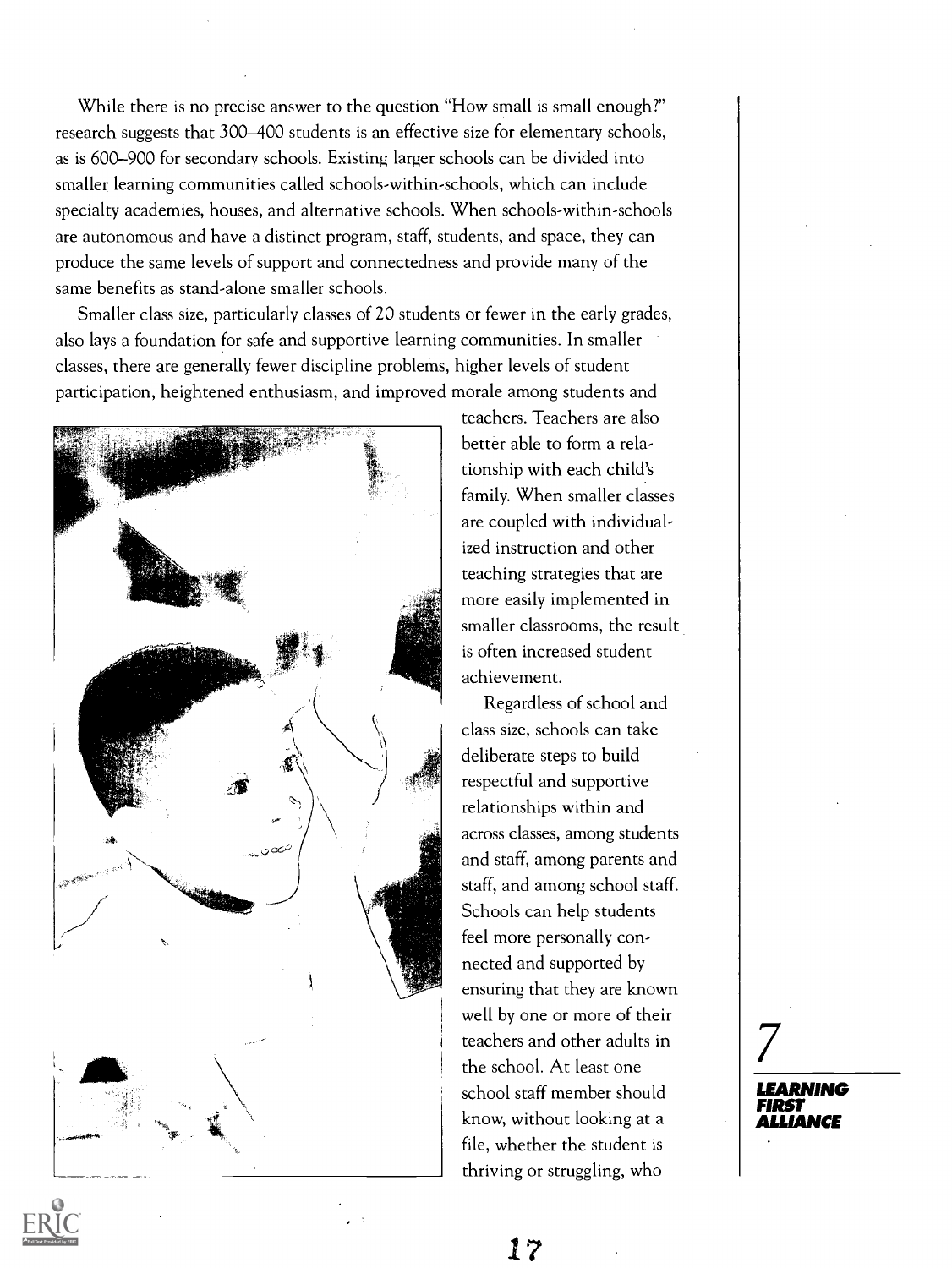While there is no precise answer to the question "How small is small enough?" research suggests that 300–400 students is an effective size for elementary schools, as is 600–900 for secondary schools. Existing larger schools can be divided into smaller learning communities called schools-within-schools, which can include specialty academies, houses, and alternative schools. When schools-within-schools are autonomous and have a distinct program, staff, students, and space, they can produce the same levels of support and connectedness and provide many of the same benefits as stand-alone smaller schools.

Smaller class size, particularly classes of 20 students or fewer in the early grades, also lays a foundation for safe and supportive learning communities. In smaller classes, there are generally fewer discipline problems, higher levels of student participation, heightened enthusiasm, and improved morale among students and teachers. Teachers are also better able to form a relationship with each child's family. When smaller classes are coupled with individualized instruction and other teaching strategies that are more easily implemented in smaller classrooms, the result is often increased student achievement.

Regardless of school and class size, schools can take deliberate steps to build respectful and supportive relationships within and across classes, among students and staff, among parents and staff, and among school staff. Schools can help students feel more personally connected and supported by ensuring that they are known well by one or more of their teachers and other adults in the school. At least one school staff member should know, without looking at a file, whether the student is thriving or struggling, who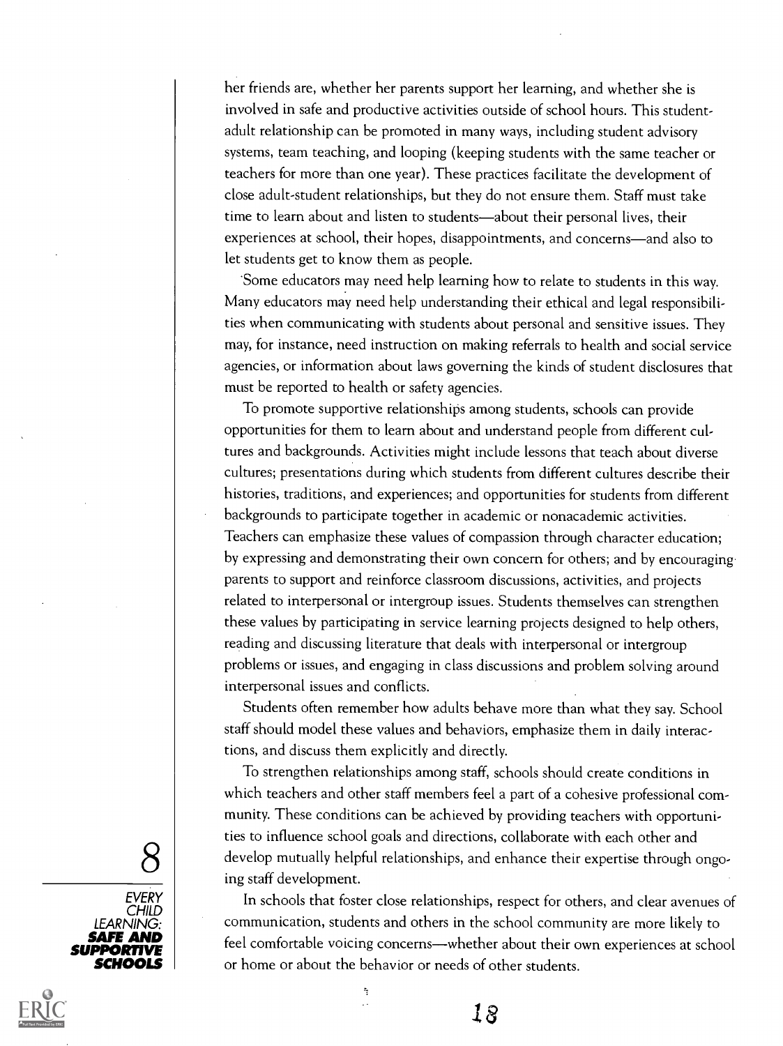her friends are, whether her parents support her learning, and whether she is involved in safe and productive activities outside of school hours. This student-adult relationship can be promoted in many ways, including student advisory systems, team teaching, and looping (keeping students with the same teacher or teachers for more than one year). These practices facilitate the development of close adult-student relationships, but they do not ensure them. Staff must take time to learn about and listen to students—about their personal lives, their experiences at school, their hopes, disappointments, and concerns—and also to let students get to know them as people.

Some educators may need help learning how to relate to students in this way. Many educators may need help understanding their ethical and legal responsibilities when communicating with students about personal and sensitive issues. They may, for instance, need instruction on making referrals to health and social service agencies, or information about laws governing the kinds of student disclosures that must be reported to health or safety agencies.

To promote supportive relationships among students, schools can provide opportunities for them to learn about and understand people from different cultures and backgrounds. Activities might include lessons that teach about diverse cultures; presentations during which students from different cultures describe their histories, traditions, and experiences; and opportunities for students from different backgrounds to participate together in academic or nonacademic activities. Teachers can emphasize these values of compassion through character education; by expressing and demonstrating their own concern for others; and by encouraging parents to support and reinforce classroom discussions, activities, and projects related to interpersonal or intergroup issues. Students themselves can strengthen these values by participating in service learning projects designed to help others, reading and discussing literature that deals with interpersonal or intergroup problems or issues, and engaging in class discussions and problem solving around interpersonal issues and conflicts.

Students often remember how adults behave more than what they say. School staff should model these values and behaviors, emphasize them in daily interactions, and discuss them explicitly and directly.

To strengthen relationships among staff, schools should create conditions in which teachers and other staff members feel a part of a cohesive professional community. These conditions can be achieved by providing teachers with opportunities to influence school goals and directions, collaborate with each other and develop mutually helpful relationships, and enhance their expertise through ongoing staff development.

In schools that foster close relationships, respect for others, and clear avenues of communication, students and others in the school community are more likely to feel comfortable voicing concerns—whether about their own experiences at school or home or about the behavior or needs of other students.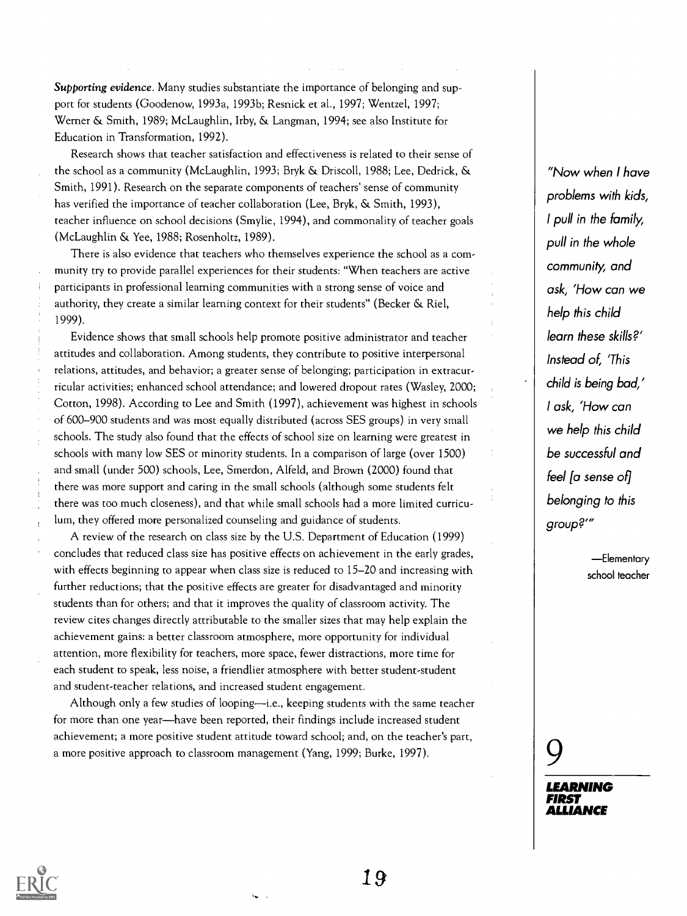***Supporting evidence.*** Many studies substantiate the importance of belonging and support for students (Goodenow, 1993a, 1993b; Resnick et al., 1997; Wentzel, 1997; Werner & Smith, 1989; McLaughlin, Irby, & Langman, 1994; see also Institute for Education in Transformation, 1992).

Research shows that teacher satisfaction and effectiveness is related to their sense of the school as a community (McLaughlin, 1993; Bryk & Driscoll, 1988; Lee, Dedrick, & Smith, 1991). Research on the separate components of teachers' sense of community has verified the importance of teacher collaboration (Lee, Bryk, & Smith, 1993), teacher influence on school decisions (Smylie, 1994), and commonality of teacher goals (McLaughlin & Yee, 1988; Rosenholtz, 1989).

There is also evidence that teachers who themselves experience the school as a community try to provide parallel experiences for their students: "When teachers are active participants in professional learning communities with a strong sense of voice and authority, they create a similar learning context for their students" (Becker & Riel, 1999).

Evidence shows that small schools help promote positive administrator and teacher attitudes and collaboration. Among students, they contribute to positive interpersonal relations, attitudes, and behavior; a greater sense of belonging; participation in extracurricular activities; enhanced school attendance; and lowered dropout rates (Wasley, 2000; Cotton, 1998). According to Lee and Smith (1997), achievement was highest in schools of 600–900 students and was most equally distributed (across SES groups) in very small schools. The study also found that the effects of school size on learning were greatest in schools with many low SES or minority students. In a comparison of large (over 1500) and small (under 500) schools, Lee, Smerdon, Alfeld, and Brown (2000) found that there was more support and caring in the small schools (although some students felt there was too much closeness), and that while small schools had a more limited curriculum, they offered more personalized counseling and guidance of students.

A review of the research on class size by the U.S. Department of Education (1999) concludes that reduced class size has positive effects on achievement in the early grades, with effects beginning to appear when class size is reduced to 15–20 and increasing with further reductions; that the positive effects are greater for disadvantaged and minority students than for others; and that it improves the quality of classroom activity. The review cites changes directly attributable to the smaller sizes that may help explain the achievement gains: a better classroom atmosphere, more opportunity for individual attention, more flexibility for teachers, more space, fewer distractions, more time for each student to speak, less noise, a friendlier atmosphere with better student-student and student-teacher relations, and increased student engagement.

Although only a few studies of looping—i.e., keeping students with the same teacher for more than one year—have been reported, their findings include increased student achievement; a more positive student attitude toward school; and, on the teacher's part, a more positive approach to classroom management (Yang, 1999; Burke, 1997).

*"Now when I have problems with kids, I pull in the family, pull in the whole community, and ask, 'How can we help this child learn these skills?' Instead of, 'This child is being bad,' I ask, 'How can we help this child be successful and feel [a sense of] belonging to this group?'"*

—Elementary school teacher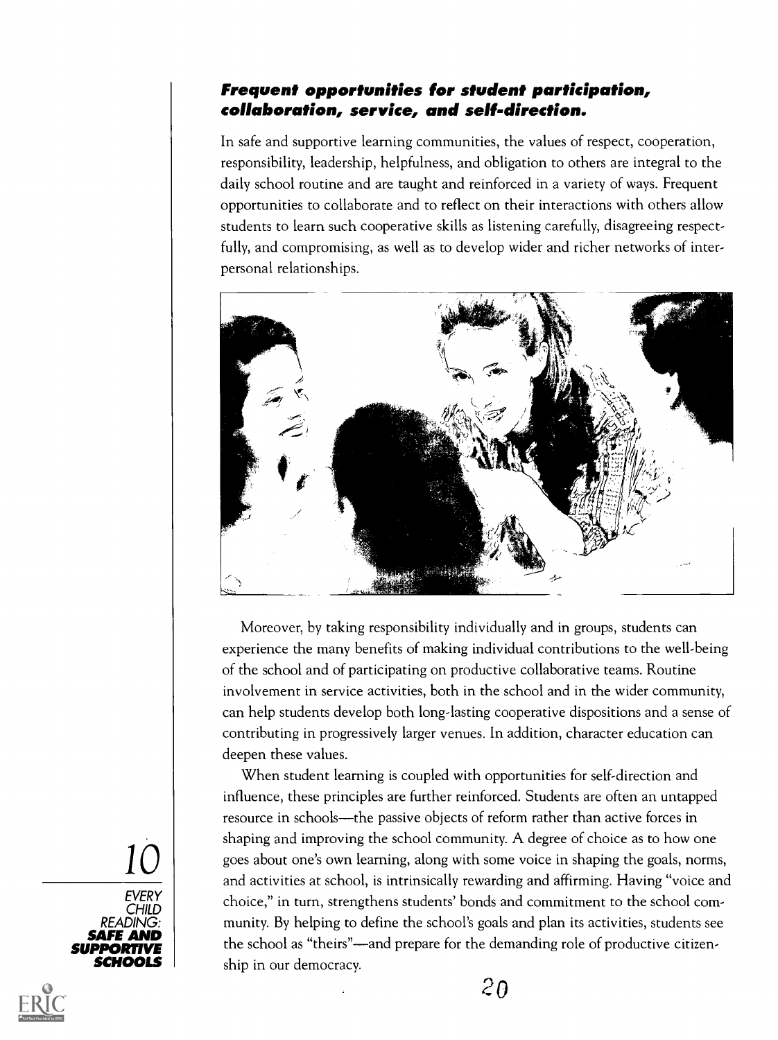### ***Frequent opportunities for student participation, collaboration, service, and self-direction.***

In safe and supportive learning communities, the values of respect, cooperation, responsibility, leadership, helpfulness, and obligation to others are integral to the daily school routine and are taught and reinforced in a variety of ways. Frequent opportunities to collaborate and to reflect on their interactions with others allow students to learn such cooperative skills as listening carefully, disagreeing respectfully, and compromising, as well as to develop wider and richer networks of interpersonal relationships.

Moreover, by taking responsibility individually and in groups, students can experience the many benefits of making individual contributions to the well-being of the school and of participating on productive collaborative teams. Routine involvement in service activities, both in the school and in the wider community, can help students develop both long-lasting cooperative dispositions and a sense of contributing in progressively larger venues. In addition, character education can deepen these values.

When student learning is coupled with opportunities for self-direction and influence, these principles are further reinforced. Students are often an untapped resource in schools—the passive objects of reform rather than active forces in shaping and improving the school community. A degree of choice as to how one goes about one's own learning, along with some voice in shaping the goals, norms, and activities at school, is intrinsically rewarding and affirming. Having "voice and choice," in turn, strengthens students' bonds and commitment to the school community. By helping to define the school's goals and plan its activities, students see the school as "theirs"—and prepare for the demanding role of productive citizenship in our democracy.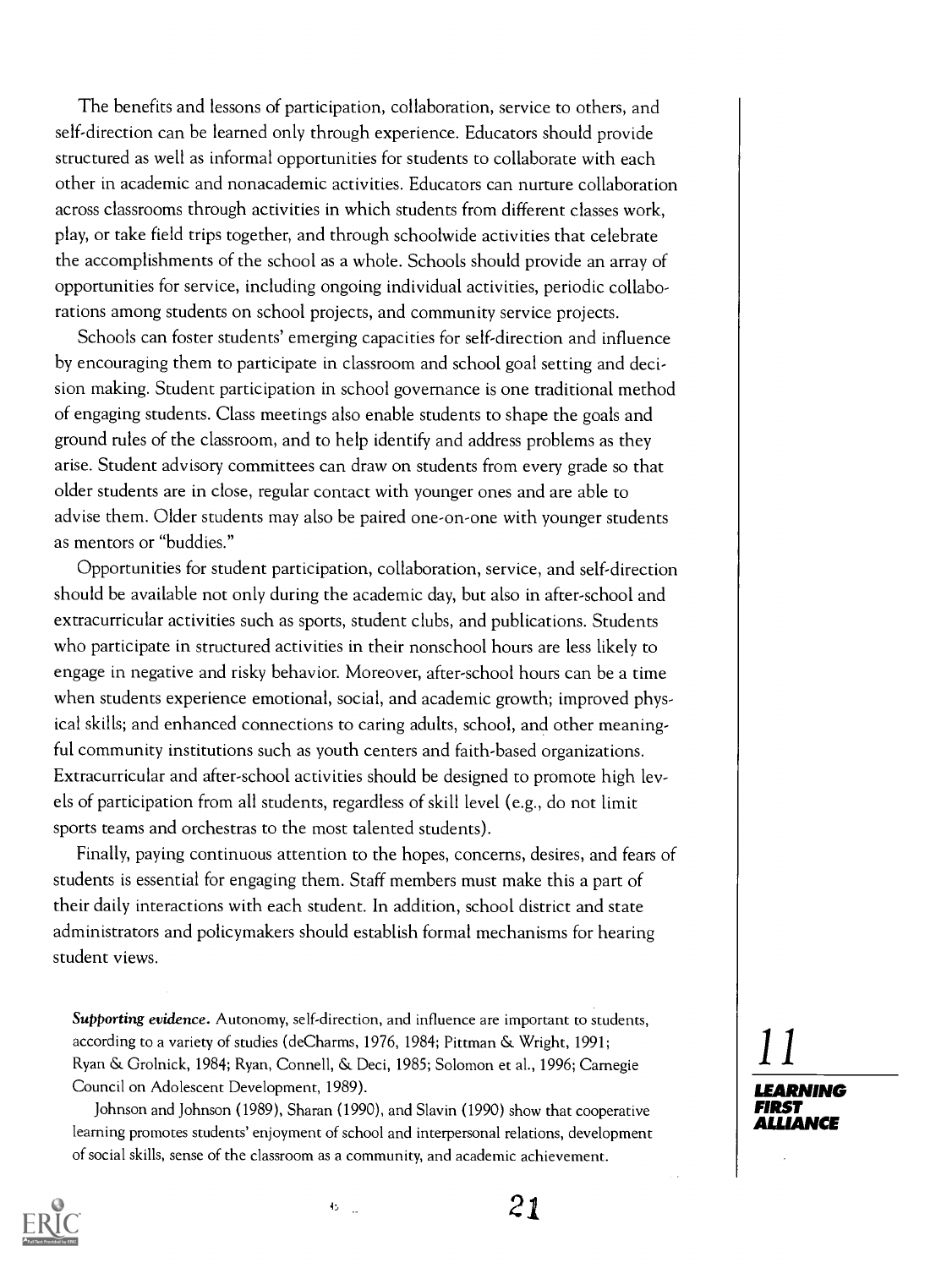The benefits and lessons of participation, collaboration, service to others, and self-direction can be learned only through experience. Educators should provide structured as well as informal opportunities for students to collaborate with each other in academic and nonacademic activities. Educators can nurture collaboration across classrooms through activities in which students from different classes work, play, or take field trips together, and through schoolwide activities that celebrate the accomplishments of the school as a whole. Schools should provide an array of opportunities for service, including ongoing individual activities, periodic collaborations among students on school projects, and community service projects.

Schools can foster students' emerging capacities for self-direction and influence by encouraging them to participate in classroom and school goal setting and decision making. Student participation in school governance is one traditional method of engaging students. Class meetings also enable students to shape the goals and ground rules of the classroom, and to help identify and address problems as they arise. Student advisory committees can draw on students from every grade so that older students are in close, regular contact with younger ones and are able to advise them. Older students may also be paired one-on-one with younger students as mentors or "buddies."

Opportunities for student participation, collaboration, service, and self-direction should be available not only during the academic day, but also in after-school and extracurricular activities such as sports, student clubs, and publications. Students who participate in structured activities in their nonschool hours are less likely to engage in negative and risky behavior. Moreover, after-school hours can be a time when students experience emotional, social, and academic growth; improved physical skills; and enhanced connections to caring adults, school, and other meaningful community institutions such as youth centers and faith-based organizations. Extracurricular and after-school activities should be designed to promote high levels of participation from all students, regardless of skill level (e.g., do not limit sports teams and orchestras to the most talented students).

Finally, paying continuous attention to the hopes, concerns, desires, and fears of students is essential for engaging them. Staff members must make this a part of their daily interactions with each student. In addition, school district and state administrators and policymakers should establish formal mechanisms for hearing student views.

***Supporting evidence.*** Autonomy, self-direction, and influence are important to students, according to a variety of studies (deCharms, 1976, 1984; Pittman & Wright, 1991; Ryan & Grolnick, 1984; Ryan, Connell, & Deci, 1985; Solomon et al., 1996; Carnegie Council on Adolescent Development, 1989).

Johnson and Johnson (1989), Sharan (1990), and Slavin (1990) show that cooperative learning promotes students' enjoyment of school and interpersonal relations, development of social skills, sense of the classroom as a community, and academic achievement.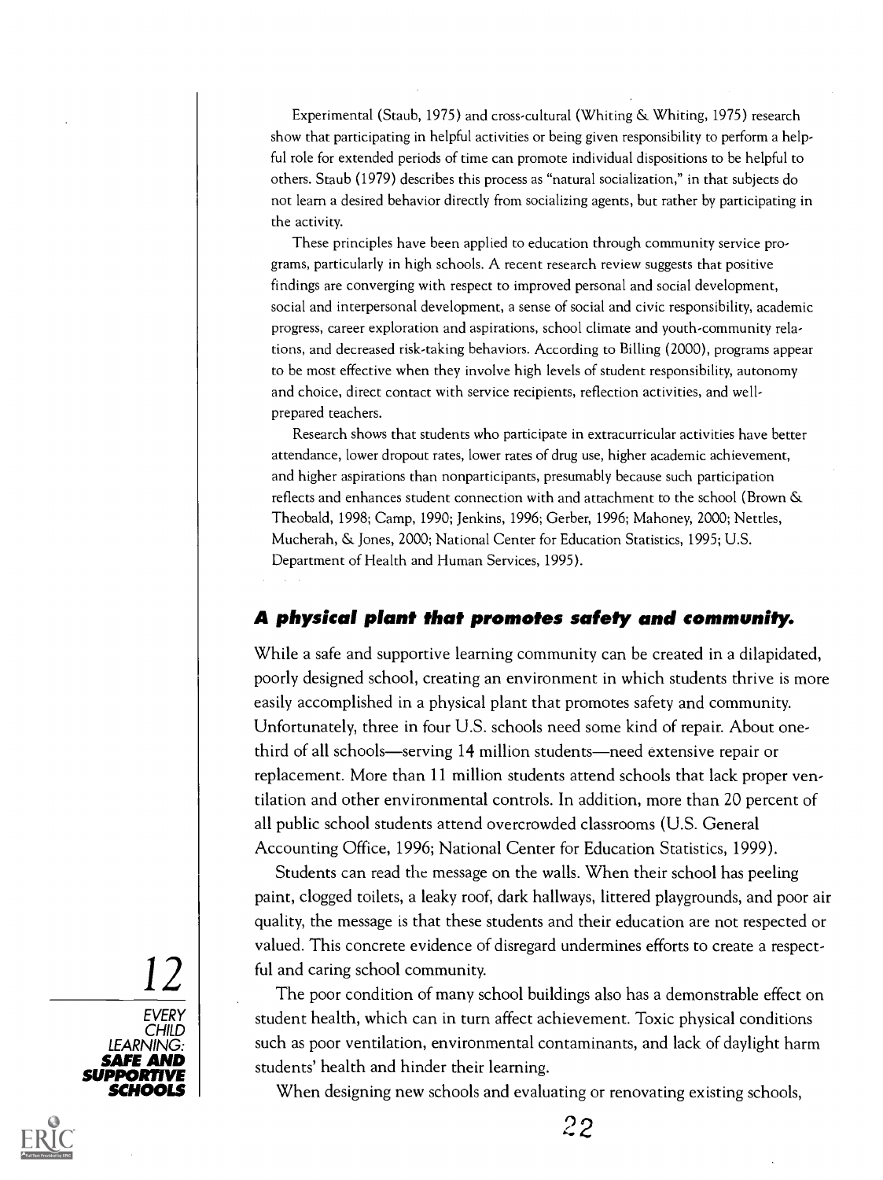Experimental (Staub, 1975) and cross-cultural (Whiting & Whiting, 1975) research show that participating in helpful activities or being given responsibility to perform a helpful role for extended periods of time can promote individual dispositions to be helpful to others. Staub (1979) describes this process as "natural socialization," in that subjects do not learn a desired behavior directly from socializing agents, but rather by participating in the activity.

These principles have been applied to education through community service programs, particularly in high schools. A recent research review suggests that positive findings are converging with respect to improved personal and social development, social and interpersonal development, a sense of social and civic responsibility, academic progress, career exploration and aspirations, school climate and youth-community relations, and decreased risk-taking behaviors. According to Billing (2000), programs appear to be most effective when they involve high levels of student responsibility, autonomy and choice, direct contact with service recipients, reflection activities, and well-prepared teachers.

Research shows that students who participate in extracurricular activities have better attendance, lower dropout rates, lower rates of drug use, higher academic achievement, and higher aspirations than nonparticipants, presumably because such participation reflects and enhances student connection with and attachment to the school (Brown & Theobald, 1998; Camp, 1990; Jenkins, 1996; Gerber, 1996; Mahoney, 2000; Nettles, Mucherah, & Jones, 2000; National Center for Education Statistics, 1995; U.S. Department of Health and Human Services, 1995).

### A physical plant that promotes safety and community.

While a safe and supportive learning community can be created in a dilapidated, poorly designed school, creating an environment in which students thrive is more easily accomplished in a physical plant that promotes safety and community. Unfortunately, three in four U.S. schools need some kind of repair. About one-third of all schools—serving 14 million students—need extensive repair or replacement. More than 11 million students attend schools that lack proper ventilation and other environmental controls. In addition, more than 20 percent of all public school students attend overcrowded classrooms (U.S. General Accounting Office, 1996; National Center for Education Statistics, 1999).

Students can read the message on the walls. When their school has peeling paint, clogged toilets, a leaky roof, dark hallways, littered playgrounds, and poor air quality, the message is that these students and their education are not respected or valued. This concrete evidence of disregard undermines efforts to create a respectful and caring school community.

The poor condition of many school buildings also has a demonstrable effect on student health, which can in turn affect achievement. Toxic physical conditions such as poor ventilation, environmental contaminants, and lack of daylight harm students' health and hinder their learning.

When designing new schools and evaluating or renovating existing schools,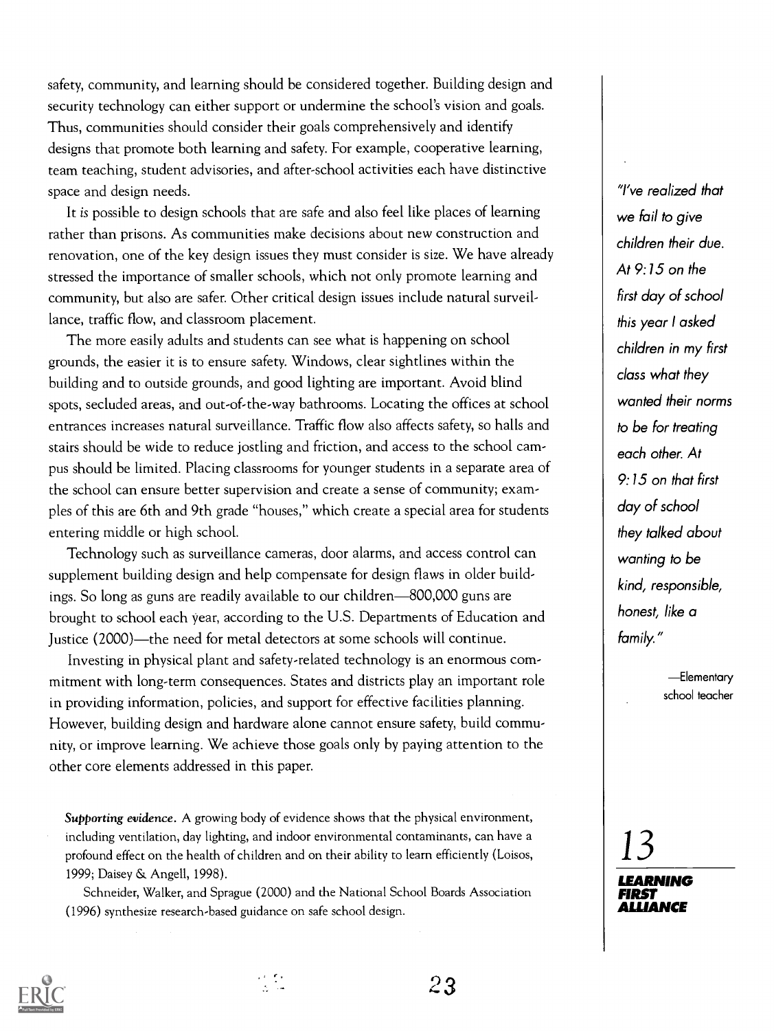safety, community, and learning should be considered together. Building design and security technology can either support or undermine the school's vision and goals. Thus, communities should consider their goals comprehensively and identify designs that promote both learning and safety. For example, cooperative learning, team teaching, student advisories, and after-school activities each have distinctive space and design needs.

It *is* possible to design schools that are safe and also feel like places of learning rather than prisons. As communities make decisions about new construction and renovation, one of the key design issues they must consider is size. We have already stressed the importance of smaller schools, which not only promote learning and community, but also are safer. Other critical design issues include natural surveillance, traffic flow, and classroom placement.

The more easily adults and students can see what is happening on school grounds, the easier it is to ensure safety. Windows, clear sightlines within the building and to outside grounds, and good lighting are important. Avoid blind spots, secluded areas, and out-of-the-way bathrooms. Locating the offices at school entrances increases natural surveillance. Traffic flow also affects safety, so halls and stairs should be wide to reduce jostling and friction, and access to the school campus should be limited. Placing classrooms for younger students in a separate area of the school can ensure better supervision and create a sense of community; examples of this are 6th and 9th grade "houses," which create a special area for students entering middle or high school.

Technology such as surveillance cameras, door alarms, and access control can supplement building design and help compensate for design flaws in older buildings. So long as guns are readily available to our children—800,000 guns are brought to school each year, according to the U.S. Departments of Education and Justice (2000)—the need for metal detectors at some schools will continue.

Investing in physical plant and safety-related technology is an enormous commitment with long-term consequences. States and districts play an important role in providing information, policies, and support for effective facilities planning. However, building design and hardware alone cannot ensure safety, build community, or improve learning. We achieve those goals only by paying attention to the other core elements addressed in this paper.

*"I've realized that we fail to give children their due. At 9:15 on the first day of school this year I asked children in my first class what they wanted their norms to be for treating each other. At 9:15 on that first day of school they talked about wanting to be kind, responsible, honest, like a family."*

—Elementary school teacher

***Supporting evidence.*** A growing body of evidence shows that the physical environment, including ventilation, day lighting, and indoor environmental contaminants, can have a profound effect on the health of children and on their ability to learn efficiently (Loisos, 1999; Daisey & Angell, 1998).

Schneider, Walker, and Sprague (2000) and the National School Boards Association (1996) synthesize research-based guidance on safe school design.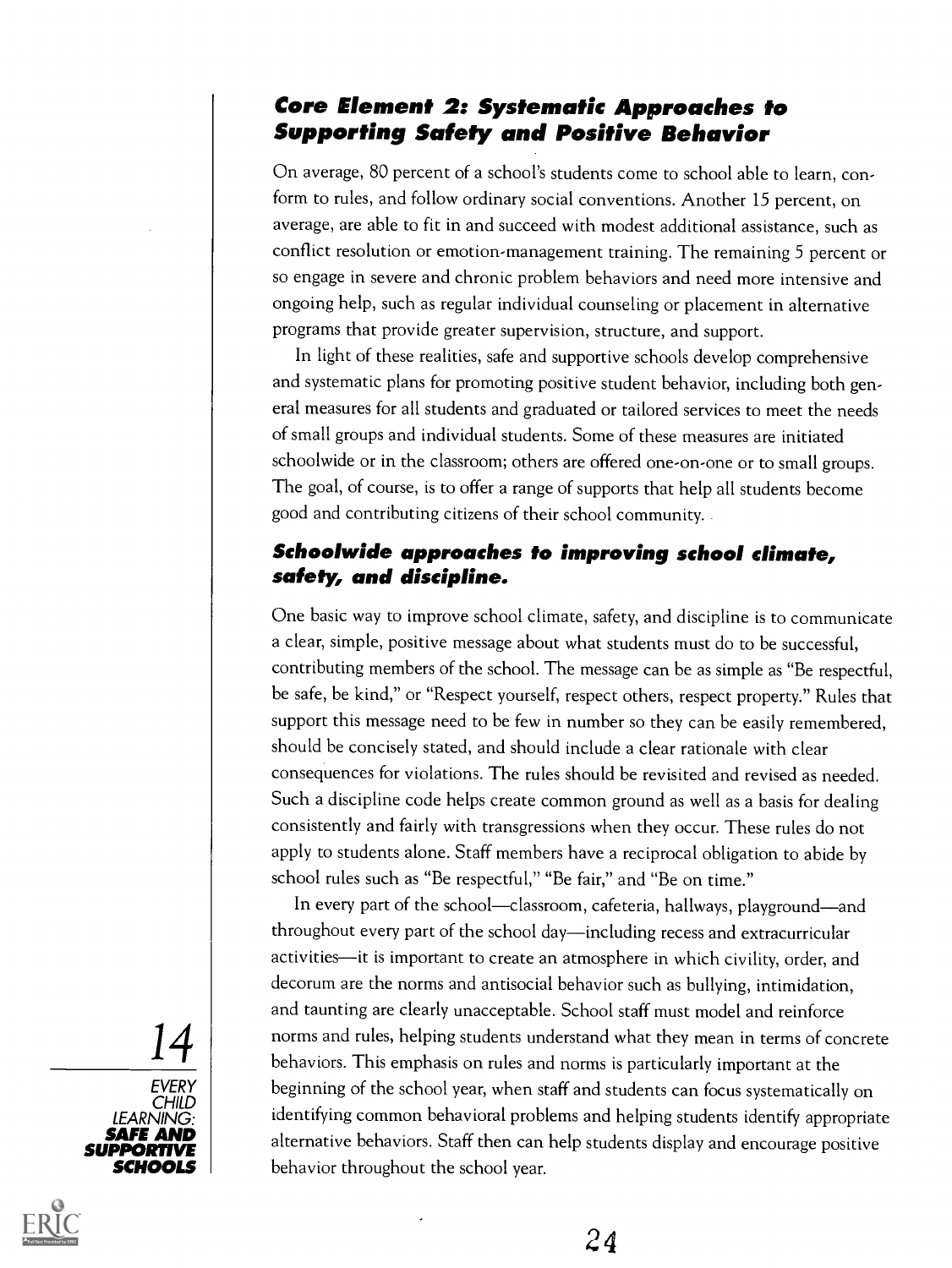## Core Element 2: Systematic Approaches to Supporting Safety and Positive Behavior

On average, 80 percent of a school's students come to school able to learn, conform to rules, and follow ordinary social conventions. Another 15 percent, on average, are able to fit in and succeed with modest additional assistance, such as conflict resolution or emotion-management training. The remaining 5 percent or so engage in severe and chronic problem behaviors and need more intensive and ongoing help, such as regular individual counseling or placement in alternative programs that provide greater supervision, structure, and support.

In light of these realities, safe and supportive schools develop comprehensive and systematic plans for promoting positive student behavior, including both general measures for all students and graduated or tailored services to meet the needs of small groups and individual students. Some of these measures are initiated schoolwide or in the classroom; others are offered one-on-one or to small groups. The goal, of course, is to offer a range of supports that help all students become good and contributing citizens of their school community.

### Schoolwide approaches to improving school climate, safety, and discipline.

One basic way to improve school climate, safety, and discipline is to communicate a clear, simple, positive message about what students must do to be successful, contributing members of the school. The message can be as simple as "Be respectful, be safe, be kind," or "Respect yourself, respect others, respect property." Rules that support this message need to be few in number so they can be easily remembered, should be concisely stated, and should include a clear rationale with clear consequences for violations. The rules should be revisited and revised as needed. Such a discipline code helps create common ground as well as a basis for dealing consistently and fairly with transgressions when they occur. These rules do not apply to students alone. Staff members have a reciprocal obligation to abide by school rules such as "Be respectful," "Be fair," and "Be on time."

In every part of the school—classroom, cafeteria, hallways, playground—and throughout every part of the school day—including recess and extracurricular activities—it is important to create an atmosphere in which civility, order, and decorum are the norms and antisocial behavior such as bullying, intimidation, and taunting are clearly unacceptable. School staff must model and reinforce norms and rules, helping students understand what they mean in terms of concrete behaviors. This emphasis on rules and norms is particularly important at the beginning of the school year, when staff and students can focus systematically on identifying common behavioral problems and helping students identify appropriate alternative behaviors. Staff then can help students display and encourage positive behavior throughout the school year.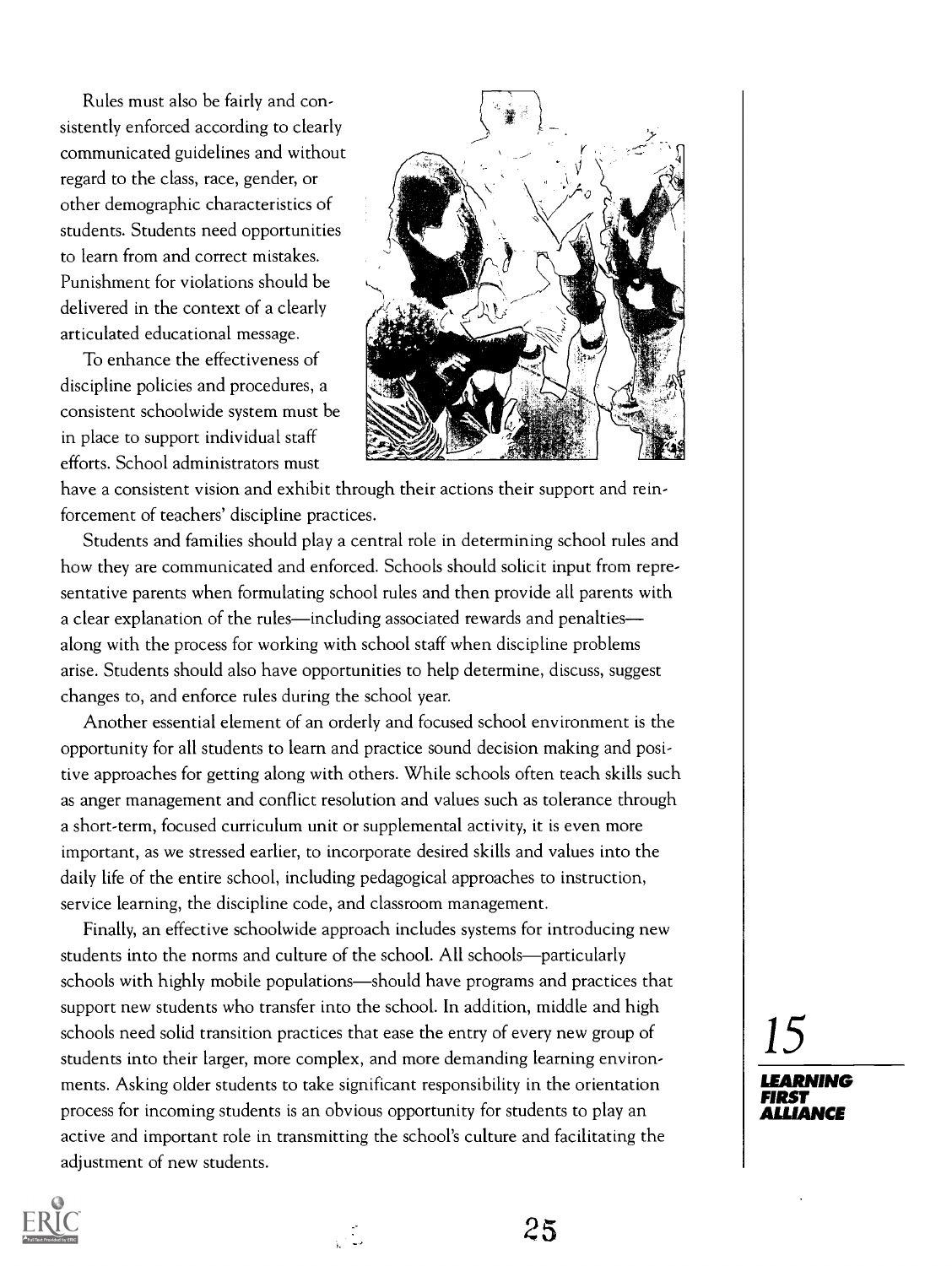Rules must also be fairly and consistently enforced according to clearly communicated guidelines and without regard to the class, race, gender, or other demographic characteristics of students. Students need opportunities to learn from and correct mistakes. Punishment for violations should be delivered in the context of a clearly articulated educational message.

To enhance the effectiveness of discipline policies and procedures, a consistent schoolwide system must be in place to support individual staff efforts. School administrators must have a consistent vision and exhibit through their actions their support and reinforcement of teachers' discipline practices.

Students and families should play a central role in determining school rules and how they are communicated and enforced. Schools should solicit input from representative parents when formulating school rules and then provide all parents with a clear explanation of the rules—including associated rewards and penalties—along with the process for working with school staff when discipline problems arise. Students should also have opportunities to help determine, discuss, suggest changes to, and enforce rules during the school year.

Another essential element of an orderly and focused school environment is the opportunity for all students to learn and practice sound decision making and positive approaches for getting along with others. While schools often teach skills such as anger management and conflict resolution and values such as tolerance through a short-term, focused curriculum unit or supplemental activity, it is even more important, as we stressed earlier, to incorporate desired skills and values into the daily life of the entire school, including pedagogical approaches to instruction, service learning, the discipline code, and classroom management.

Finally, an effective schoolwide approach includes systems for introducing new students into the norms and culture of the school. All schools—particularly schools with highly mobile populations—should have programs and practices that support new students who transfer into the school. In addition, middle and high schools need solid transition practices that ease the entry of every new group of students into their larger, more complex, and more demanding learning environments. Asking older students to take significant responsibility in the orientation process for incoming students is an obvious opportunity for students to play an active and important role in transmitting the school's culture and facilitating the adjustment of new students.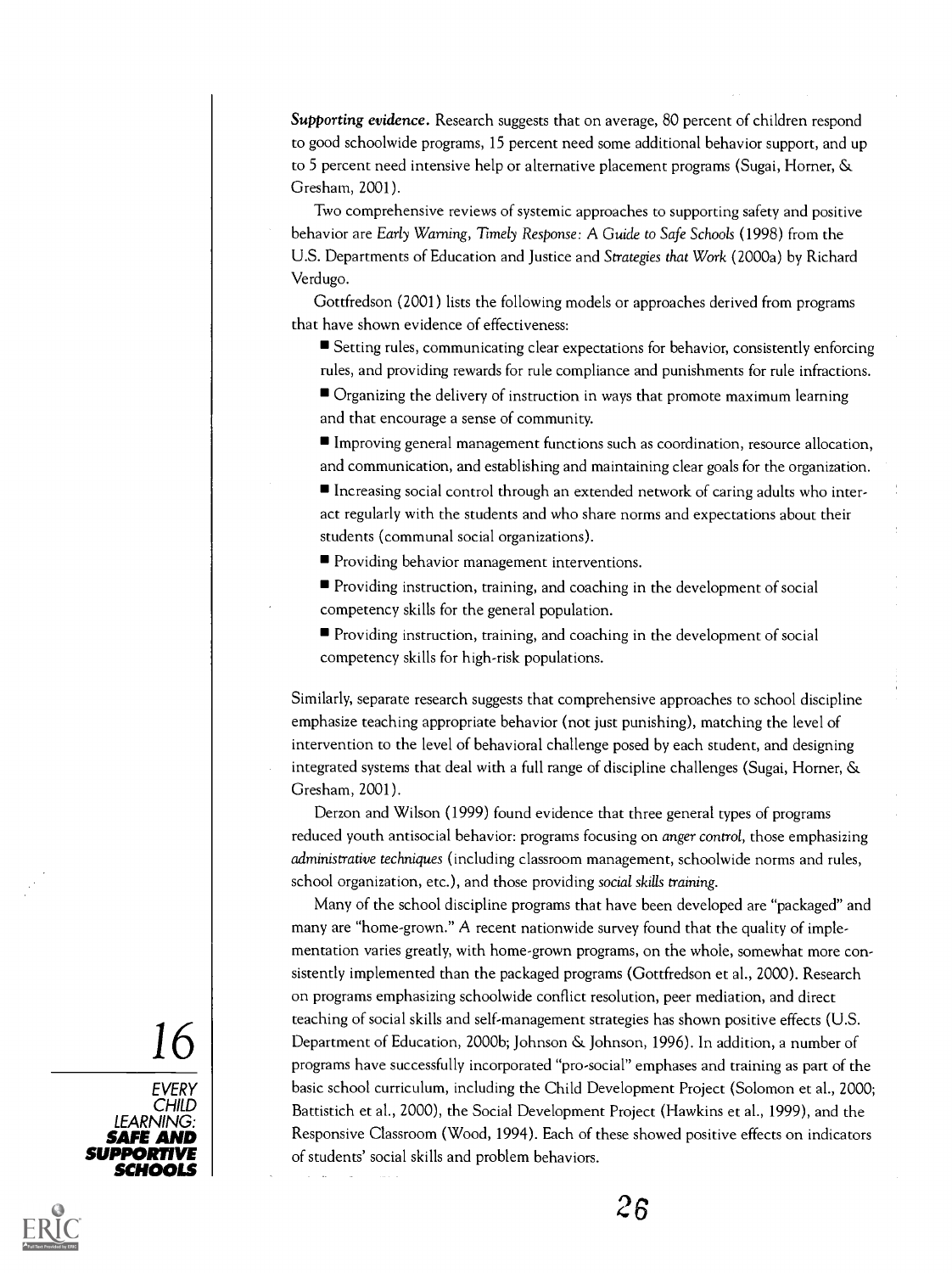***Supporting evidence.*** Research suggests that on average, 80 percent of children respond to good schoolwide programs, 15 percent need some additional behavior support, and up to 5 percent need intensive help or alternative placement programs (Sugai, Horner, & Gresham, 2001).

Two comprehensive reviews of systemic approaches to supporting safety and positive behavior are *Early Warning, Timely Response: A Guide to Safe Schools* (1998) from the U.S. Departments of Education and Justice and *Strategies that Work* (2000a) by Richard Verdugo.

Gottfredson (2001) lists the following models or approaches derived from programs that have shown evidence of effectiveness:

- Setting rules, communicating clear expectations for behavior, consistently enforcing rules, and providing rewards for rule compliance and punishments for rule infractions.
- Organizing the delivery of instruction in ways that promote maximum learning and that encourage a sense of community.
- Improving general management functions such as coordination, resource allocation, and communication, and establishing and maintaining clear goals for the organization.
- Increasing social control through an extended network of caring adults who interact regularly with the students and who share norms and expectations about their students (communal social organizations).
- Providing behavior management interventions.
- Providing instruction, training, and coaching in the development of social competency skills for the general population.
- Providing instruction, training, and coaching in the development of social competency skills for high-risk populations.

Similarly, separate research suggests that comprehensive approaches to school discipline emphasize teaching appropriate behavior (not just punishing), matching the level of intervention to the level of behavioral challenge posed by each student, and designing integrated systems that deal with a full range of discipline challenges (Sugai, Horner, & Gresham, 2001).

Derzon and Wilson (1999) found evidence that three general types of programs reduced youth antisocial behavior: programs focusing on *anger control*, those emphasizing *administrative techniques* (including classroom management, schoolwide norms and rules, school organization, etc.), and those providing *social skills training*.

Many of the school discipline programs that have been developed are "packaged" and many are "home-grown." A recent nationwide survey found that the quality of implementation varies greatly, with home-grown programs, on the whole, somewhat more consistently implemented than the packaged programs (Gottfredson et al., 2000). Research on programs emphasizing schoolwide conflict resolution, peer mediation, and direct teaching of social skills and self-management strategies has shown positive effects (U.S. Department of Education, 2000b; Johnson & Johnson, 1996). In addition, a number of programs have successfully incorporated "pro-social" emphases and training as part of the basic school curriculum, including the Child Development Project (Solomon et al., 2000; Battistich et al., 2000), the Social Development Project (Hawkins et al., 1999), and the Responsive Classroom (Wood, 1994). Each of these showed positive effects on indicators of students' social skills and problem behaviors.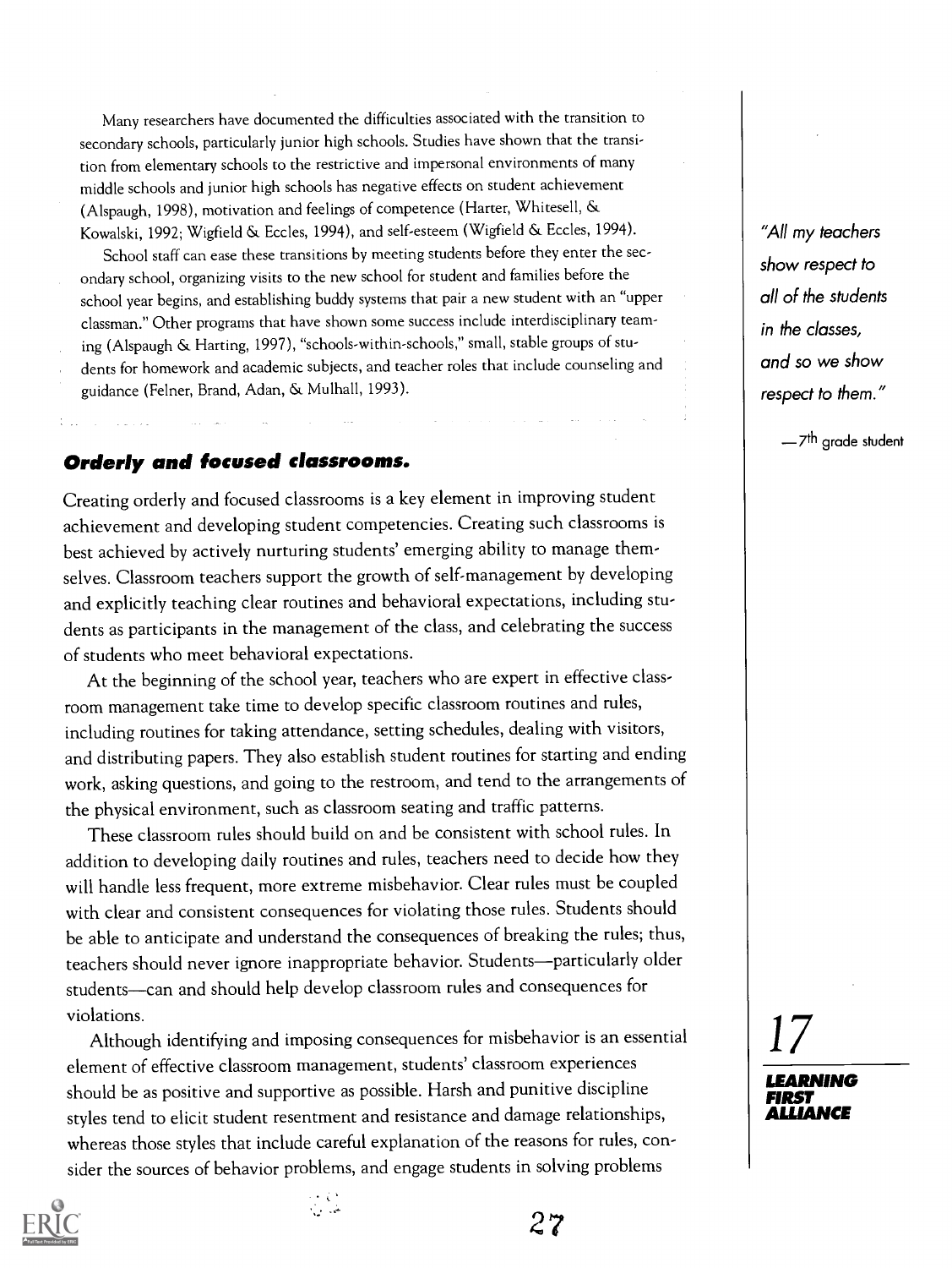Many researchers have documented the difficulties associated with the transition to secondary schools, particularly junior high schools. Studies have shown that the transition from elementary schools to the restrictive and impersonal environments of many middle schools and junior high schools has negative effects on student achievement (Alspaugh, 1998), motivation and feelings of competence (Harter, Whitesell, & Kowalski, 1992; Wigfield & Eccles, 1994), and self-esteem (Wigfield & Eccles, 1994).

School staff can ease these transitions by meeting students before they enter the secondary school, organizing visits to the new school for student and families before the school year begins, and establishing buddy systems that pair a new student with an "upper classman." Other programs that have shown some success include interdisciplinary teaming (Alspaugh & Harting, 1997), "schools-within-schools," small, stable groups of students for homework and academic subjects, and teacher roles that include counseling and guidance (Felner, Brand, Adan, & Mulhall, 1993).

*"All my teachers show respect to all of the students in the classes, and so we show respect to them."*

—7th grade student

### Orderly and focused classrooms.

Creating orderly and focused classrooms is a key element in improving student achievement and developing student competencies. Creating such classrooms is best achieved by actively nurturing students' emerging ability to manage themselves. Classroom teachers support the growth of self-management by developing and explicitly teaching clear routines and behavioral expectations, including students as participants in the management of the class, and celebrating the success of students who meet behavioral expectations.

At the beginning of the school year, teachers who are expert in effective classroom management take time to develop specific classroom routines and rules, including routines for taking attendance, setting schedules, dealing with visitors, and distributing papers. They also establish student routines for starting and ending work, asking questions, and going to the restroom, and tend to the arrangements of the physical environment, such as classroom seating and traffic patterns.

These classroom rules should build on and be consistent with school rules. In addition to developing daily routines and rules, teachers need to decide how they will handle less frequent, more extreme misbehavior. Clear rules must be coupled with clear and consistent consequences for violating those rules. Students should be able to anticipate and understand the consequences of breaking the rules; thus, teachers should never ignore inappropriate behavior. Students—particularly older students—can and should help develop classroom rules and consequences for violations.

Although identifying and imposing consequences for misbehavior is an essential element of effective classroom management, students' classroom experiences should be as positive and supportive as possible. Harsh and punitive discipline styles tend to elicit student resentment and resistance and damage relationships, whereas those styles that include careful explanation of the reasons for rules, consider the sources of behavior problems, and engage students in solving problems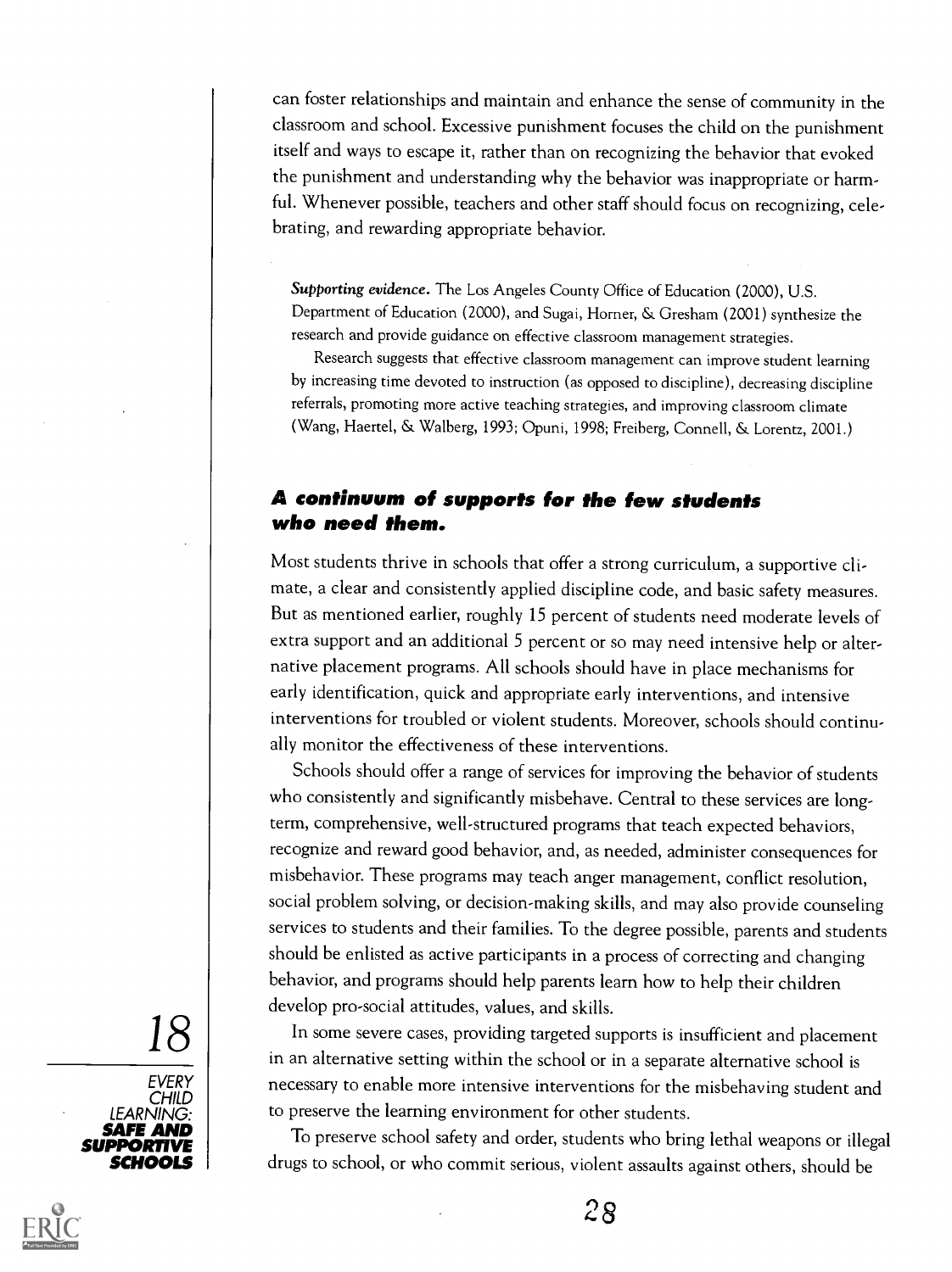can foster relationships and maintain and enhance the sense of community in the classroom and school. Excessive punishment focuses the child on the punishment itself and ways to escape it, rather than on recognizing the behavior that evoked the punishment and understanding why the behavior was inappropriate or harmful. Whenever possible, teachers and other staff should focus on recognizing, celebrating, and rewarding appropriate behavior.

*Supporting evidence.* The Los Angeles County Office of Education (2000), U.S. Department of Education (2000), and Sugai, Horner, & Gresham (2001) synthesize the research and provide guidance on effective classroom management strategies.

Research suggests that effective classroom management can improve student learning by increasing time devoted to instruction (as opposed to discipline), decreasing discipline referrals, promoting more active teaching strategies, and improving classroom climate (Wang, Haertel, & Walberg, 1993; Opuni, 1998; Freiberg, Connell, & Lorentz, 2001.)

### A continuum of supports for the few students who need them.

Most students thrive in schools that offer a strong curriculum, a supportive climate, a clear and consistently applied discipline code, and basic safety measures. But as mentioned earlier, roughly 15 percent of students need moderate levels of extra support and an additional 5 percent or so may need intensive help or alternative placement programs. All schools should have in place mechanisms for early identification, quick and appropriate early interventions, and intensive interventions for troubled or violent students. Moreover, schools should continually monitor the effectiveness of these interventions.

Schools should offer a range of services for improving the behavior of students who consistently and significantly misbehave. Central to these services are long-term, comprehensive, well-structured programs that teach expected behaviors, recognize and reward good behavior, and, as needed, administer consequences for misbehavior. These programs may teach anger management, conflict resolution, social problem solving, or decision-making skills, and may also provide counseling services to students and their families. To the degree possible, parents and students should be enlisted as active participants in a process of correcting and changing behavior, and programs should help parents learn how to help their children develop pro-social attitudes, values, and skills.

In some severe cases, providing targeted supports is insufficient and placement in an alternative setting within the school or in a separate alternative school is necessary to enable more intensive interventions for the misbehaving student and to preserve the learning environment for other students.

To preserve school safety and order, students who bring lethal weapons or illegal drugs to school, or who commit serious, violent assaults against others, should be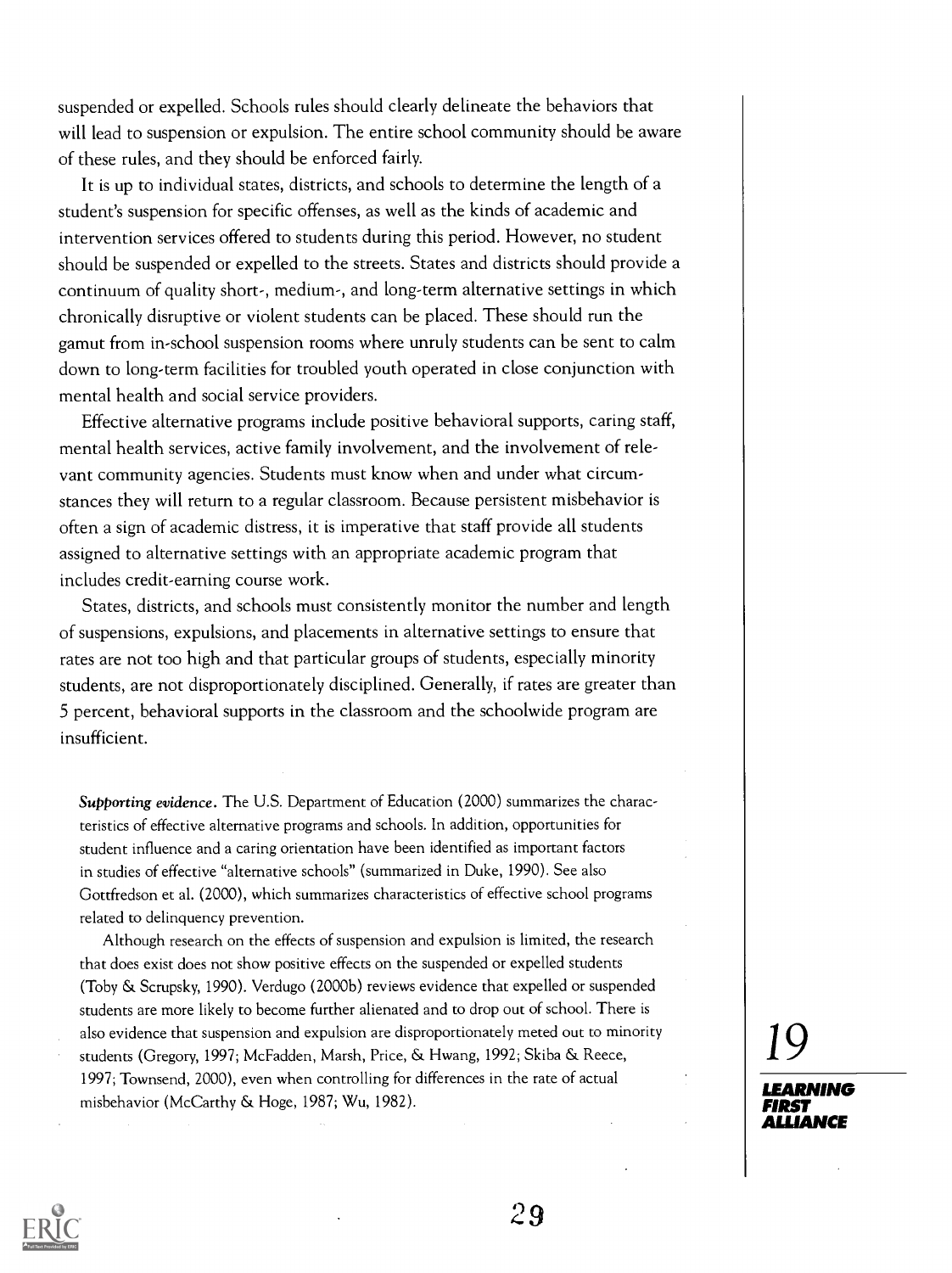suspended or expelled. Schools rules should clearly delineate the behaviors that will lead to suspension or expulsion. The entire school community should be aware of these rules, and they should be enforced fairly.

It is up to individual states, districts, and schools to determine the length of a student's suspension for specific offenses, as well as the kinds of academic and intervention services offered to students during this period. However, no student should be suspended or expelled to the streets. States and districts should provide a continuum of quality short-, medium-, and long-term alternative settings in which chronically disruptive or violent students can be placed. These should run the gamut from in-school suspension rooms where unruly students can be sent to calm down to long-term facilities for troubled youth operated in close conjunction with mental health and social service providers.

Effective alternative programs include positive behavioral supports, caring staff, mental health services, active family involvement, and the involvement of relevant community agencies. Students must know when and under what circumstances they will return to a regular classroom. Because persistent misbehavior is often a sign of academic distress, it is imperative that staff provide all students assigned to alternative settings with an appropriate academic program that includes credit-earning course work.

States, districts, and schools must consistently monitor the number and length of suspensions, expulsions, and placements in alternative settings to ensure that rates are not too high and that particular groups of students, especially minority students, are not disproportionately disciplined. Generally, if rates are greater than 5 percent, behavioral supports in the classroom and the schoolwide program are insufficient.

***Supporting evidence.*** The U.S. Department of Education (2000) summarizes the characteristics of effective alternative programs and schools. In addition, opportunities for student influence and a caring orientation have been identified as important factors in studies of effective "alternative schools" (summarized in Duke, 1990). See also Gottfredson et al. (2000), which summarizes characteristics of effective school programs related to delinquency prevention.

Although research on the effects of suspension and expulsion is limited, the research that does exist does not show positive effects on the suspended or expelled students (Toby & Scrupsky, 1990). Verdugo (2000b) reviews evidence that expelled or suspended students are more likely to become further alienated and to drop out of school. There is also evidence that suspension and expulsion are disproportionately meted out to minority students (Gregory, 1997; McFadden, Marsh, Price, & Hwang, 1992; Skiba & Reece, 1997; Townsend, 2000), even when controlling for differences in the rate of actual misbehavior (McCarthy & Hoge, 1987; Wu, 1982).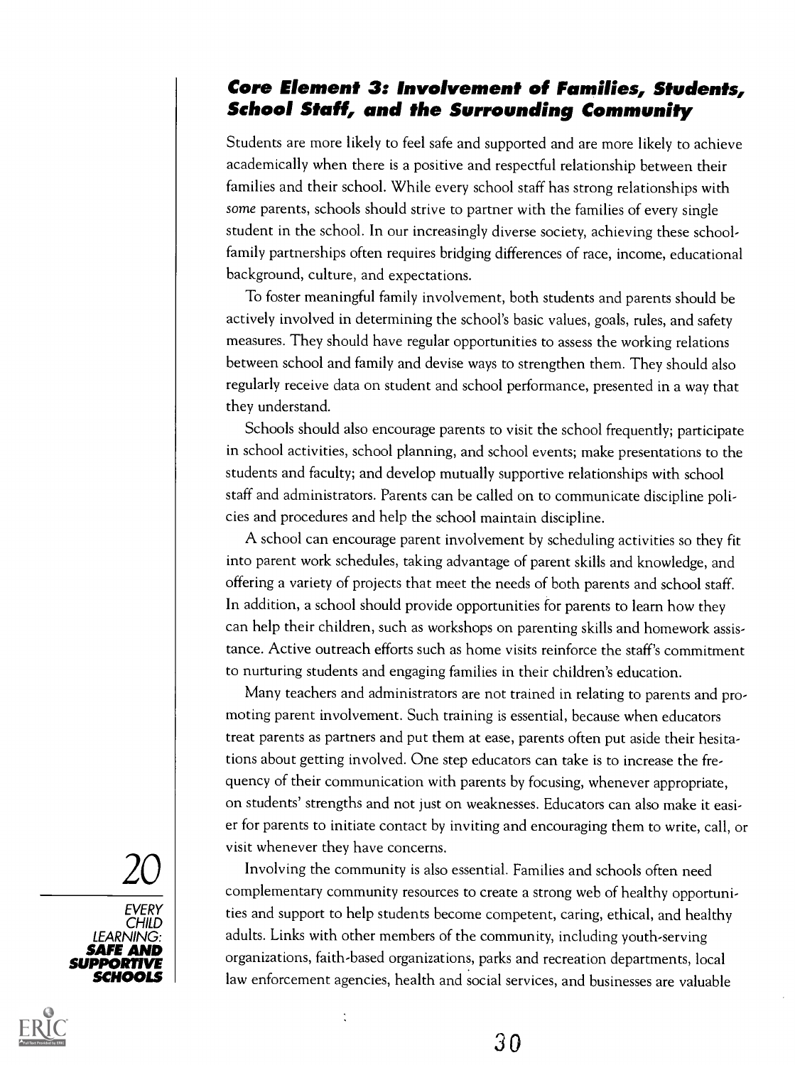### Core Element 3: Involvement of Families, Students, School Staff, and the Surrounding Community

Students are more likely to feel safe and supported and are more likely to achieve academically when there is a positive and respectful relationship between their families and their school. While every school staff has strong relationships with *some* parents, schools should strive to partner with the families of every single student in the school. In our increasingly diverse society, achieving these school-family partnerships often requires bridging differences of race, income, educational background, culture, and expectations.

To foster meaningful family involvement, both students and parents should be actively involved in determining the school's basic values, goals, rules, and safety measures. They should have regular opportunities to assess the working relations between school and family and devise ways to strengthen them. They should also regularly receive data on student and school performance, presented in a way that they understand.

Schools should also encourage parents to visit the school frequently; participate in school activities, school planning, and school events; make presentations to the students and faculty; and develop mutually supportive relationships with school staff and administrators. Parents can be called on to communicate discipline policies and procedures and help the school maintain discipline.

A school can encourage parent involvement by scheduling activities so they fit into parent work schedules, taking advantage of parent skills and knowledge, and offering a variety of projects that meet the needs of both parents and school staff. In addition, a school should provide opportunities for parents to learn how they can help their children, such as workshops on parenting skills and homework assistance. Active outreach efforts such as home visits reinforce the staff's commitment to nurturing students and engaging families in their children's education.

Many teachers and administrators are not trained in relating to parents and promoting parent involvement. Such training is essential, because when educators treat parents as partners and put them at ease, parents often put aside their hesitations about getting involved. One step educators can take is to increase the frequency of their communication with parents by focusing, whenever appropriate, on students' strengths and not just on weaknesses. Educators can also make it easier for parents to initiate contact by inviting and encouraging them to write, call, or visit whenever they have concerns.

Involving the community is also essential. Families and schools often need complementary community resources to create a strong web of healthy opportunities and support to help students become competent, caring, ethical, and healthy adults. Links with other members of the community, including youth-serving organizations, faith-based organizations, parks and recreation departments, local law enforcement agencies, health and social services, and businesses are valuable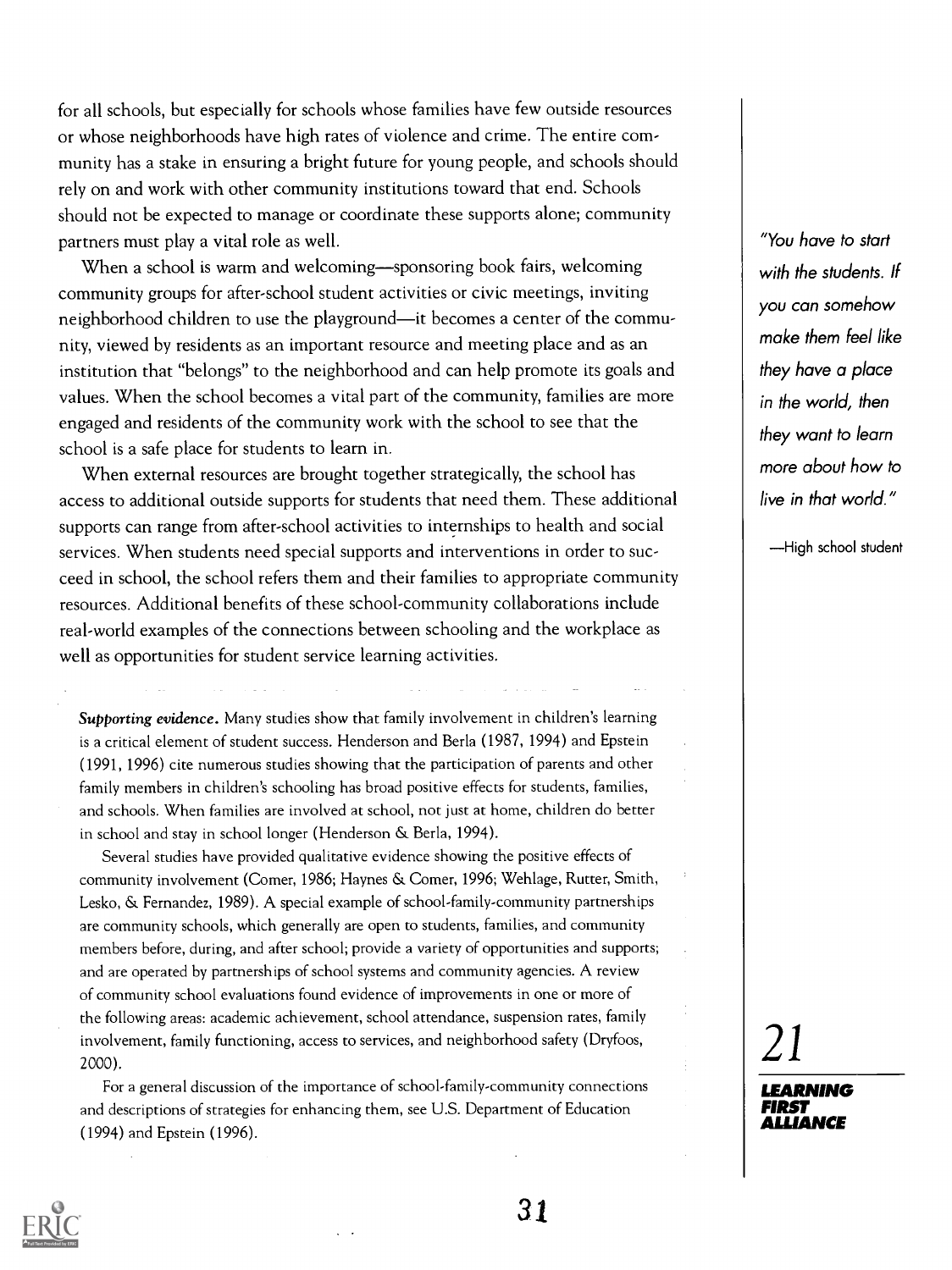for all schools, but especially for schools whose families have few outside resources or whose neighborhoods have high rates of violence and crime. The entire community has a stake in ensuring a bright future for young people, and schools should rely on and work with other community institutions toward that end. Schools should not be expected to manage or coordinate these supports alone; community partners must play a vital role as well.

When a school is warm and welcoming—sponsoring book fairs, welcoming community groups for after-school student activities or civic meetings, inviting neighborhood children to use the playground—it becomes a center of the community, viewed by residents as an important resource and meeting place and as an institution that "belongs" to the neighborhood and can help promote its goals and values. When the school becomes a vital part of the community, families are more engaged and residents of the community work with the school to see that the school is a safe place for students to learn in.

When external resources are brought together strategically, the school has access to additional outside supports for students that need them. These additional supports can range from after-school activities to internships to health and social services. When students need special supports and interventions in order to succeed in school, the school refers them and their families to appropriate community resources. Additional benefits of these school-community collaborations include real-world examples of the connections between schooling and the workplace as well as opportunities for student service learning activities.

*"You have to start with the students. If you can somehow make them feel like they have a place in the world, then they want to learn more about how to live in that world."*

—High school student

***Supporting evidence.*** Many studies show that family involvement in children's learning is a critical element of student success. Henderson and Berla (1987, 1994) and Epstein (1991, 1996) cite numerous studies showing that the participation of parents and other family members in children's schooling has broad positive effects for students, families, and schools. When families are involved at school, not just at home, children do better in school and stay in school longer (Henderson & Berla, 1994).

Several studies have provided qualitative evidence showing the positive effects of community involvement (Comer, 1986; Haynes & Comer, 1996; Wehlage, Rutter, Smith, Lesko, & Fernandez, 1989). A special example of school-family-community partnerships are community schools, which generally are open to students, families, and community members before, during, and after school; provide a variety of opportunities and supports; and are operated by partnerships of school systems and community agencies. A review of community school evaluations found evidence of improvements in one or more of the following areas: academic achievement, school attendance, suspension rates, family involvement, family functioning, access to services, and neighborhood safety (Dryfoos, 2000).

For a general discussion of the importance of school-family-community connections and descriptions of strategies for enhancing them, see U.S. Department of Education (1994) and Epstein (1996).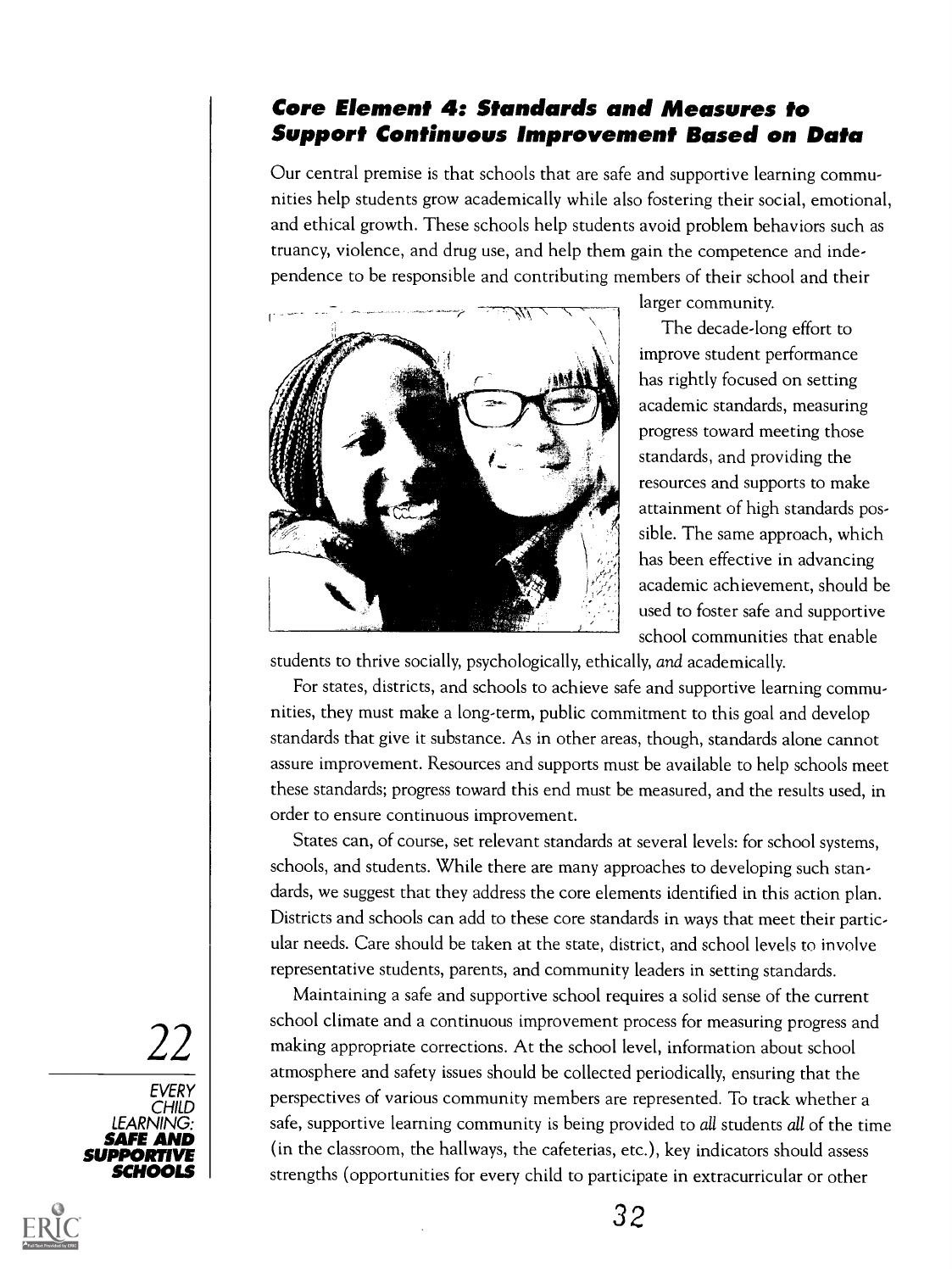## Core Element 4: Standards and Measures to Support Continuous Improvement Based on Data

Our central premise is that schools that are safe and supportive learning communities help students grow academically while also fostering their social, emotional, and ethical growth. These schools help students avoid problem behaviors such as truancy, violence, and drug use, and help them gain the competence and independence to be responsible and contributing members of their school and their larger community.

The decade-long effort to improve student performance has rightly focused on setting academic standards, measuring progress toward meeting those standards, and providing the resources and supports to make attainment of high standards possible. The same approach, which has been effective in advancing academic achievement, should be used to foster safe and supportive school communities that enable students to thrive socially, psychologically, ethically, *and* academically.

For states, districts, and schools to achieve safe and supportive learning communities, they must make a long-term, public commitment to this goal and develop standards that give it substance. As in other areas, though, standards alone cannot assure improvement. Resources and supports must be available to help schools meet these standards; progress toward this end must be measured, and the results used, in order to ensure continuous improvement.

States can, of course, set relevant standards at several levels: for school systems, schools, and students. While there are many approaches to developing such standards, we suggest that they address the core elements identified in this action plan. Districts and schools can add to these core standards in ways that meet their particular needs. Care should be taken at the state, district, and school levels to involve representative students, parents, and community leaders in setting standards.

Maintaining a safe and supportive school requires a solid sense of the current school climate and a continuous improvement process for measuring progress and making appropriate corrections. At the school level, information about school atmosphere and safety issues should be collected periodically, ensuring that the perspectives of various community members are represented. To track whether a safe, supportive learning community is being provided to *all* students *all* of the time (in the classroom, the hallways, the cafeterias, etc.), key indicators should assess strengths (opportunities for every child to participate in extracurricular or other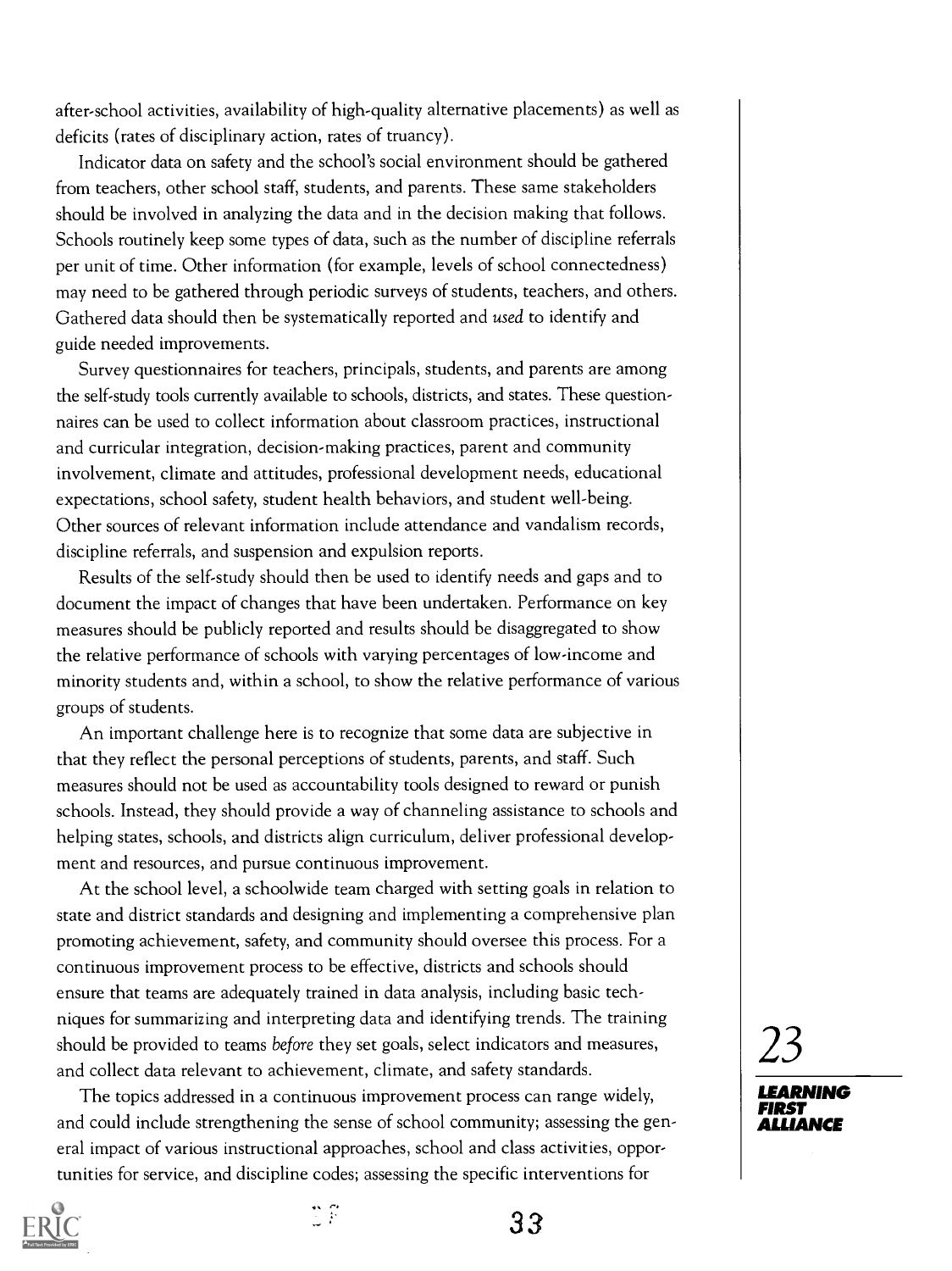after-school activities, availability of high-quality alternative placements) as well as deficits (rates of disciplinary action, rates of truancy).

Indicator data on safety and the school's social environment should be gathered from teachers, other school staff, students, and parents. These same stakeholders should be involved in analyzing the data and in the decision making that follows. Schools routinely keep some types of data, such as the number of discipline referrals per unit of time. Other information (for example, levels of school connectedness) may need to be gathered through periodic surveys of students, teachers, and others. Gathered data should then be systematically reported and *used* to identify and guide needed improvements.

Survey questionnaires for teachers, principals, students, and parents are among the self-study tools currently available to schools, districts, and states. These questionnaires can be used to collect information about classroom practices, instructional and curricular integration, decision-making practices, parent and community involvement, climate and attitudes, professional development needs, educational expectations, school safety, student health behaviors, and student well-being. Other sources of relevant information include attendance and vandalism records, discipline referrals, and suspension and expulsion reports.

Results of the self-study should then be used to identify needs and gaps and to document the impact of changes that have been undertaken. Performance on key measures should be publicly reported and results should be disaggregated to show the relative performance of schools with varying percentages of low-income and minority students and, within a school, to show the relative performance of various groups of students.

An important challenge here is to recognize that some data are subjective in that they reflect the personal perceptions of students, parents, and staff. Such measures should not be used as accountability tools designed to reward or punish schools. Instead, they should provide a way of channeling assistance to schools and helping states, schools, and districts align curriculum, deliver professional development and resources, and pursue continuous improvement.

At the school level, a schoolwide team charged with setting goals in relation to state and district standards and designing and implementing a comprehensive plan promoting achievement, safety, and community should oversee this process. For a continuous improvement process to be effective, districts and schools should ensure that teams are adequately trained in data analysis, including basic techniques for summarizing and interpreting data and identifying trends. The training should be provided to teams *before* they set goals, select indicators and measures, and collect data relevant to achievement, climate, and safety standards.

The topics addressed in a continuous improvement process can range widely, and could include strengthening the sense of school community; assessing the general impact of various instructional approaches, school and class activities, opportunities for service, and discipline codes; assessing the specific interventions for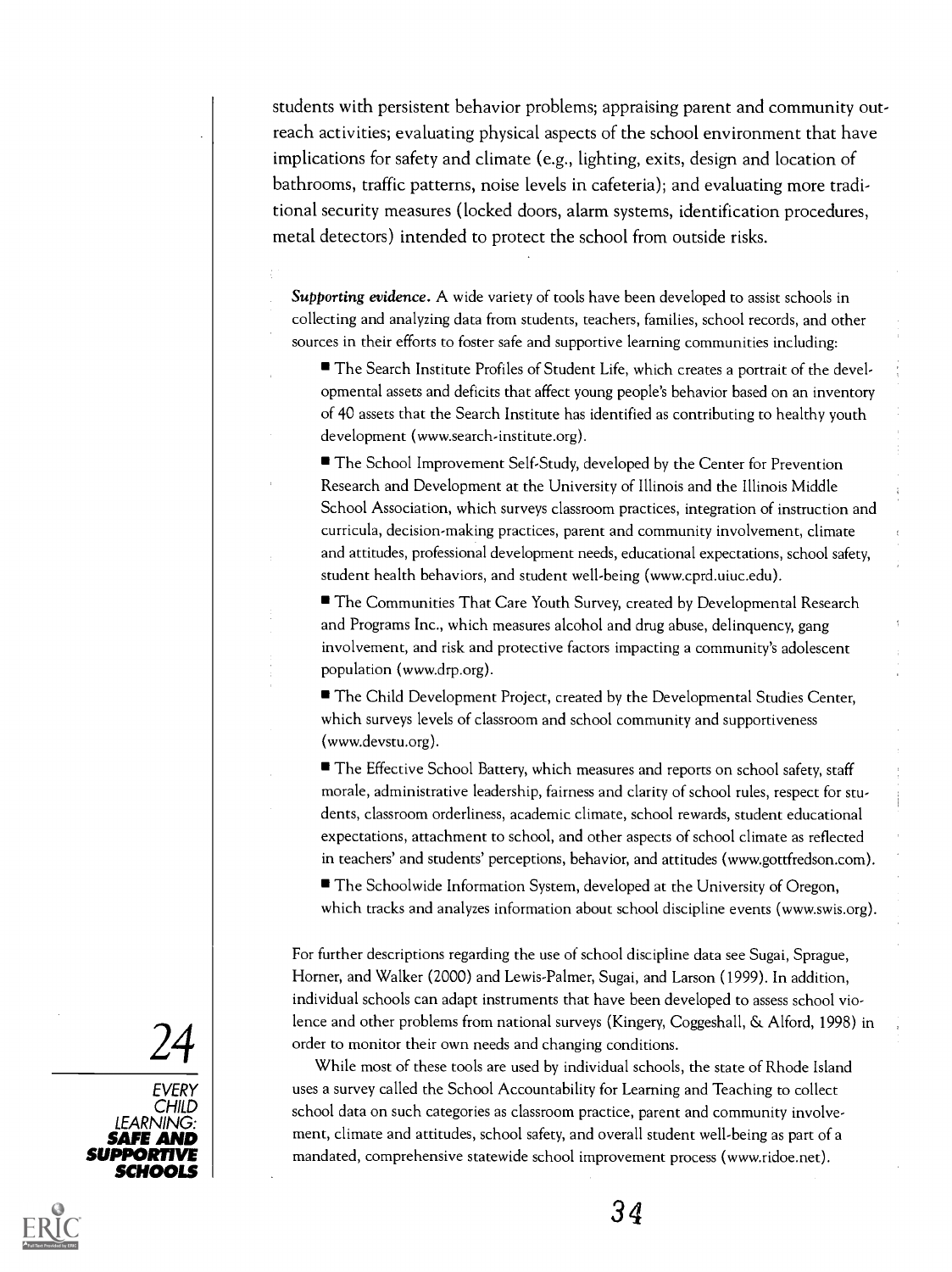students with persistent behavior problems; appraising parent and community outreach activities; evaluating physical aspects of the school environment that have implications for safety and climate (e.g., lighting, exits, design and location of bathrooms, traffic patterns, noise levels in cafeteria); and evaluating more traditional security measures (locked doors, alarm systems, identification procedures, metal detectors) intended to protect the school from outside risks.

***Supporting evidence.*** A wide variety of tools have been developed to assist schools in collecting and analyzing data from students, teachers, families, school records, and other sources in their efforts to foster safe and supportive learning communities including:

- The Search Institute Profiles of Student Life, which creates a portrait of the developmental assets and deficits that affect young people's behavior based on an inventory of 40 assets that the Search Institute has identified as contributing to healthy youth development (www.search-institute.org).
- The School Improvement Self-Study, developed by the Center for Prevention Research and Development at the University of Illinois and the Illinois Middle School Association, which surveys classroom practices, integration of instruction and curricula, decision-making practices, parent and community involvement, climate and attitudes, professional development needs, educational expectations, school safety, student health behaviors, and student well-being (www.cprd.uiuc.edu).
- The Communities That Care Youth Survey, created by Developmental Research and Programs Inc., which measures alcohol and drug abuse, delinquency, gang involvement, and risk and protective factors impacting a community's adolescent population (www.drp.org).
- The Child Development Project, created by the Developmental Studies Center, which surveys levels of classroom and school community and supportiveness (www.devstu.org).
- The Effective School Battery, which measures and reports on school safety, staff morale, administrative leadership, fairness and clarity of school rules, respect for students, classroom orderliness, academic climate, school rewards, student educational expectations, attachment to school, and other aspects of school climate as reflected in teachers' and students' perceptions, behavior, and attitudes (www.gottfredson.com).
- The Schoolwide Information System, developed at the University of Oregon, which tracks and analyzes information about school discipline events (www.swis.org).

For further descriptions regarding the use of school discipline data see Sugai, Sprague, Horner, and Walker (2000) and Lewis-Palmer, Sugai, and Larson (1999). In addition, individual schools can adapt instruments that have been developed to assess school violence and other problems from national surveys (Kingery, Coggeshall, & Alford, 1998) in order to monitor their own needs and changing conditions.

While most of these tools are used by individual schools, the state of Rhode Island uses a survey called the School Accountability for Learning and Teaching to collect school data on such categories as classroom practice, parent and community involvement, climate and attitudes, school safety, and overall student well-being as part of a mandated, comprehensive statewide school improvement process (www.ridoe.net).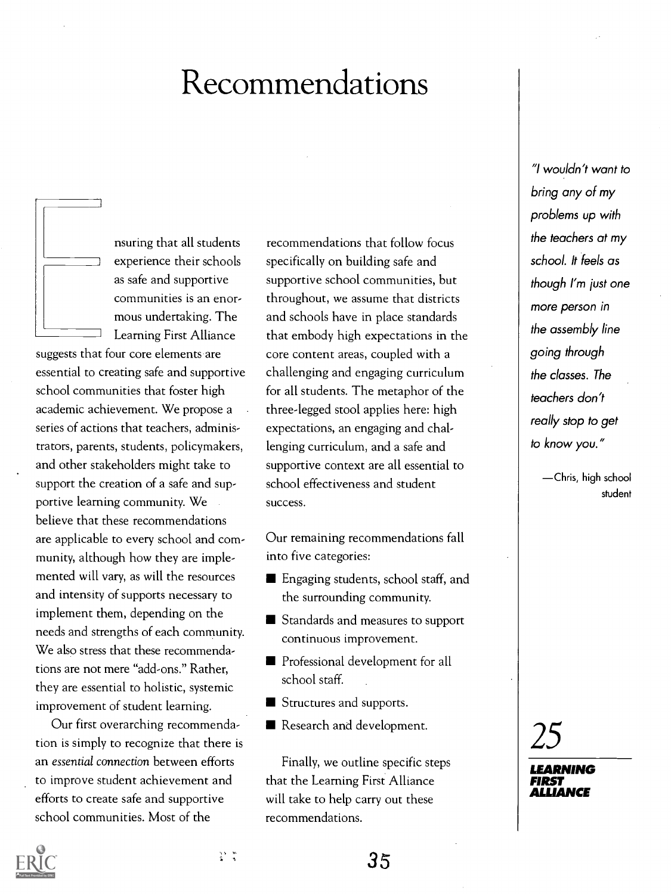# Recommendations

Ensuring that all students experience their schools as safe and supportive communities is an enormous undertaking. The Learning First Alliance suggests that four core elements are essential to creating safe and supportive school communities that foster high academic achievement. We propose a series of actions that teachers, administrators, parents, students, policymakers, and other stakeholders might take to support the creation of a safe and supportive learning community. We believe that these recommendations are applicable to every school and community, although how they are implemented will vary, as will the resources and intensity of supports necessary to implement them, depending on the needs and strengths of each community. We also stress that these recommendations are not mere "add-ons." Rather, they are essential to holistic, systemic improvement of student learning.

Our first overarching recommendation is simply to recognize that there is an *essential connection* between efforts to improve student achievement and efforts to create safe and supportive school communities. Most of the recommendations that follow focus specifically on building safe and supportive school communities, but throughout, we assume that districts and schools have in place standards that embody high expectations in the core content areas, coupled with a challenging and engaging curriculum for all students. The metaphor of the three-legged stool applies here: high expectations, an engaging and challenging curriculum, and a safe and supportive context are all essential to school effectiveness and student success.

Our remaining recommendations fall into five categories:

- Engaging students, school staff, and the surrounding community.
- Standards and measures to support continuous improvement.
- Professional development for all school staff.
- Structures and supports.
- Research and development.

Finally, we outline specific steps that the Learning First Alliance will take to help carry out these recommendations.

*"I wouldn't want to bring any of my problems up with the teachers at my school. It feels as though I'm just one more person in the assembly line going through the classes. The teachers don't really stop to get to know you."*

—Chris, high school student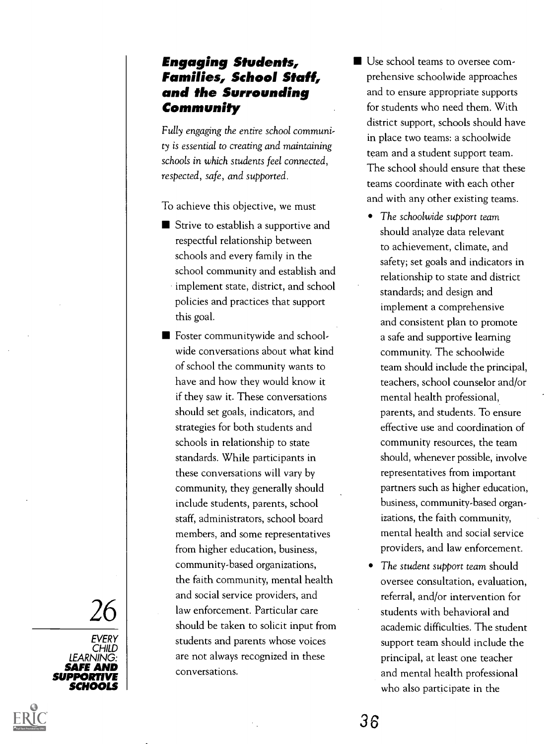## Engaging Students, Families, School Staff, and the Surrounding Community

*Fully engaging the entire school community is essential to creating and maintaining schools in which students feel connected, respected, safe, and supported.*

To achieve this objective, we must

- Strive to establish a supportive and respectful relationship between schools and every family in the school community and establish and implement state, district, and school policies and practices that support this goal.
- Foster communitywide and schoolwide conversations about what kind of school the community wants to have and how they would know it if they saw it. These conversations should set goals, indicators, and strategies for both students and schools in relationship to state standards. While participants in these conversations will vary by community, they generally should include students, parents, school staff, administrators, school board members, and some representatives from higher education, business, community-based organizations, the faith community, mental health and social service providers, and law enforcement. Particular care should be taken to solicit input from students and parents whose voices are not always recognized in these conversations.
- Use school teams to oversee comprehensive schoolwide approaches and to ensure appropriate supports for students who need them. With district support, schools should have in place two teams: a schoolwide team and a student support team. The school should ensure that these teams coordinate with each other and with any other existing teams.
  - *The schoolwide support team* should analyze data relevant to achievement, climate, and safety; set goals and indicators in relationship to state and district standards; and design and implement a comprehensive and consistent plan to promote a safe and supportive learning community. The schoolwide team should include the principal, teachers, school counselor and/or mental health professional, parents, and students. To ensure effective use and coordination of community resources, the team should, whenever possible, involve representatives from important partners such as higher education, business, community-based organizations, the faith community, mental health and social service providers, and law enforcement.
  - *The student support team* should oversee consultation, evaluation, referral, and/or intervention for students with behavioral and academic difficulties. The student support team should include the principal, at least one teacher and mental health professional who also participate in the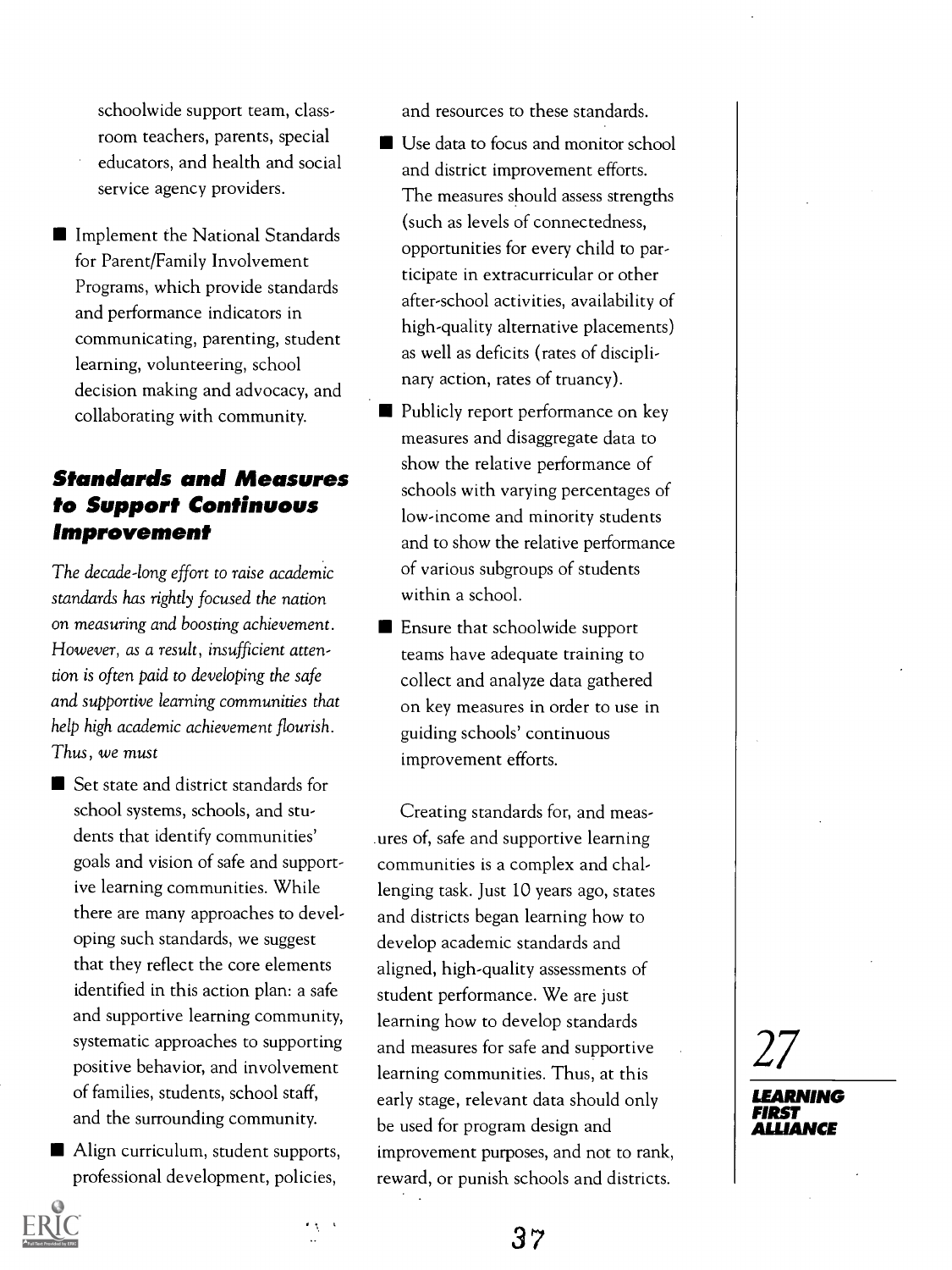schoolwide support team, classroom teachers, parents, special educators, and health and social service agency providers.

- Implement the National Standards for Parent/Family Involvement Programs, which provide standards and performance indicators in communicating, parenting, student learning, volunteering, school decision making and advocacy, and collaborating with community.

## Standards and Measures to Support Continuous Improvement

*The decade-long effort to raise academic standards has rightly focused the nation on measuring and boosting achievement. However, as a result, insufficient attention is often paid to developing the safe and supportive learning communities that help high academic achievement flourish. Thus, we must*

- Set state and district standards for school systems, schools, and students that identify communities' goals and vision of safe and supportive learning communities. While there are many approaches to developing such standards, we suggest that they reflect the core elements identified in this action plan: a safe and supportive learning community, systematic approaches to supporting positive behavior, and involvement of families, students, school staff, and the surrounding community.
- Align curriculum, student supports, professional development, policies, and resources to these standards.
- Use data to focus and monitor school and district improvement efforts. The measures should assess strengths (such as levels of connectedness, opportunities for every child to participate in extracurricular or other after-school activities, availability of high-quality alternative placements) as well as deficits (rates of disciplinary action, rates of truancy).
- Publicly report performance on key measures and disaggregate data to show the relative performance of schools with varying percentages of low-income and minority students and to show the relative performance of various subgroups of students within a school.
- Ensure that schoolwide support teams have adequate training to collect and analyze data gathered on key measures in order to use in guiding schools' continuous improvement efforts.

Creating standards for, and measures of, safe and supportive learning communities is a complex and challenging task. Just 10 years ago, states and districts began learning how to develop academic standards and aligned, high-quality assessments of student performance. We are just learning how to develop standards and measures for safe and supportive learning communities. Thus, at this early stage, relevant data should only be used for program design and improvement purposes, and not to rank, reward, or punish schools and districts.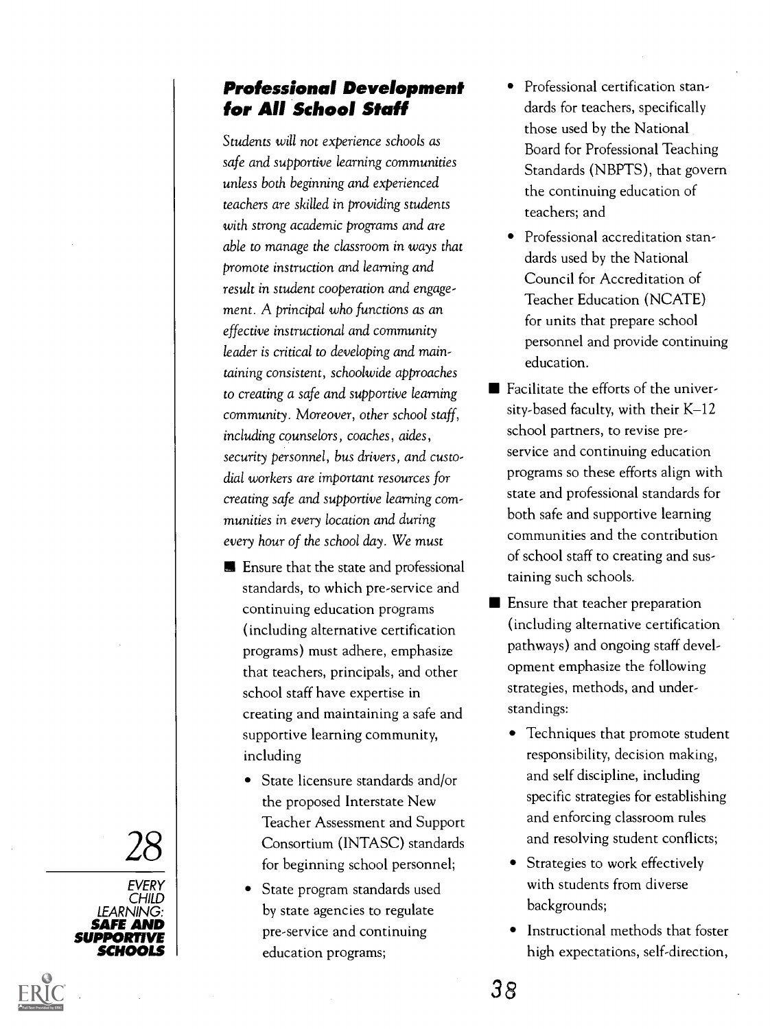## Professional Development for All School Staff

*Students will not experience schools as safe and supportive learning communities unless both beginning and experienced teachers are skilled in providing students with strong academic programs and are able to manage the classroom in ways that promote instruction and learning and result in student cooperation and engagement. A principal who functions as an effective instructional and community leader is critical to developing and maintaining consistent, schoolwide approaches to creating a safe and supportive learning community. Moreover, other school staff, including counselors, coaches, aides, security personnel, bus drivers, and custodial workers are important resources for creating safe and supportive learning communities in every location and during every hour of the school day. We must*

- Ensure that the state and professional standards, to which pre-service and continuing education programs (including alternative certification programs) must adhere, emphasize that teachers, principals, and other school staff have expertise in creating and maintaining a safe and supportive learning community, including
  - State licensure standards and/or the proposed Interstate New Teacher Assessment and Support Consortium (INTASC) standards for beginning school personnel;
  - State program standards used by state agencies to regulate pre-service and continuing education programs;
  - Professional certification standards for teachers, specifically those used by the National Board for Professional Teaching Standards (NBPTS), that govern the continuing education of teachers; and
  - Professional accreditation standards used by the National Council for Accreditation of Teacher Education (NCATE) for units that prepare school personnel and provide continuing education.
- Facilitate the efforts of the university-based faculty, with their K–12 school partners, to revise pre-service and continuing education programs so these efforts align with state and professional standards for both safe and supportive learning communities and the contribution of school staff to creating and sustaining such schools.
- Ensure that teacher preparation (including alternative certification pathways) and ongoing staff development emphasize the following strategies, methods, and understandings:
  - Techniques that promote student responsibility, decision making, and self discipline, including specific strategies for establishing and enforcing classroom rules and resolving student conflicts;
  - Strategies to work effectively with students from diverse backgrounds;
  - Instructional methods that foster high expectations, self-direction,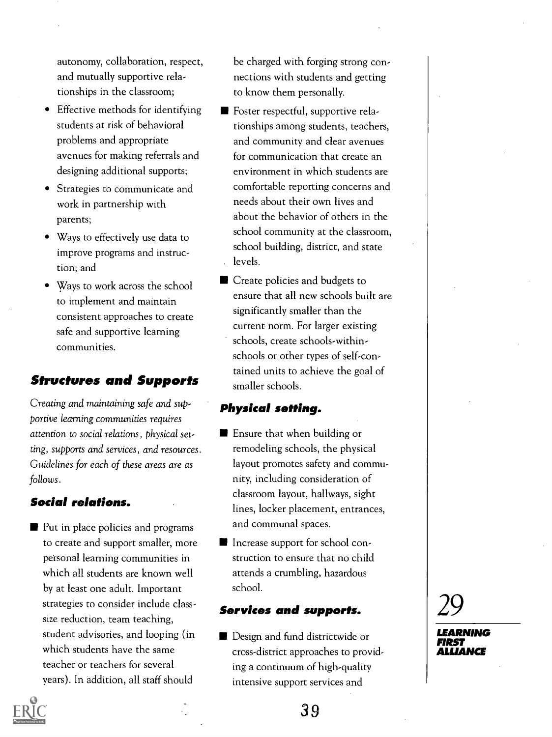autonomy, collaboration, respect, and mutually supportive relationships in the classroom;

- Effective methods for identifying students at risk of behavioral problems and appropriate avenues for making referrals and designing additional supports;
- Strategies to communicate and work in partnership with parents;
- Ways to effectively use data to improve programs and instruction; and
- Ways to work across the school to implement and maintain consistent approaches to create safe and supportive learning communities.

## Structures and Supports

*Creating and maintaining safe and supportive learning communities requires attention to social relations, physical setting, supports and services, and resources. Guidelines for each of these areas are as follows.*

### Social relations.

- Put in place policies and programs to create and support smaller, more personal learning communities in which all students are known well by at least one adult. Important strategies to consider include class-size reduction, team teaching, student advisories, and looping (in which students have the same teacher or teachers for several years). In addition, all staff should be charged with forging strong connections with students and getting to know them personally.
- Foster respectful, supportive relationships among students, teachers, and community and clear avenues for communication that create an environment in which students are comfortable reporting concerns and needs about their own lives and about the behavior of others in the school community at the classroom, school building, district, and state levels.
- Create policies and budgets to ensure that all new schools built are significantly smaller than the current norm. For larger existing schools, create schools-within-schools or other types of self-contained units to achieve the goal of smaller schools.

### Physical setting.

- Ensure that when building or remodeling schools, the physical layout promotes safety and community, including consideration of classroom layout, hallways, sight lines, locker placement, entrances, and communal spaces.
- Increase support for school construction to ensure that no child attends a crumbling, hazardous school.

### Services and supports.

- Design and fund districtwide or cross-district approaches to providing a continuum of high-quality intensive support services and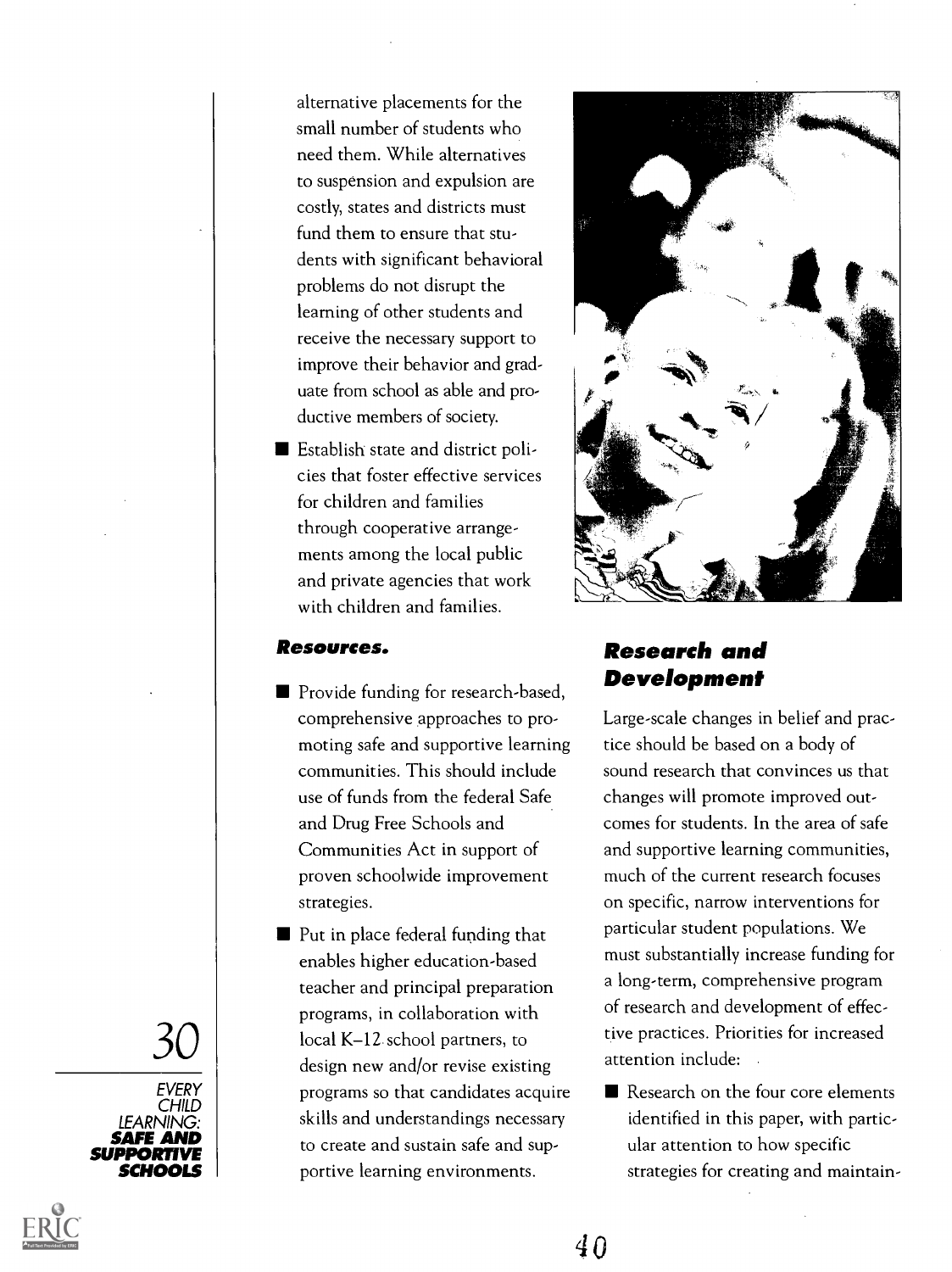alternative placements for the small number of students who need them. While alternatives to suspension and expulsion are costly, states and districts must fund them to ensure that students with significant behavioral problems do not disrupt the learning of other students and receive the necessary support to improve their behavior and graduate from school as able and productive members of society.

- Establish state and district policies that foster effective services for children and families through cooperative arrangements among the local public and private agencies that work with children and families.

#### *Resources.*

- Provide funding for research-based, comprehensive approaches to promoting safe and supportive learning communities. This should include use of funds from the federal Safe and Drug Free Schools and Communities Act in support of proven schoolwide improvement strategies.
- Put in place federal funding that enables higher education-based teacher and principal preparation programs, in collaboration with local K–12 school partners, to design new and/or revise existing programs so that candidates acquire skills and understandings necessary to create and sustain safe and supportive learning environments.

### *Research and Development*

Large-scale changes in belief and practice should be based on a body of sound research that convinces us that changes will promote improved outcomes for students. In the area of safe and supportive learning communities, much of the current research focuses on specific, narrow interventions for particular student populations. We must substantially increase funding for a long-term, comprehensive program of research and development of effective practices. Priorities for increased attention include:

- Research on the four core elements identified in this paper, with particular attention to how specific strategies for creating and maintain-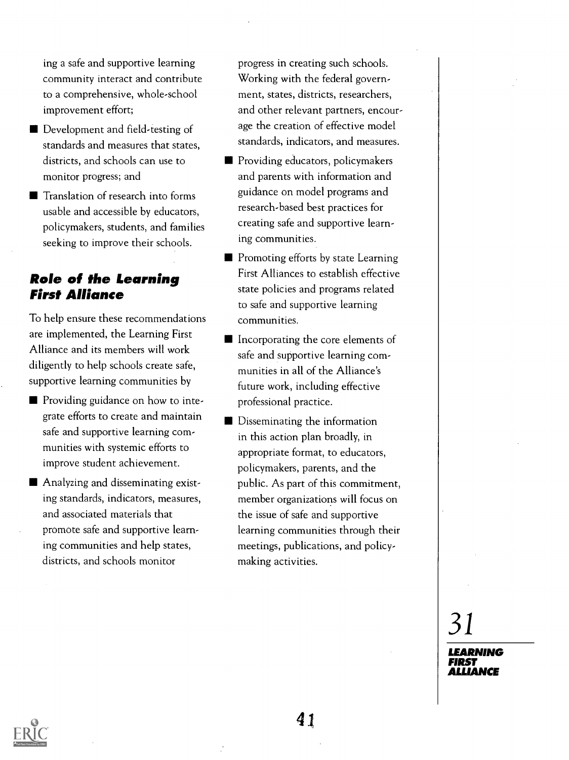ing a safe and supportive learning community interact and contribute to a comprehensive, whole-school improvement effort;

- Development and field-testing of standards and measures that states, districts, and schools can use to monitor progress; and
- Translation of research into forms usable and accessible by educators, policymakers, students, and families seeking to improve their schools.

## Role of the Learning First Alliance

To help ensure these recommendations are implemented, the Learning First Alliance and its members will work diligently to help schools create safe, supportive learning communities by

- Providing guidance on how to integrate efforts to create and maintain safe and supportive learning communities with systemic efforts to improve student achievement.
- Analyzing and disseminating existing standards, indicators, measures, and associated materials that promote safe and supportive learning communities and help states, districts, and schools monitor progress in creating such schools. Working with the federal government, states, districts, researchers, and other relevant partners, encourage the creation of effective model standards, indicators, and measures.
- Providing educators, policymakers and parents with information and guidance on model programs and research-based best practices for creating safe and supportive learning communities.
- Promoting efforts by state Learning First Alliances to establish effective state policies and programs related to safe and supportive learning communities.
- Incorporating the core elements of safe and supportive learning communities in all of the Alliance's future work, including effective professional practice.
- Disseminating the information in this action plan broadly, in appropriate format, to educators, policymakers, parents, and the public. As part of this commitment, member organizations will focus on the issue of safe and supportive learning communities through their meetings, publications, and policymaking activities.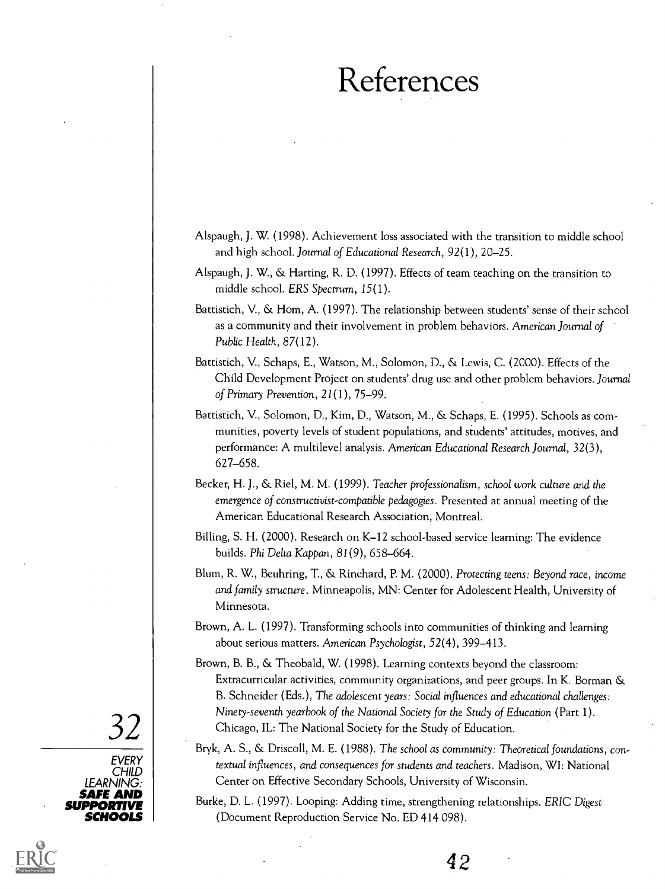# References

Alspaugh, J. W. (1998). Achievement loss associated with the transition to middle school and high school. *Journal of Educational Research, 92*(1), 20–25.

Alspaugh, J. W., & Harting, R. D. (1997). Effects of team teaching on the transition to middle school. *ERS Spectrum, 15*(1).

Battistich, V., & Hom, A. (1997). The relationship between students' sense of their school as a community and their involvement in problem behaviors. *American Journal of Public Health, 87*(12).

Battistich, V., Schaps, E., Watson, M., Solomon, D., & Lewis, C. (2000). Effects of the Child Development Project on students' drug use and other problem behaviors. *Journal of Primary Prevention, 21*(1), 75–99.

Battistich, V., Solomon, D., Kim, D., Watson, M., & Schaps, E. (1995). Schools as communities, poverty levels of student populations, and students' attitudes, motives, and performance: A multilevel analysis. *American Educational Research Journal, 32*(3), 627–658.

Becker, H. J., & Riel, M. M. (1999). *Teacher professionalism, school work culture and the emergence of constructivist-compatible pedagogies*. Presented at annual meeting of the American Educational Research Association, Montreal.

Billing, S. H. (2000). Research on K–12 school-based service learning: The evidence builds. *Phi Delta Kappan, 81*(9), 658–664.

Blum, R. W., Beuhring, T., & Rinehard, P. M. (2000). *Protecting teens: Beyond race, income and family structure*. Minneapolis, MN: Center for Adolescent Health, University of Minnesota.

Brown, A. L. (1997). Transforming schools into communities of thinking and learning about serious matters. *American Psychologist, 52*(4), 399–413.

Brown, B. B., & Theobald, W. (1998). Learning contexts beyond the classroom: Extracurricular activities, community organizations, and peer groups. In K. Borman & B. Schneider (Eds.), *The adolescent years: Social influences and educational challenges: Ninety-seventh yearbook of the National Society for the Study of Education* (Part 1). Chicago, IL: The National Society for the Study of Education.

Bryk, A. S., & Driscoll, M. E. (1988). *The school as community: Theoretical foundations, contextual influences, and consequences for students and teachers*. Madison, WI: National Center on Effective Secondary Schools, University of Wisconsin.

Burke, D. L. (1997). Looping: Adding time, strengthening relationships. *ERIC Digest* (Document Reproduction Service No. ED 414 098).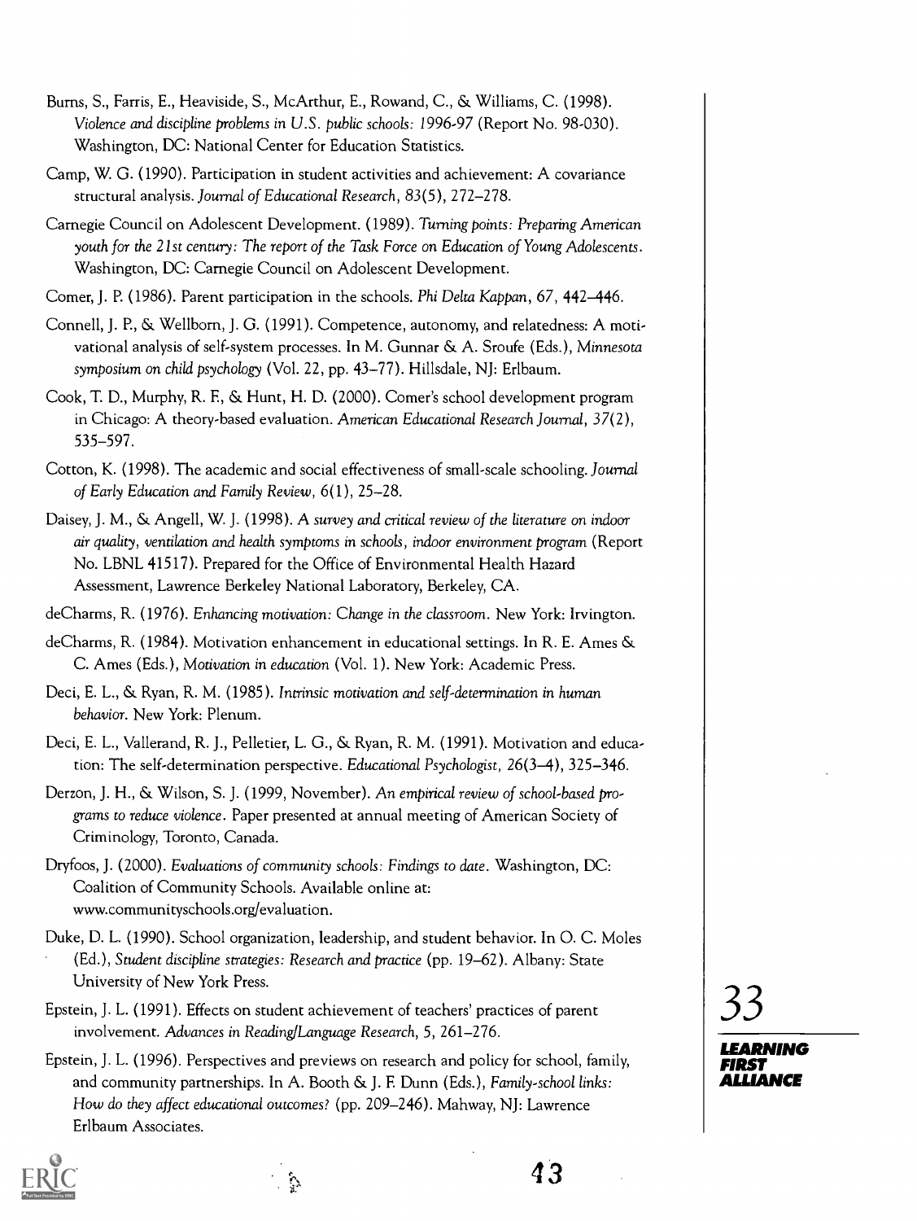Burns, S., Farris, E., Heaviside, S., McArthur, E., Rowand, C., & Williams, C. (1998). *Violence and discipline problems in U.S. public schools: 1996-97* (Report No. 98-030). Washington, DC: National Center for Education Statistics.

Camp, W. G. (1990). Participation in student activities and achievement: A covariance structural analysis. *Journal of Educational Research, 83*(5), 272–278.

Carnegie Council on Adolescent Development. (1989). *Turning points: Preparing American youth for the 21st century: The report of the Task Force on Education of Young Adolescents*. Washington, DC: Carnegie Council on Adolescent Development.

Comer, J. P. (1986). Parent participation in the schools. *Phi Delta Kappan, 67*, 442–446.

Connell, J. P., & Wellborn, J. G. (1991). Competence, autonomy, and relatedness: A motivational analysis of self-system processes. In M. Gunnar & A. Sroufe (Eds.), *Minnesota symposium on child psychology* (Vol. 22, pp. 43–77). Hillsdale, NJ: Erlbaum.

Cook, T. D., Murphy, R. F., & Hunt, H. D. (2000). Comer's school development program in Chicago: A theory-based evaluation. *American Educational Research Journal, 37*(2), 535–597.

Cotton, K. (1998). The academic and social effectiveness of small-scale schooling. *Journal of Early Education and Family Review, 6*(1), 25–28.

Daisey, J. M., & Angell, W. J. (1998). *A survey and critical review of the literature on indoor air quality, ventilation and health symptoms in schools, indoor environment program* (Report No. LBNL 41517). Prepared for the Office of Environmental Health Hazard Assessment, Lawrence Berkeley National Laboratory, Berkeley, CA.

deCharms, R. (1976). *Enhancing motivation: Change in the classroom*. New York: Irvington.

deCharms, R. (1984). Motivation enhancement in educational settings. In R. E. Ames & C. Ames (Eds.), *Motivation in education* (Vol. 1). New York: Academic Press.

Deci, E. L., & Ryan, R. M. (1985). *Intrinsic motivation and self-determination in human behavior*. New York: Plenum.

Deci, E. L., Vallerand, R. J., Pelletier, L. G., & Ryan, R. M. (1991). Motivation and education: The self-determination perspective. *Educational Psychologist, 26*(3–4), 325–346.

Derzon, J. H., & Wilson, S. J. (1999, November). *An empirical review of school-based programs to reduce violence*. Paper presented at annual meeting of American Society of Criminology, Toronto, Canada.

Dryfoos, J. (2000). *Evaluations of community schools: Findings to date*. Washington, DC: Coalition of Community Schools. Available online at: www.communityschools.org/evaluation.

Duke, D. L. (1990). School organization, leadership, and student behavior. In O. C. Moles (Ed.), *Student discipline strategies: Research and practice* (pp. 19–62). Albany: State University of New York Press.

Epstein, J. L. (1991). Effects on student achievement of teachers' practices of parent involvement. *Advances in Reading/Language Research, 5*, 261–276.

Epstein, J. L. (1996). Perspectives and previews on research and policy for school, family, and community partnerships. In A. Booth & J. F. Dunn (Eds.), *Family-school links: How do they affect educational outcomes?* (pp. 209–246). Mahway, NJ: Lawrence Erlbaum Associates.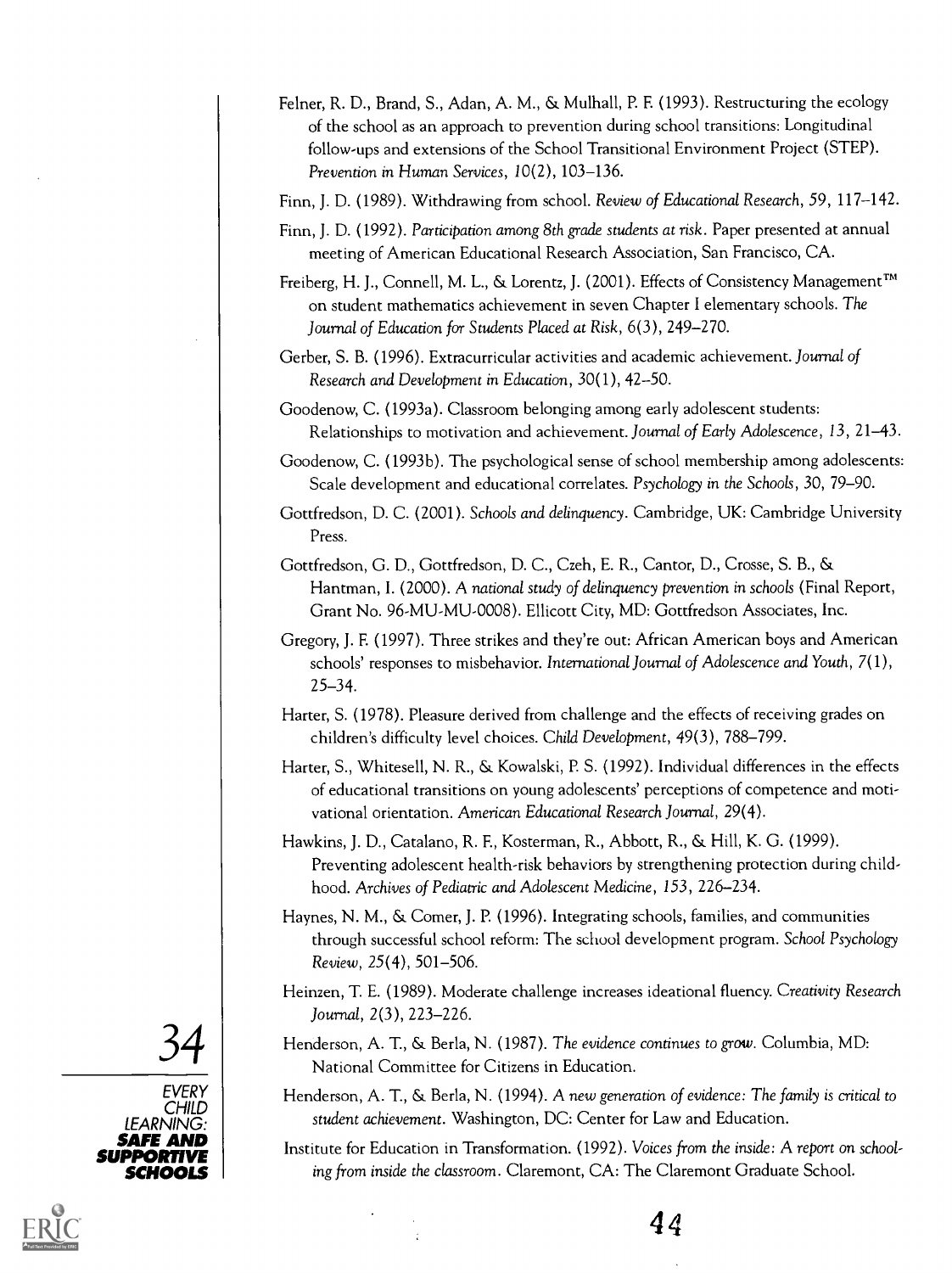Felner, R. D., Brand, S., Adan, A. M., & Mulhall, P. F. (1993). Restructuring the ecology of the school as an approach to prevention during school transitions: Longitudinal follow-ups and extensions of the School Transitional Environment Project (STEP). *Prevention in Human Services*, 10(2), 103–136.

Finn, J. D. (1989). Withdrawing from school. *Review of Educational Research*, 59, 117–142.

Finn, J. D. (1992). *Participation among 8th grade students at risk*. Paper presented at annual meeting of American Educational Research Association, San Francisco, CA.

Freiberg, H. J., Connell, M. L., & Lorentz, J. (2001). Effects of Consistency Management™ on student mathematics achievement in seven Chapter I elementary schools. *The Journal of Education for Students Placed at Risk*, 6(3), 249–270.

Gerber, S. B. (1996). Extracurricular activities and academic achievement. *Journal of Research and Development in Education*, 30(1), 42–50.

Goodenow, C. (1993a). Classroom belonging among early adolescent students: Relationships to motivation and achievement. *Journal of Early Adolescence*, 13, 21–43.

Goodenow, C. (1993b). The psychological sense of school membership among adolescents: Scale development and educational correlates. *Psychology in the Schools*, 30, 79–90.

Gottfredson, D. C. (2001). *Schools and delinquency*. Cambridge, UK: Cambridge University Press.

Gottfredson, G. D., Gottfredson, D. C., Czeh, E. R., Cantor, D., Crosse, S. B., & Hantman, I. (2000). *A national study of delinquency prevention in schools* (Final Report, Grant No. 96-MU-MU-0008). Ellicott City, MD: Gottfredson Associates, Inc.

Gregory, J. F. (1997). Three strikes and they're out: African American boys and American schools' responses to misbehavior. *International Journal of Adolescence and Youth*, 7(1), 25–34.

Harter, S. (1978). Pleasure derived from challenge and the effects of receiving grades on children's difficulty level choices. *Child Development*, 49(3), 788–799.

Harter, S., Whitesell, N. R., & Kowalski, P. S. (1992). Individual differences in the effects of educational transitions on young adolescents' perceptions of competence and motivational orientation. *American Educational Research Journal*, 29(4).

Hawkins, J. D., Catalano, R. F., Kosterman, R., Abbott, R., & Hill, K. G. (1999). Preventing adolescent health-risk behaviors by strengthening protection during childhood. *Archives of Pediatric and Adolescent Medicine*, 153, 226–234.

Haynes, N. M., & Comer, J. P. (1996). Integrating schools, families, and communities through successful school reform: The school development program. *School Psychology Review*, 25(4), 501–506.

Heinzen, T. E. (1989). Moderate challenge increases ideational fluency. *Creativity Research Journal*, 2(3), 223–226.

Henderson, A. T., & Berla, N. (1987). *The evidence continues to grow*. Columbia, MD: National Committee for Citizens in Education.

Henderson, A. T., & Berla, N. (1994). *A new generation of evidence: The family is critical to student achievement*. Washington, DC: Center for Law and Education.

Institute for Education in Transformation. (1992). *Voices from the inside: A report on schooling from inside the classroom*. Claremont, CA: The Claremont Graduate School.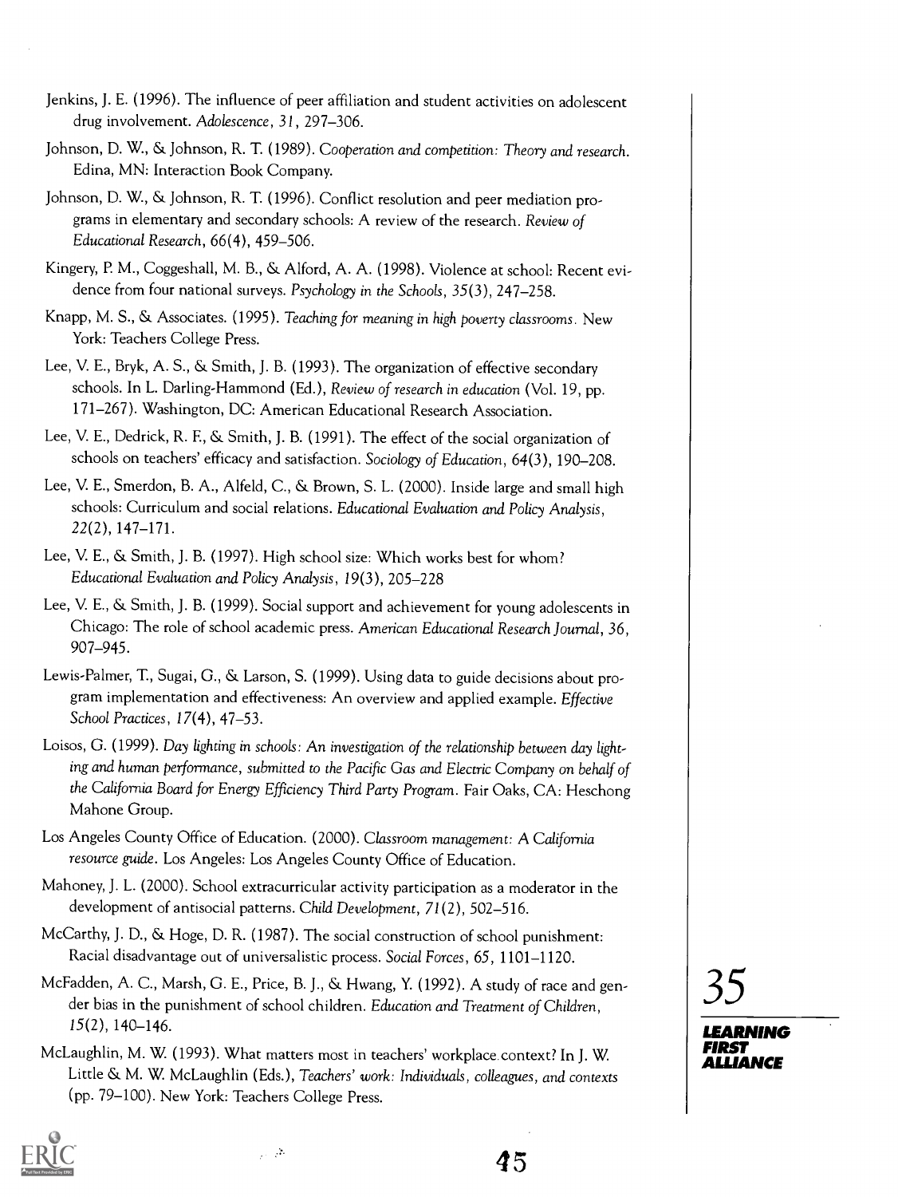Jenkins, J. E. (1996). The influence of peer affiliation and student activities on adolescent drug involvement. *Adolescence*, *31*, 297–306.

Johnson, D. W., & Johnson, R. T. (1989). *Cooperation and competition: Theory and research*. Edina, MN: Interaction Book Company.

Johnson, D. W., & Johnson, R. T. (1996). Conflict resolution and peer mediation programs in elementary and secondary schools: A review of the research. *Review of Educational Research*, 66(4), 459–506.

Kingery, P. M., Coggeshall, M. B., & Alford, A. A. (1998). Violence at school: Recent evidence from four national surveys. *Psychology in the Schools*, *35*(3), 247–258.

Knapp, M. S., & Associates. (1995). *Teaching for meaning in high poverty classrooms*. New York: Teachers College Press.

Lee, V. E., Bryk, A. S., & Smith, J. B. (1993). The organization of effective secondary schools. In L. Darling-Hammond (Ed.), *Review of research in education* (Vol. 19, pp. 171–267). Washington, DC: American Educational Research Association.

Lee, V. E., Dedrick, R. F., & Smith, J. B. (1991). The effect of the social organization of schools on teachers' efficacy and satisfaction. *Sociology of Education*, 64(3), 190–208.

Lee, V. E., Smerdon, B. A., Alfeld, C., & Brown, S. L. (2000). Inside large and small high schools: Curriculum and social relations. *Educational Evaluation and Policy Analysis*, *22*(2), 147–171.

Lee, V. E., & Smith, J. B. (1997). High school size: Which works best for whom? *Educational Evaluation and Policy Analysis*, *19*(3), 205–228

Lee, V. E., & Smith, J. B. (1999). Social support and achievement for young adolescents in Chicago: The role of school academic press. *American Educational Research Journal*, 36, 907–945.

Lewis-Palmer, T., Sugai, G., & Larson, S. (1999). Using data to guide decisions about program implementation and effectiveness: An overview and applied example. *Effective School Practices*, *17*(4), 47–53.

Loisos, G. (1999). *Day lighting in schools: An investigation of the relationship between day lighting and human performance, submitted to the Pacific Gas and Electric Company on behalf of the California Board for Energy Efficiency Third Party Program*. Fair Oaks, CA: Heschong Mahone Group.

Los Angeles County Office of Education. (2000). *Classroom management: A California resource guide*. Los Angeles: Los Angeles County Office of Education.

Mahoney, J. L. (2000). School extracurricular activity participation as a moderator in the development of antisocial patterns. *Child Development*, *71*(2), 502–516.

McCarthy, J. D., & Hoge, D. R. (1987). The social construction of school punishment: Racial disadvantage out of universalistic process. *Social Forces*, 65, 1101–1120.

McFadden, A. C., Marsh, G. E., Price, B. J., & Hwang, Y. (1992). A study of race and gender bias in the punishment of school children. *Education and Treatment of Children*, *15*(2), 140–146.

McLaughlin, M. W. (1993). What matters most in teachers' workplace context? In J. W. Little & M. W. McLaughlin (Eds.), *Teachers' work: Individuals, colleagues, and contexts* (pp. 79–100). New York: Teachers College Press.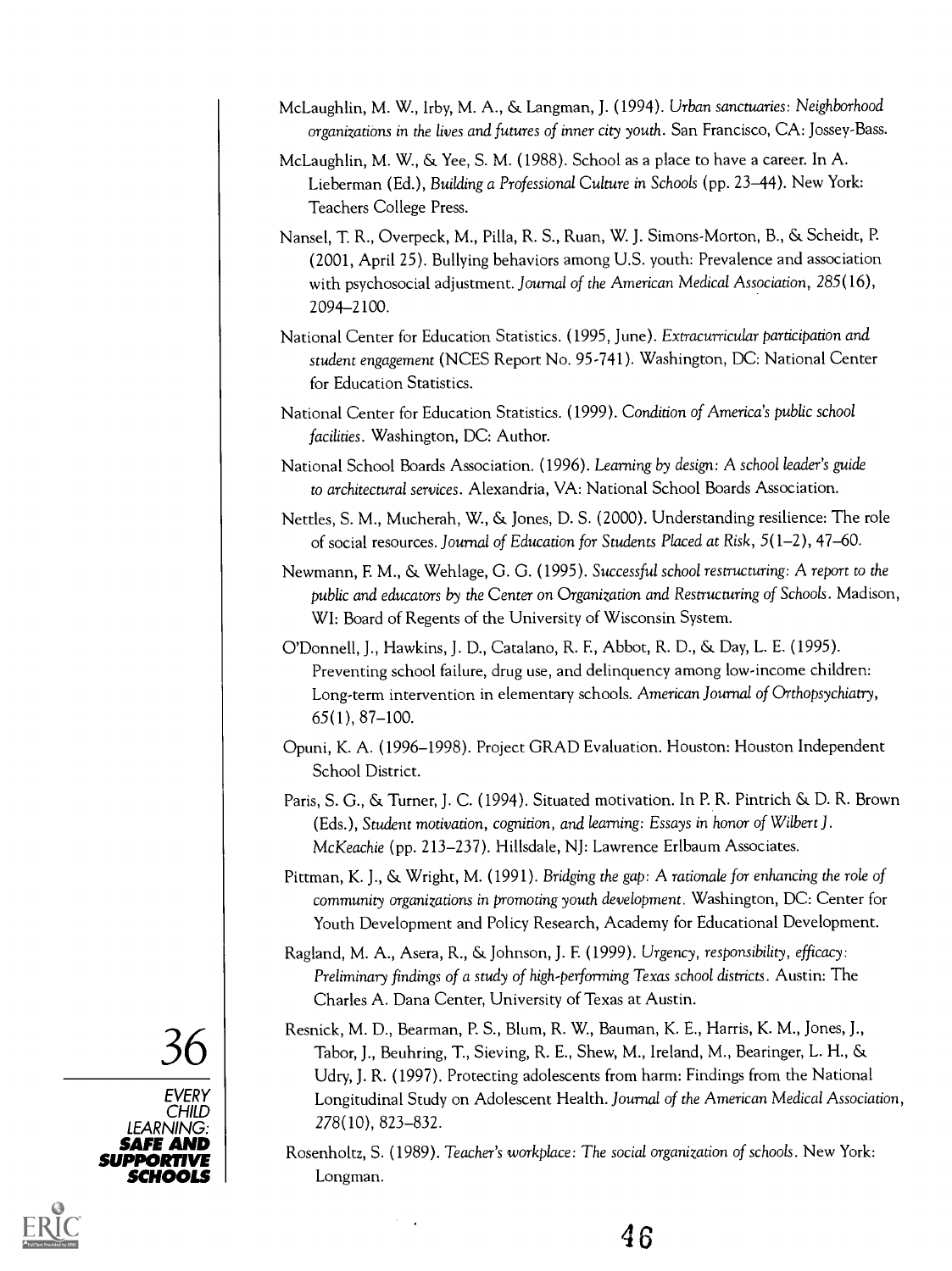McLaughlin, M. W., Irby, M. A., & Langman, J. (1994). *Urban sanctuaries: Neighborhood organizations in the lives and futures of inner city youth*. San Francisco, CA: Jossey-Bass.

McLaughlin, M. W., & Yee, S. M. (1988). School as a place to have a career. In A. Lieberman (Ed.), *Building a Professional Culture in Schools* (pp. 23–44). New York: Teachers College Press.

Nansel, T. R., Overpeck, M., Pilla, R. S., Ruan, W. J. Simons-Morton, B., & Scheidt, P. (2001, April 25). Bullying behaviors among U.S. youth: Prevalence and association with psychosocial adjustment. *Journal of the American Medical Association*, *285*(16), 2094–2100.

National Center for Education Statistics. (1995, June). *Extracurricular participation and student engagement* (NCES Report No. 95-741). Washington, DC: National Center for Education Statistics.

National Center for Education Statistics. (1999). *Condition of America's public school facilities*. Washington, DC: Author.

National School Boards Association. (1996). *Learning by design: A school leader's guide to architectural services*. Alexandria, VA: National School Boards Association.

Nettles, S. M., Mucherah, W., & Jones, D. S. (2000). Understanding resilience: The role of social resources. *Journal of Education for Students Placed at Risk*, *5*(1–2), 47–60.

Newmann, F. M., & Wehlage, G. G. (1995). *Successful school restructuring: A report to the public and educators by the Center on Organization and Restructuring of Schools*. Madison, WI: Board of Regents of the University of Wisconsin System.

O'Donnell, J., Hawkins, J. D., Catalano, R. F., Abbot, R. D., & Day, L. E. (1995). Preventing school failure, drug use, and delinquency among low-income children: Long-term intervention in elementary schools. *American Journal of Orthopsychiatry*, 65(1), 87–100.

Opuni, K. A. (1996–1998). Project GRAD Evaluation. Houston: Houston Independent School District.

Paris, S. G., & Turner, J. C. (1994). Situated motivation. In P. R. Pintrich & D. R. Brown (Eds.), *Student motivation, cognition, and learning: Essays in honor of Wilbert J. McKeachie* (pp. 213–237). Hillsdale, NJ: Lawrence Erlbaum Associates.

Pittman, K. J., & Wright, M. (1991). *Bridging the gap: A rationale for enhancing the role of community organizations in promoting youth development*. Washington, DC: Center for Youth Development and Policy Research, Academy for Educational Development.

Ragland, M. A., Asera, R., & Johnson, J. F. (1999). *Urgency, responsibility, efficacy: Preliminary findings of a study of high-performing Texas school districts*. Austin: The Charles A. Dana Center, University of Texas at Austin.

Resnick, M. D., Bearman, P. S., Blum, R. W., Bauman, K. E., Harris, K. M., Jones, J., Tabor, J., Beuhring, T., Sieving, R. E., Shew, M., Ireland, M., Bearinger, L. H., & Udry, J. R. (1997). Protecting adolescents from harm: Findings from the National Longitudinal Study on Adolescent Health. *Journal of the American Medical Association*, *278*(10), 823–832.

Rosenholtz, S. (1989). *Teacher's workplace: The social organization of schools*. New York: Longman.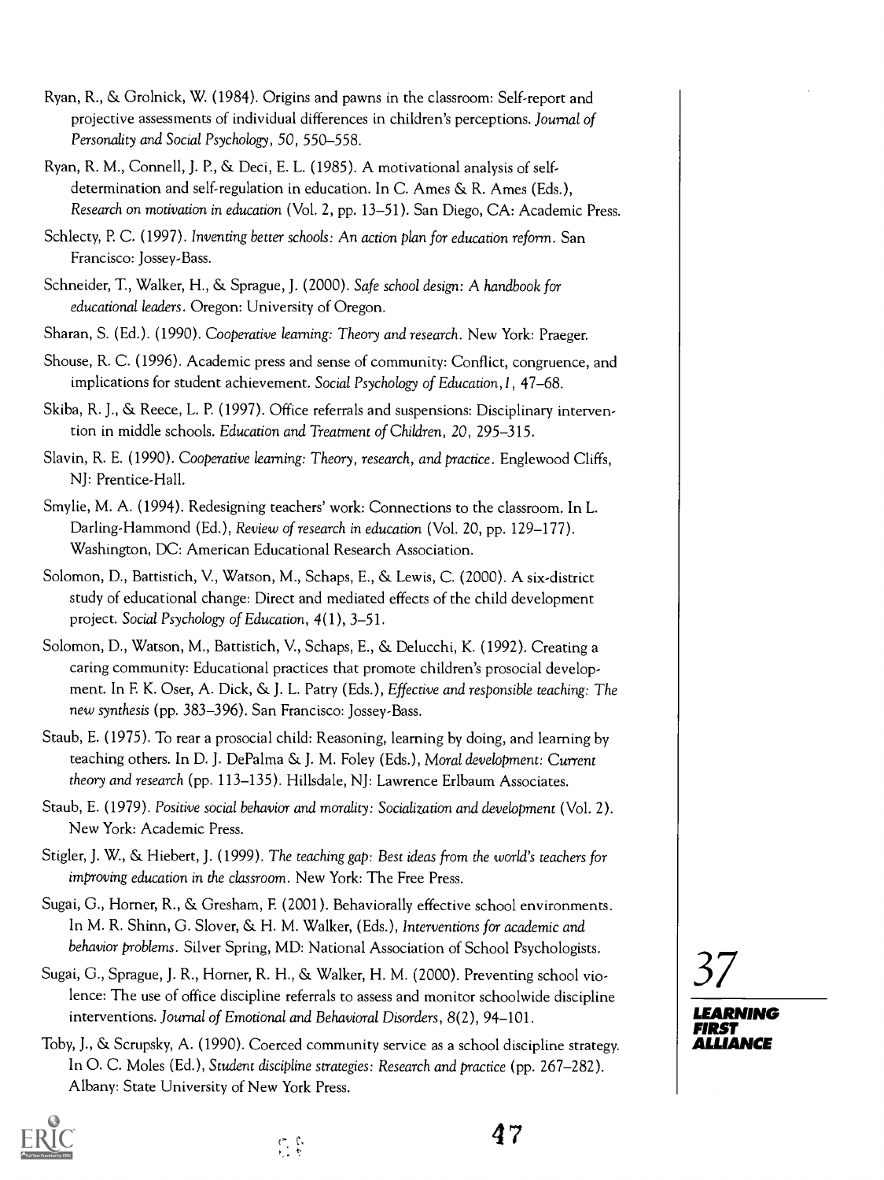Ryan, R., & Grolnick, W. (1984). Origins and pawns in the classroom: Self-report and projective assessments of individual differences in children's perceptions. *Journal of Personality and Social Psychology*, *50*, 550–558.

Ryan, R. M., Connell, J. P., & Deci, E. L. (1985). A motivational analysis of self-determination and self-regulation in education. In C. Ames & R. Ames (Eds.), *Research on motivation in education* (Vol. 2, pp. 13–51). San Diego, CA: Academic Press.

Schlecty, P. C. (1997). *Inventing better schools: An action plan for education reform*. San Francisco: Jossey-Bass.

Schneider, T., Walker, H., & Sprague, J. (2000). *Safe school design: A handbook for educational leaders*. Oregon: University of Oregon.

Sharan, S. (Ed.). (1990). *Cooperative learning: Theory and research*. New York: Praeger.

Shouse, R. C. (1996). Academic press and sense of community: Conflict, congruence, and implications for student achievement. *Social Psychology of Education*, *1*, 47–68.

Skiba, R. J., & Reece, L. P. (1997). Office referrals and suspensions: Disciplinary intervention in middle schools. *Education and Treatment of Children*, *20*, 295–315.

Slavin, R. E. (1990). *Cooperative learning: Theory, research, and practice*. Englewood Cliffs, NJ: Prentice-Hall.

Smylie, M. A. (1994). Redesigning teachers' work: Connections to the classroom. In L. Darling-Hammond (Ed.), *Review of research in education* (Vol. 20, pp. 129–177). Washington, DC: American Educational Research Association.

Solomon, D., Battistich, V., Watson, M., Schaps, E., & Lewis, C. (2000). A six-district study of educational change: Direct and mediated effects of the child development project. *Social Psychology of Education*, *4*(1), 3–51.

Solomon, D., Watson, M., Battistich, V., Schaps, E., & Delucchi, K. (1992). Creating a caring community: Educational practices that promote children's prosocial development. In F. K. Oser, A. Dick, & J. L. Patry (Eds.), *Effective and responsible teaching: The new synthesis* (pp. 383–396). San Francisco: Jossey-Bass.

Staub, E. (1975). To rear a prosocial child: Reasoning, learning by doing, and learning by teaching others. In D. J. DePalma & J. M. Foley (Eds.), *Moral development: Current theory and research* (pp. 113–135). Hillsdale, NJ: Lawrence Erlbaum Associates.

Staub, E. (1979). *Positive social behavior and morality: Socialization and development* (Vol. 2). New York: Academic Press.

Stigler, J. W., & Hiebert, J. (1999). *The teaching gap: Best ideas from the world's teachers for improving education in the classroom*. New York: The Free Press.

Sugai, G., Horner, R., & Gresham, F. (2001). Behaviorally effective school environments. In M. R. Shinn, G. Slover, & H. M. Walker, (Eds.), *Interventions for academic and behavior problems*. Silver Spring, MD: National Association of School Psychologists.

Sugai, G., Sprague, J. R., Horner, R. H., & Walker, H. M. (2000). Preventing school violence: The use of office discipline referrals to assess and monitor schoolwide discipline interventions. *Journal of Emotional and Behavioral Disorders*, *8*(2), 94–101.

Toby, J., & Scrupsky, A. (1990). Coerced community service as a school discipline strategy. In O. C. Moles (Ed.), *Student discipline strategies: Research and practice* (pp. 267–282). Albany: State University of New York Press.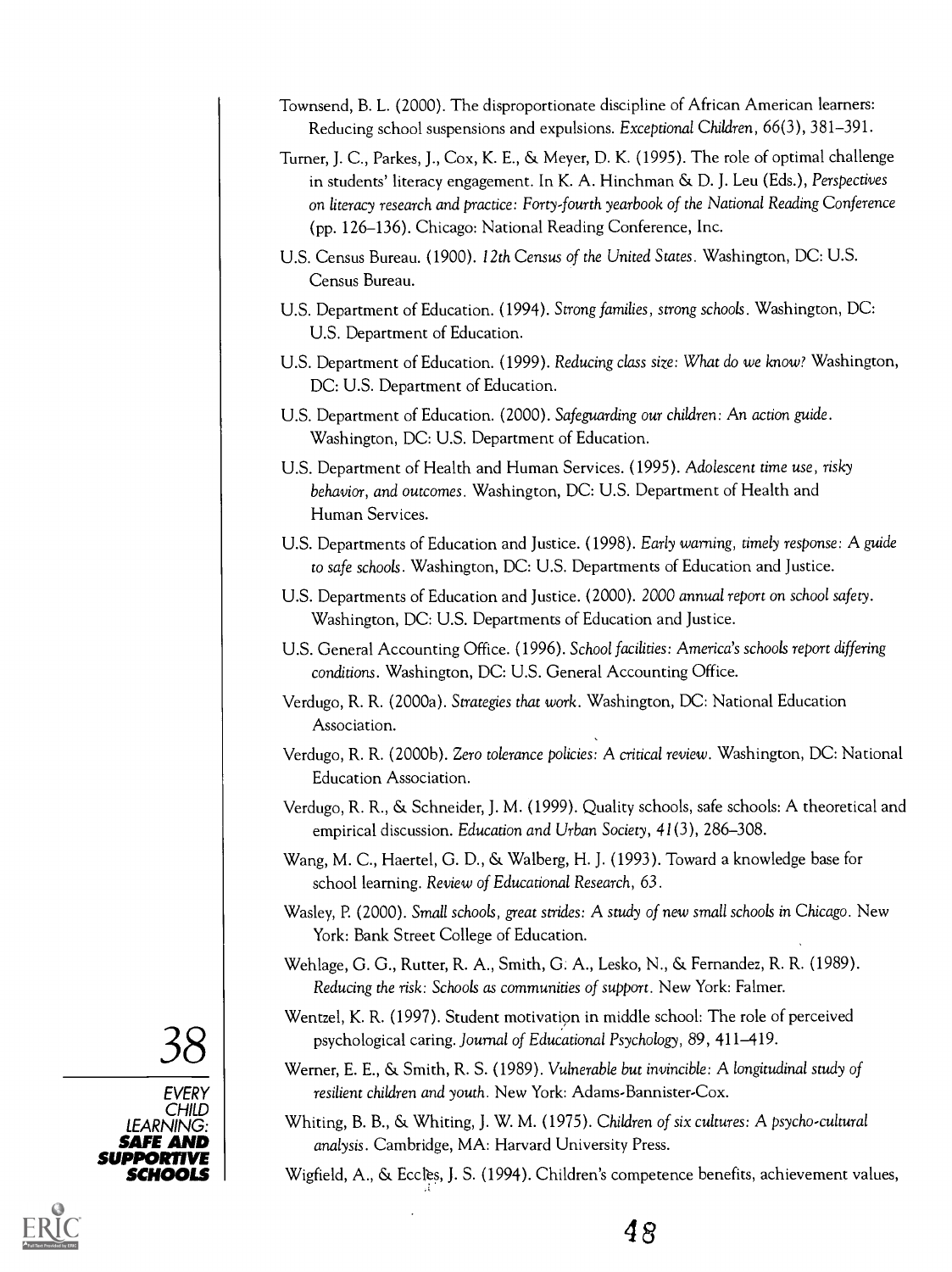Townsend, B. L. (2000). The disproportionate discipline of African American learners: Reducing school suspensions and expulsions. *Exceptional Children*, 66(3), 381–391.

Turner, J. C., Parkes, J., Cox, K. E., & Meyer, D. K. (1995). The role of optimal challenge in students' literacy engagement. In K. A. Hinchman & D. J. Leu (Eds.), *Perspectives on literacy research and practice: Forty-fourth yearbook of the National Reading Conference* (pp. 126–136). Chicago: National Reading Conference, Inc.

U.S. Census Bureau. (1900). *12th Census of the United States*. Washington, DC: U.S. Census Bureau.

U.S. Department of Education. (1994). *Strong families, strong schools*. Washington, DC: U.S. Department of Education.

U.S. Department of Education. (1999). *Reducing class size: What do we know?* Washington, DC: U.S. Department of Education.

U.S. Department of Education. (2000). *Safeguarding our children: An action guide*. Washington, DC: U.S. Department of Education.

U.S. Department of Health and Human Services. (1995). *Adolescent time use, risky behavior, and outcomes*. Washington, DC: U.S. Department of Health and Human Services.

U.S. Departments of Education and Justice. (1998). *Early warning, timely response: A guide to safe schools*. Washington, DC: U.S. Departments of Education and Justice.

U.S. Departments of Education and Justice. (2000). *2000 annual report on school safety*. Washington, DC: U.S. Departments of Education and Justice.

U.S. General Accounting Office. (1996). *School facilities: America's schools report differing conditions*. Washington, DC: U.S. General Accounting Office.

Verdugo, R. R. (2000a). *Strategies that work*. Washington, DC: National Education Association.

Verdugo, R. R. (2000b). *Zero tolerance policies: A critical review*. Washington, DC: National Education Association.

Verdugo, R. R., & Schneider, J. M. (1999). Quality schools, safe schools: A theoretical and empirical discussion. *Education and Urban Society*, *41*(3), 286–308.

Wang, M. C., Haertel, G. D., & Walberg, H. J. (1993). Toward a knowledge base for school learning. *Review of Educational Research*, *63*.

Wasley, P. (2000). *Small schools, great strides: A study of new small schools in Chicago*. New York: Bank Street College of Education.

Wehlage, G. G., Rutter, R. A., Smith, G. A., Lesko, N., & Fernandez, R. R. (1989). *Reducing the risk: Schools as communities of support*. New York: Falmer.

Wentzel, K. R. (1997). Student motivation in middle school: The role of perceived psychological caring. *Journal of Educational Psychology*, 89, 411–419.

Werner, E. E., & Smith, R. S. (1989). *Vulnerable but invincible: A longitudinal study of resilient children and youth*. New York: Adams-Bannister-Cox.

Whiting, B. B., & Whiting, J. W. M. (1975). *Children of six cultures: A psycho-cultural analysis*. Cambridge, MA: Harvard University Press.

Wigfield, A., & Eccles, J. S. (1994). Children's competence benefits, achievement values,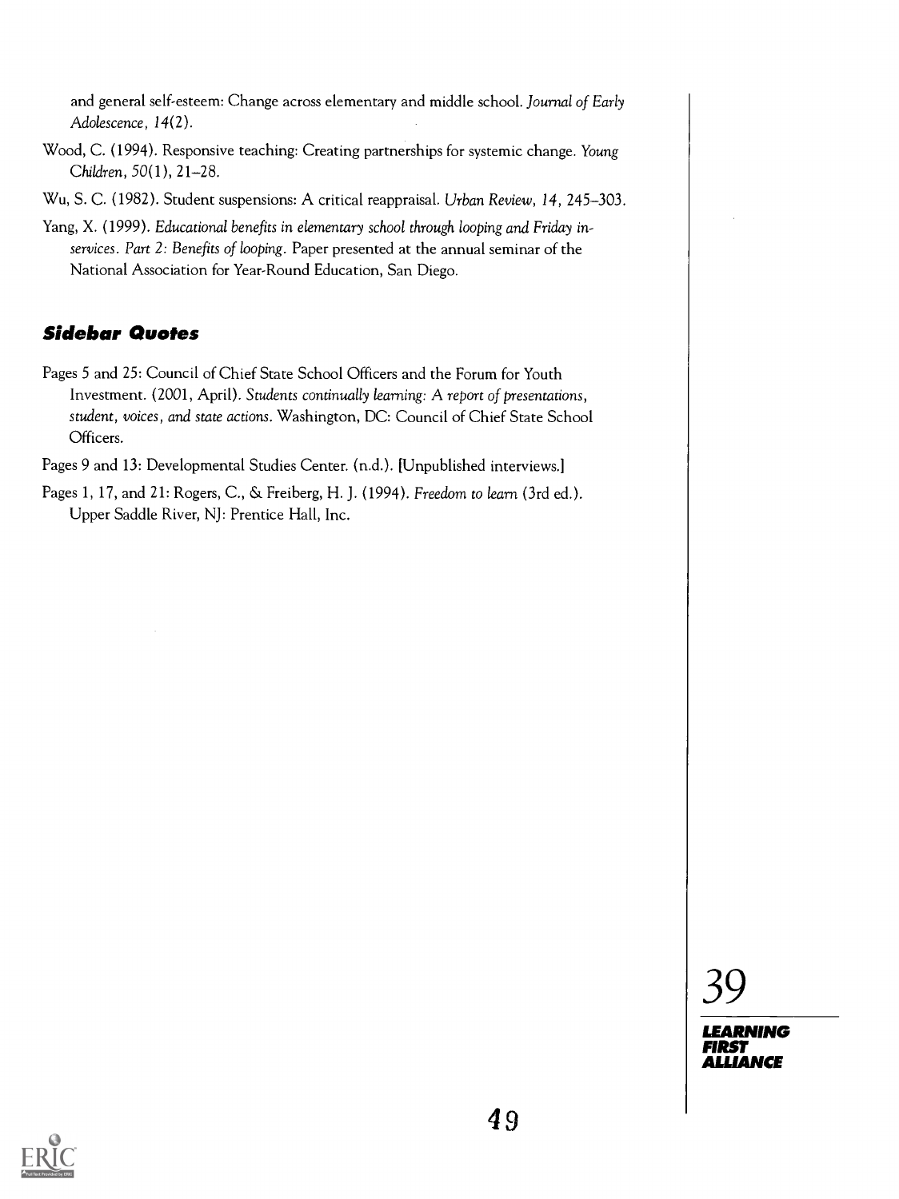and general self-esteem: Change across elementary and middle school. *Journal of Early Adolescence, 14*(2).

Wood, C. (1994). Responsive teaching: Creating partnerships for systemic change. *Young Children, 50*(1), 21–28.

Wu, S. C. (1982). Student suspensions: A critical reappraisal. *Urban Review, 14*, 245–303.

Yang, X. (1999). *Educational benefits in elementary school through looping and Friday in-services. Part 2: Benefits of looping*. Paper presented at the annual seminar of the National Association for Year-Round Education, San Diego.

## Sidebar Quotes

Pages 5 and 25: Council of Chief State School Officers and the Forum for Youth Investment. (2001, April). *Students continually learning: A report of presentations, student, voices, and state actions*. Washington, DC: Council of Chief State School Officers.

Pages 9 and 13: Developmental Studies Center. (n.d.). [Unpublished interviews.]

Pages 1, 17, and 21: Rogers, C., & Freiberg, H. J. (1994). *Freedom to learn* (3rd ed.). Upper Saddle River, NJ: Prentice Hall, Inc.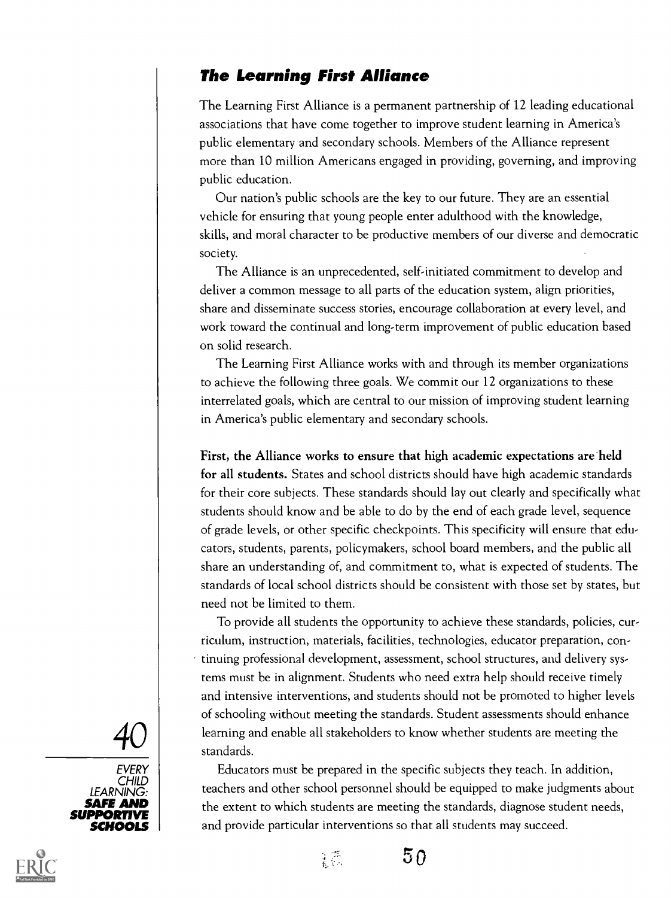## The Learning First Alliance

The Learning First Alliance is a permanent partnership of 12 leading educational associations that have come together to improve student learning in America's public elementary and secondary schools. Members of the Alliance represent more than 10 million Americans engaged in providing, governing, and improving public education.

Our nation's public schools are the key to our future. They are an essential vehicle for ensuring that young people enter adulthood with the knowledge, skills, and moral character to be productive members of our diverse and democratic society.

The Alliance is an unprecedented, self-initiated commitment to develop and deliver a common message to all parts of the education system, align priorities, share and disseminate success stories, encourage collaboration at every level, and work toward the continual and long-term improvement of public education based on solid research.

The Learning First Alliance works with and through its member organizations to achieve the following three goals. We commit our 12 organizations to these interrelated goals, which are central to our mission of improving student learning in America's public elementary and secondary schools.

**First, the Alliance works to ensure that high academic expectations are held for all students.** States and school districts should have high academic standards for their core subjects. These standards should lay out clearly and specifically what students should know and be able to do by the end of each grade level, sequence of grade levels, or other specific checkpoints. This specificity will ensure that educators, students, parents, policymakers, school board members, and the public all share an understanding of, and commitment to, what is expected of students. The standards of local school districts should be consistent with those set by states, but need not be limited to them.

To provide all students the opportunity to achieve these standards, policies, curriculum, instruction, materials, facilities, technologies, educator preparation, continuing professional development, assessment, school structures, and delivery systems must be in alignment. Students who need extra help should receive timely and intensive interventions, and students should not be promoted to higher levels of schooling without meeting the standards. Student assessments should enhance learning and enable all stakeholders to know whether students are meeting the standards.

Educators must be prepared in the specific subjects they teach. In addition, teachers and other school personnel should be equipped to make judgments about the extent to which students are meeting the standards, diagnose student needs, and provide particular interventions so that all students may succeed.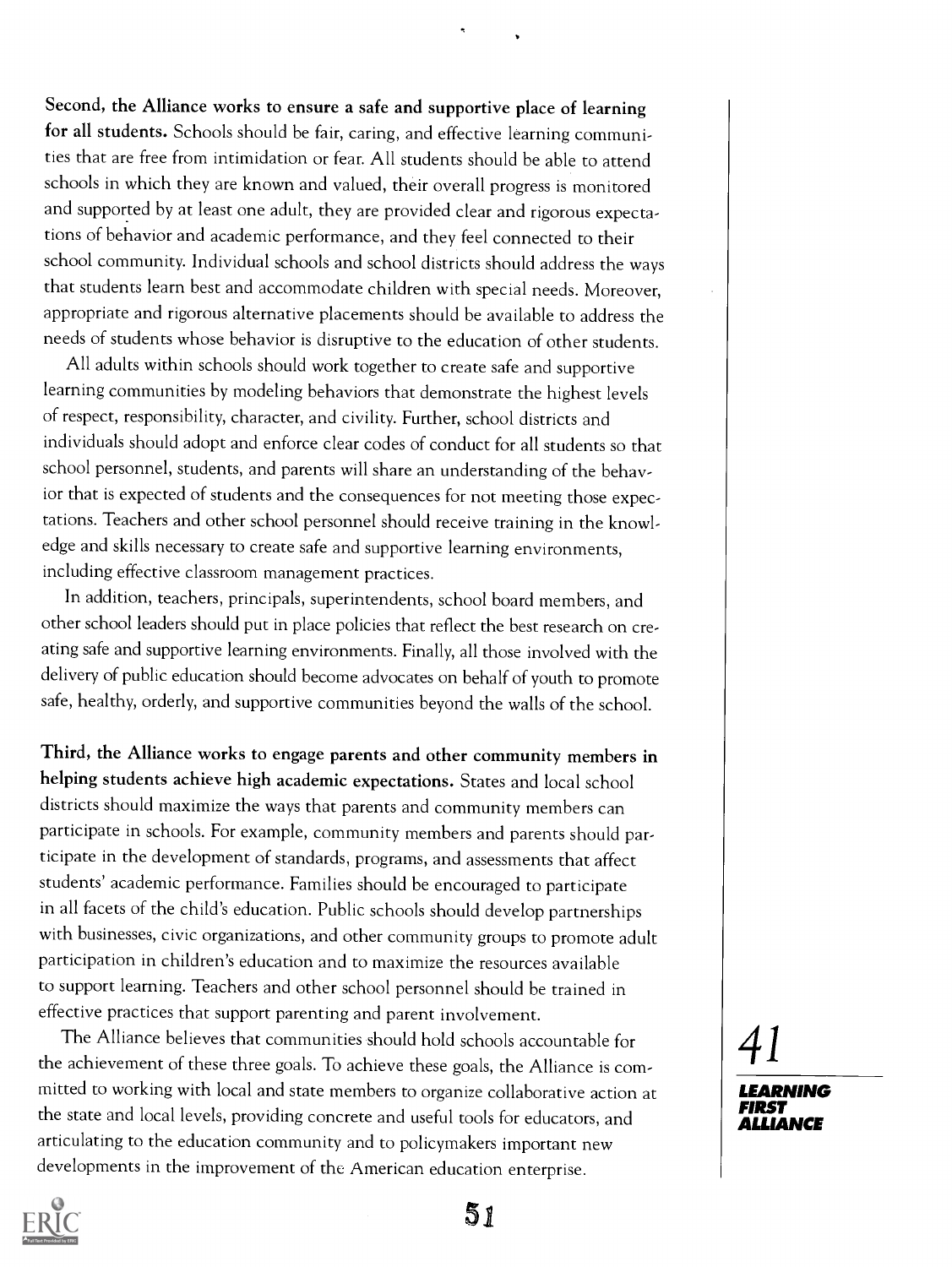**Second, the Alliance works to ensure a safe and supportive place of learning for all students.** Schools should be fair, caring, and effective learning communities that are free from intimidation or fear. All students should be able to attend schools in which they are known and valued, their overall progress is monitored and supported by at least one adult, they are provided clear and rigorous expectations of behavior and academic performance, and they feel connected to their school community. Individual schools and school districts should address the ways that students learn best and accommodate children with special needs. Moreover, appropriate and rigorous alternative placements should be available to address the needs of students whose behavior is disruptive to the education of other students.

All adults within schools should work together to create safe and supportive learning communities by modeling behaviors that demonstrate the highest levels of respect, responsibility, character, and civility. Further, school districts and individuals should adopt and enforce clear codes of conduct for all students so that school personnel, students, and parents will share an understanding of the behavior that is expected of students and the consequences for not meeting those expectations. Teachers and other school personnel should receive training in the knowledge and skills necessary to create safe and supportive learning environments, including effective classroom management practices.

In addition, teachers, principals, superintendents, school board members, and other school leaders should put in place policies that reflect the best research on creating safe and supportive learning environments. Finally, all those involved with the delivery of public education should become advocates on behalf of youth to promote safe, healthy, orderly, and supportive communities beyond the walls of the school.

**Third, the Alliance works to engage parents and other community members in helping students achieve high academic expectations.** States and local school districts should maximize the ways that parents and community members can participate in schools. For example, community members and parents should participate in the development of standards, programs, and assessments that affect students' academic performance. Families should be encouraged to participate in all facets of the child's education. Public schools should develop partnerships with businesses, civic organizations, and other community groups to promote adult participation in children's education and to maximize the resources available to support learning. Teachers and other school personnel should be trained in effective practices that support parenting and parent involvement.

The Alliance believes that communities should hold schools accountable for the achievement of these three goals. To achieve these goals, the Alliance is committed to working with local and state members to organize collaborative action at the state and local levels, providing concrete and useful tools for educators, and articulating to the education community and to policymakers important new developments in the improvement of the American education enterprise.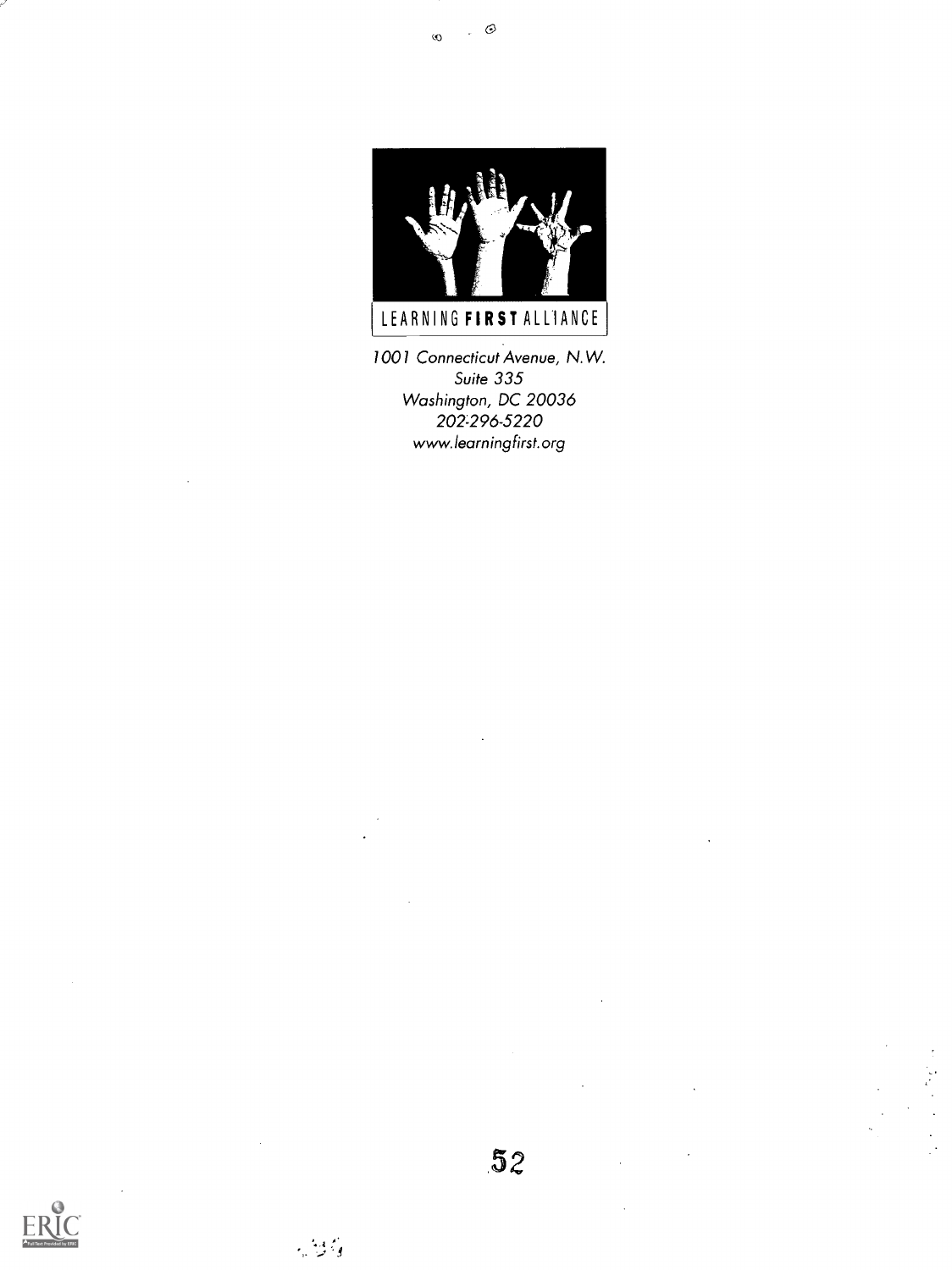LEARNING **FIRST** ALLIANCE

*1001 Connecticut Avenue, N.W.*
*Suite 335*
*Washington, DC 20036*
*202-296-5220*
*www.learningfirst.org*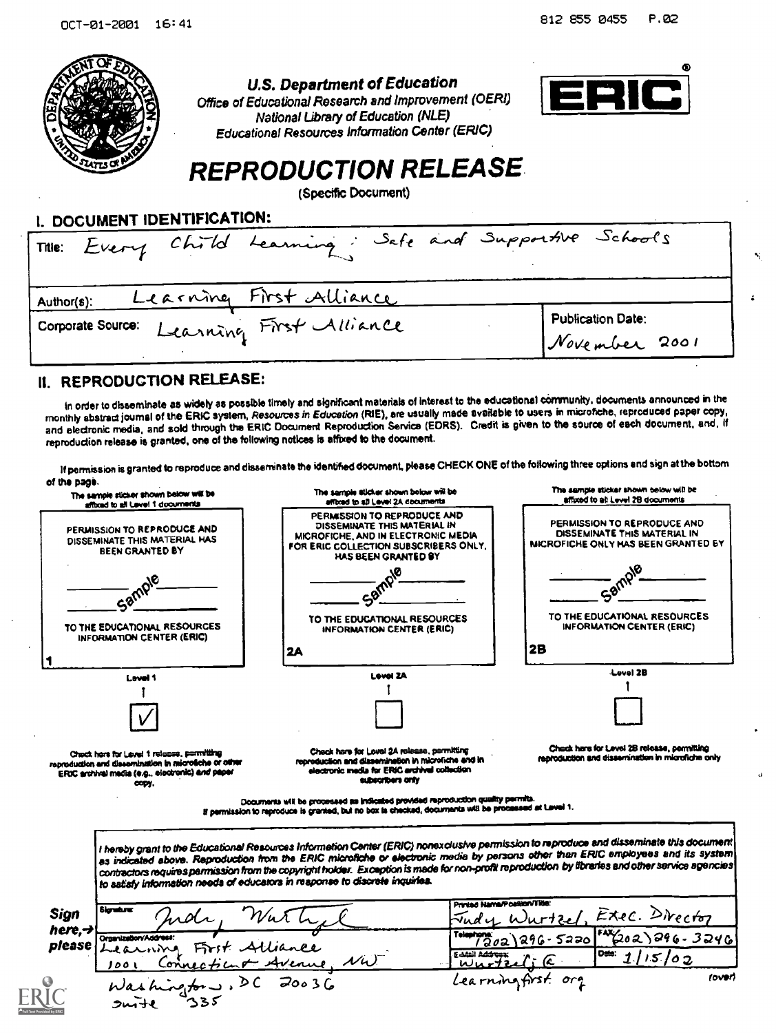U.S. Department of Education
Office of Educational Research and Improvement (OERI)
National Library of Education (NLE)
Educational Resources Information Center (ERIC)

ERIC®

# REPRODUCTION RELEASE

(Specific Document)

## I. DOCUMENT IDENTIFICATION:

Title: Every Child Learning: Safe and Supportive Schools

Author(s): Learning First Alliance

Corporate Source: Learning First Alliance

Publication Date: November 2001

## II. REPRODUCTION RELEASE:

In order to disseminate as widely as possible timely and significant materials of interest to the educational community, documents announced in the monthly abstract journal of the ERIC system, *Resources in Education* (RIE), are usually made available to users in microfiche, reproduced paper copy, and electronic media, and sold through the ERIC Document Reproduction Service (EDRS). Credit is given to the source of each document, and, if reproduction release is granted, one of the following notices is affixed to the document.

If permission is granted to reproduce and disseminate the identified document, please CHECK ONE of the following three options and sign at the bottom of the page.

| The sample sticker shown below will be affixed to all Level 1 documents | The sample sticker shown below will be affixed to all Level 2A documents | The sample sticker shown below will be affixed to all Level 2B documents |
|---|---|---|
| PERMISSION TO REPRODUCE AND DISSEMINATE THIS MATERIAL HAS BEEN GRANTED BY Sample TO THE EDUCATIONAL RESOURCES INFORMATION CENTER (ERIC) | PERMISSION TO REPRODUCE AND DISSEMINATE THIS MATERIAL IN MICROFICHE, AND IN ELECTRONIC MEDIA FOR ERIC COLLECTION SUBSCRIBERS ONLY, HAS BEEN GRANTED BY Sample TO THE EDUCATIONAL RESOURCES INFORMATION CENTER (ERIC) | PERMISSION TO REPRODUCE AND DISSEMINATE THIS MATERIAL IN MICROFICHE ONLY HAS BEEN GRANTED BY Sample TO THE EDUCATIONAL RESOURCES INFORMATION CENTER (ERIC) |
| 1 | 2A | 2B |
| Level 1 | Level 2A | Level 2B |
| ☑ | ☐ | ☐ |
| Check here for Level 1 release, permitting reproduction and dissemination in microfiche or other ERIC archival media (e.g., electronic) *and* paper copy. | Check here for Level 2A release, permitting reproduction and dissemination in microfiche and in electronic media for ERIC archival collection subscribers only | Check here for Level 2B release, permitting reproduction and dissemination in microfiche only |

Documents will be processed as indicated provided reproduction quality permits.
If permission to reproduce is granted, but no box is checked, documents will be processed at Level 1.

*I hereby grant to the Educational Resources Information Center (ERIC) nonexclusive permission to reproduce and disseminate this document as indicated above. Reproduction from the ERIC microfiche or electronic media by persons other than ERIC employees and its system contractors requires permission from the copyright holder. Exception is made for non-profit reproduction by libraries and other service agencies to satisfy information needs of educators in response to discrete inquiries.*

**Sign here, → please**

| Signature: Judy Wurtzel | Printed Name/Position/Title: Judy Wurtzel, Exec. Director | |
|---|---|---|
| Organization/Address: Learning First Alliance, 1001 Connecticut Avenue, NW, Washington, DC 20036, Suite 335 | Telephone: (202) 296-5220 | FAX: (202) 296-3246 |
| | E-Mail Address: Wurtzelj@learningfirst.org | Date: 1/15/02 |

(over)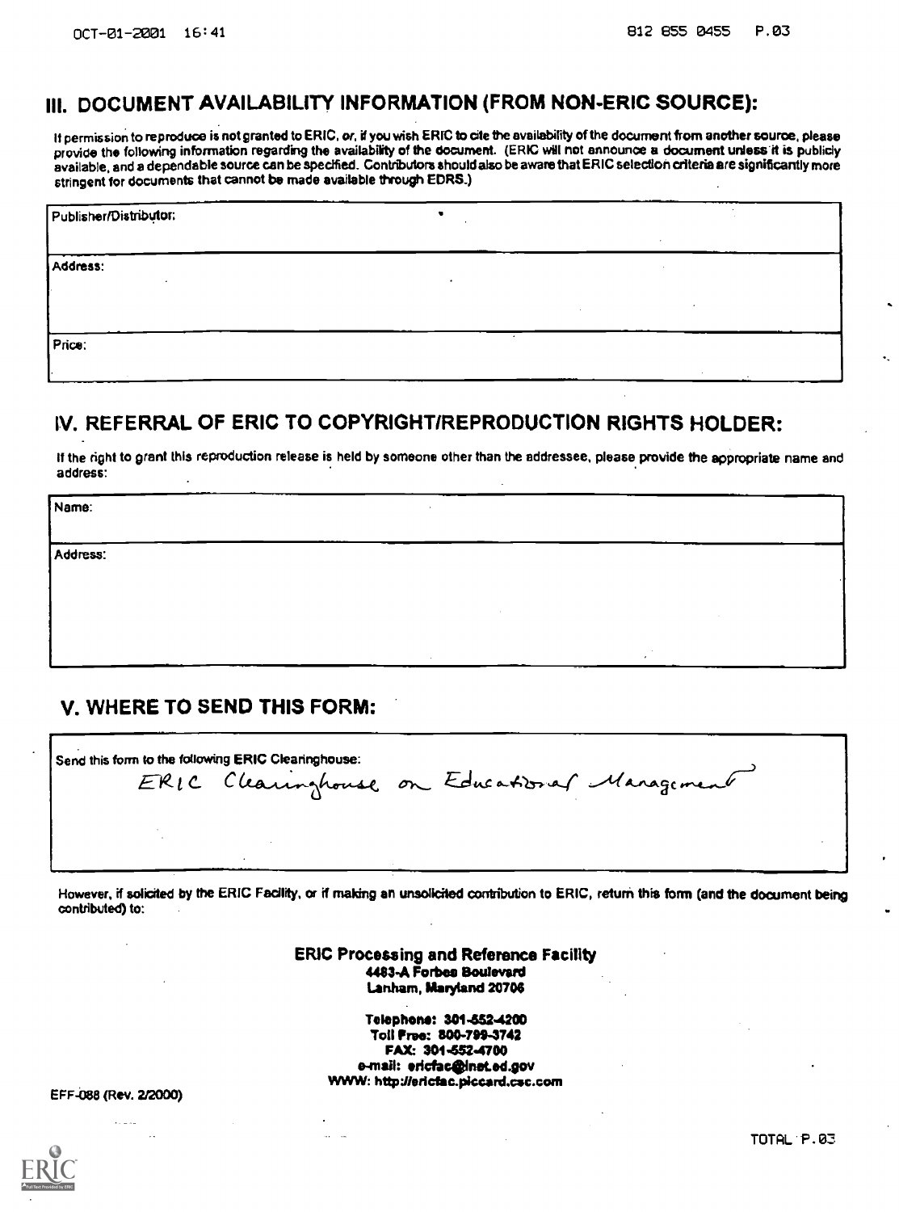## III. DOCUMENT AVAILABILITY INFORMATION (FROM NON-ERIC SOURCE):

If permission to reproduce is not granted to ERIC, *or*, if you wish ERIC to cite the availability of the document from another source, please provide the following information regarding the availability of the document. (ERIC will not announce a document unless it is publicly available, and a dependable source can be specified. Contributors should also be aware that ERIC selection criteria are significantly more stringent for documents that cannot be made available through EDRS.)

| |
|---|
| Publisher/Distributor: |
| Address: |
| Price: |

## IV. REFERRAL OF ERIC TO COPYRIGHT/REPRODUCTION RIGHTS HOLDER:

If the right to grant this reproduction release is held by someone other than the addressee, please provide the appropriate name and address:

| |
|---|
| Name: |
| Address: |

## V. WHERE TO SEND THIS FORM:

Send this form to the following ERIC Clearinghouse:
ERIC Clearinghouse on Educational Management

However, if solicited by the ERIC Facility, or if making an unsolicited contribution to ERIC, return this form (and the document being contributed) to:

**ERIC Processing and Reference Facility**
**4483-A Forbes Boulevard**
**Lanham, Maryland 20706**

**Telephone: 301-552-4200**
**Toll Free: 800-799-3742**
**FAX: 301-552-4700**
**e-mail: ericfac@inet.ed.gov**
**WWW: http://ericfac.piccard.csc.com**

EFF-088 (Rev. 2/2000)